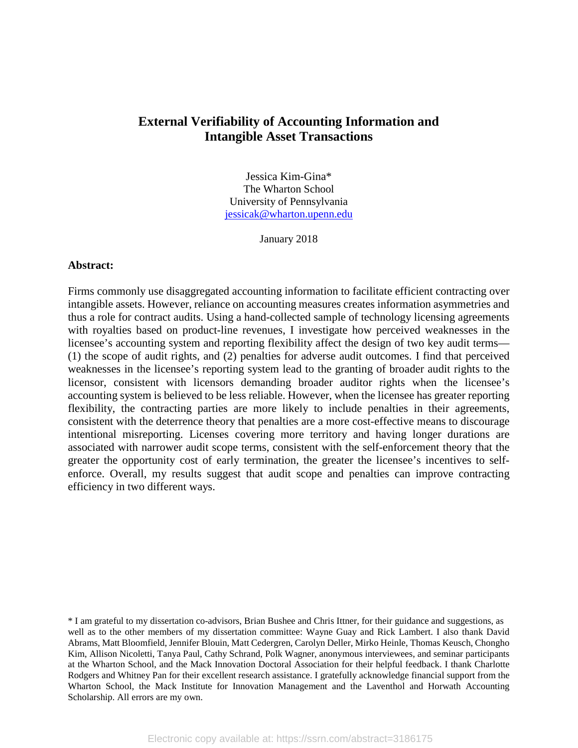# External Verifiability of Accounting Information and Intangible Asset Transactions

Jessica Kim-Gina*
The Wharton School
University of Pennsylvania
jessicak@wharton.upenn.edu

January 2018

**Abstract:**

Firms commonly use disaggregated accounting information to facilitate efficient contracting over intangible assets. However, reliance on accounting measures creates information asymmetries and thus a role for contract audits. Using a hand-collected sample of technology licensing agreements with royalties based on product-line revenues, I investigate how perceived weaknesses in the licensee's accounting system and reporting flexibility affect the design of two key audit terms—(1) the scope of audit rights, and (2) penalties for adverse audit outcomes. I find that perceived weaknesses in the licensee's reporting system lead to the granting of broader audit rights to the licensor, consistent with licensors demanding broader auditor rights when the licensee's accounting system is believed to be less reliable. However, when the licensee has greater reporting flexibility, the contracting parties are more likely to include penalties in their agreements, consistent with the deterrence theory that penalties are a more cost-effective means to discourage intentional misreporting. Licenses covering more territory and having longer durations are associated with narrower audit scope terms, consistent with the self-enforcement theory that the greater the opportunity cost of early termination, the greater the licensee's incentives to self-enforce. Overall, my results suggest that audit scope and penalties can improve contracting efficiency in two different ways.

\* I am grateful to my dissertation co-advisors, Brian Bushee and Chris Ittner, for their guidance and suggestions, as well as to the other members of my dissertation committee: Wayne Guay and Rick Lambert. I also thank David Abrams, Matt Bloomfield, Jennifer Blouin, Matt Cedergren, Carolyn Deller, Mirko Heinle, Thomas Keusch, Chongho Kim, Allison Nicoletti, Tanya Paul, Cathy Schrand, Polk Wagner, anonymous interviewees, and seminar participants at the Wharton School, and the Mack Innovation Doctoral Association for their helpful feedback. I thank Charlotte Rodgers and Whitney Pan for their excellent research assistance. I gratefully acknowledge financial support from the Wharton School, the Mack Institute for Innovation Management and the Laventhol and Horwath Accounting Scholarship. All errors are my own.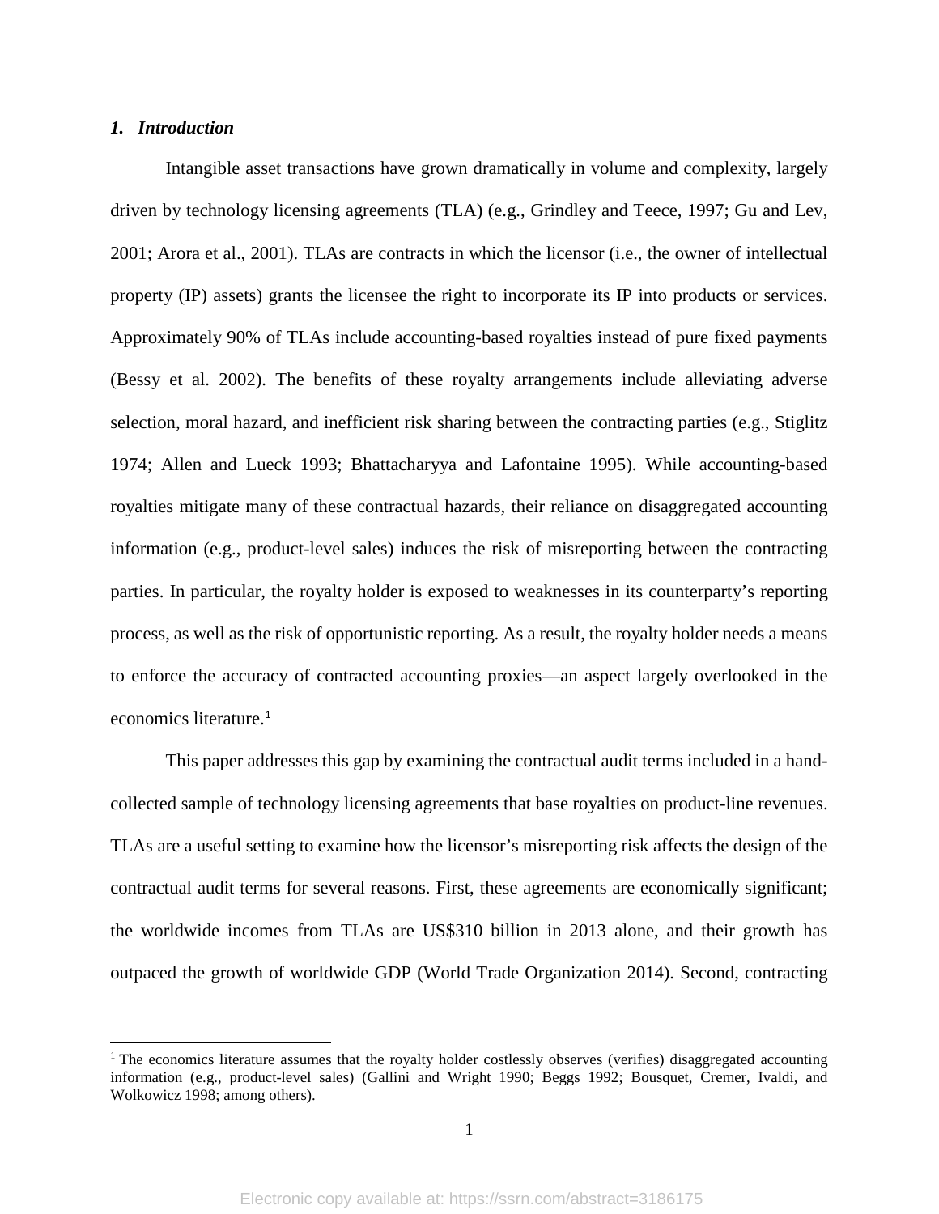## 1. Introduction

Intangible asset transactions have grown dramatically in volume and complexity, largely driven by technology licensing agreements (TLA) (e.g., Grindley and Teece, 1997; Gu and Lev, 2001; Arora et al., 2001). TLAs are contracts in which the licensor (i.e., the owner of intellectual property (IP) assets) grants the licensee the right to incorporate its IP into products or services. Approximately 90% of TLAs include accounting-based royalties instead of pure fixed payments (Bessy et al. 2002). The benefits of these royalty arrangements include alleviating adverse selection, moral hazard, and inefficient risk sharing between the contracting parties (e.g., Stiglitz 1974; Allen and Lueck 1993; Bhattacharyya and Lafontaine 1995). While accounting-based royalties mitigate many of these contractual hazards, their reliance on disaggregated accounting information (e.g., product-level sales) induces the risk of misreporting between the contracting parties. In particular, the royalty holder is exposed to weaknesses in its counterparty's reporting process, as well as the risk of opportunistic reporting. As a result, the royalty holder needs a means to enforce the accuracy of contracted accounting proxies—an aspect largely overlooked in the economics literature.[1]

This paper addresses this gap by examining the contractual audit terms included in a hand-collected sample of technology licensing agreements that base royalties on product-line revenues. TLAs are a useful setting to examine how the licensor's misreporting risk affects the design of the contractual audit terms for several reasons. First, these agreements are economically significant; the worldwide incomes from TLAs are US$310 billion in 2013 alone, and their growth has outpaced the growth of worldwide GDP (World Trade Organization 2014). Second, contracting

[1] The economics literature assumes that the royalty holder costlessly observes (verifies) disaggregated accounting information (e.g., product-level sales) (Gallini and Wright 1990; Beggs 1992; Bousquet, Cremer, Ivaldi, and Wolkowicz 1998; among others).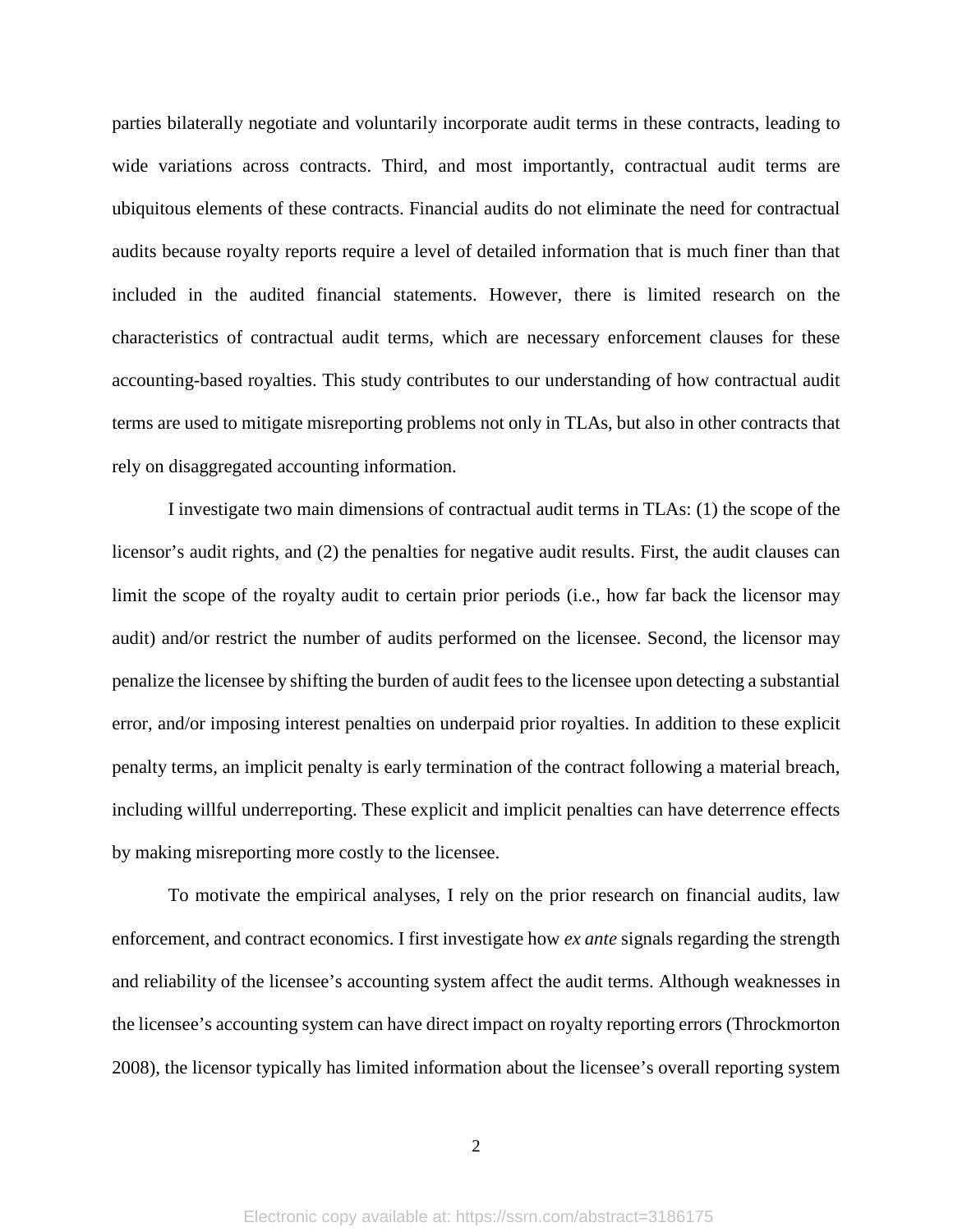parties bilaterally negotiate and voluntarily incorporate audit terms in these contracts, leading to wide variations across contracts. Third, and most importantly, contractual audit terms are ubiquitous elements of these contracts. Financial audits do not eliminate the need for contractual audits because royalty reports require a level of detailed information that is much finer than that included in the audited financial statements. However, there is limited research on the characteristics of contractual audit terms, which are necessary enforcement clauses for these accounting-based royalties. This study contributes to our understanding of how contractual audit terms are used to mitigate misreporting problems not only in TLAs, but also in other contracts that rely on disaggregated accounting information.

I investigate two main dimensions of contractual audit terms in TLAs: (1) the scope of the licensor's audit rights, and (2) the penalties for negative audit results. First, the audit clauses can limit the scope of the royalty audit to certain prior periods (i.e., how far back the licensor may audit) and/or restrict the number of audits performed on the licensee. Second, the licensor may penalize the licensee by shifting the burden of audit fees to the licensee upon detecting a substantial error, and/or imposing interest penalties on underpaid prior royalties. In addition to these explicit penalty terms, an implicit penalty is early termination of the contract following a material breach, including willful underreporting. These explicit and implicit penalties can have deterrence effects by making misreporting more costly to the licensee.

To motivate the empirical analyses, I rely on the prior research on financial audits, law enforcement, and contract economics. I first investigate how *ex ante* signals regarding the strength and reliability of the licensee's accounting system affect the audit terms. Although weaknesses in the licensee's accounting system can have direct impact on royalty reporting errors (Throckmorton 2008), the licensor typically has limited information about the licensee's overall reporting system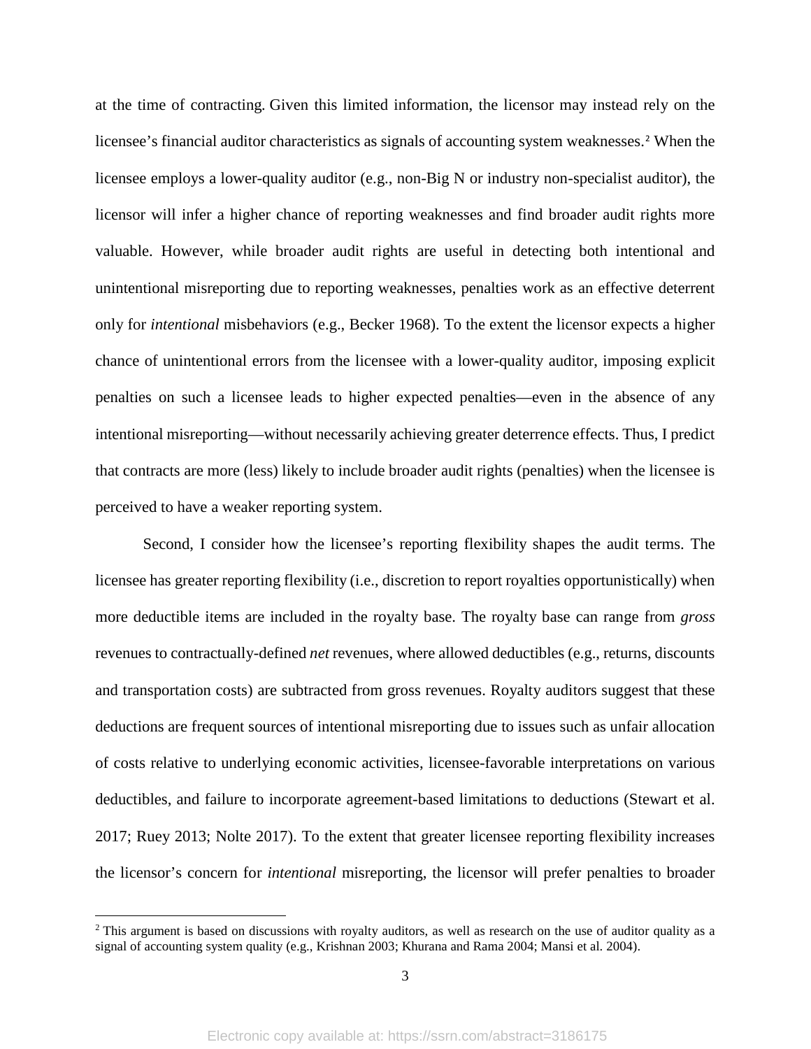at the time of contracting. Given this limited information, the licensor may instead rely on the licensee's financial auditor characteristics as signals of accounting system weaknesses.[2] When the licensee employs a lower-quality auditor (e.g., non-Big N or industry non-specialist auditor), the licensor will infer a higher chance of reporting weaknesses and find broader audit rights more valuable. However, while broader audit rights are useful in detecting both intentional and unintentional misreporting due to reporting weaknesses, penalties work as an effective deterrent only for *intentional* misbehaviors (e.g., Becker 1968). To the extent the licensor expects a higher chance of unintentional errors from the licensee with a lower-quality auditor, imposing explicit penalties on such a licensee leads to higher expected penalties—even in the absence of any intentional misreporting—without necessarily achieving greater deterrence effects. Thus, I predict that contracts are more (less) likely to include broader audit rights (penalties) when the licensee is perceived to have a weaker reporting system.

Second, I consider how the licensee's reporting flexibility shapes the audit terms. The licensee has greater reporting flexibility (i.e., discretion to report royalties opportunistically) when more deductible items are included in the royalty base. The royalty base can range from *gross* revenues to contractually-defined *net* revenues, where allowed deductibles (e.g., returns, discounts and transportation costs) are subtracted from gross revenues. Royalty auditors suggest that these deductions are frequent sources of intentional misreporting due to issues such as unfair allocation of costs relative to underlying economic activities, licensee-favorable interpretations on various deductibles, and failure to incorporate agreement-based limitations to deductions (Stewart et al. 2017; Ruey 2013; Nolte 2017). To the extent that greater licensee reporting flexibility increases the licensor's concern for *intentional* misreporting, the licensor will prefer penalties to broader

[2] This argument is based on discussions with royalty auditors, as well as research on the use of auditor quality as a signal of accounting system quality (e.g., Krishnan 2003; Khurana and Rama 2004; Mansi et al. 2004).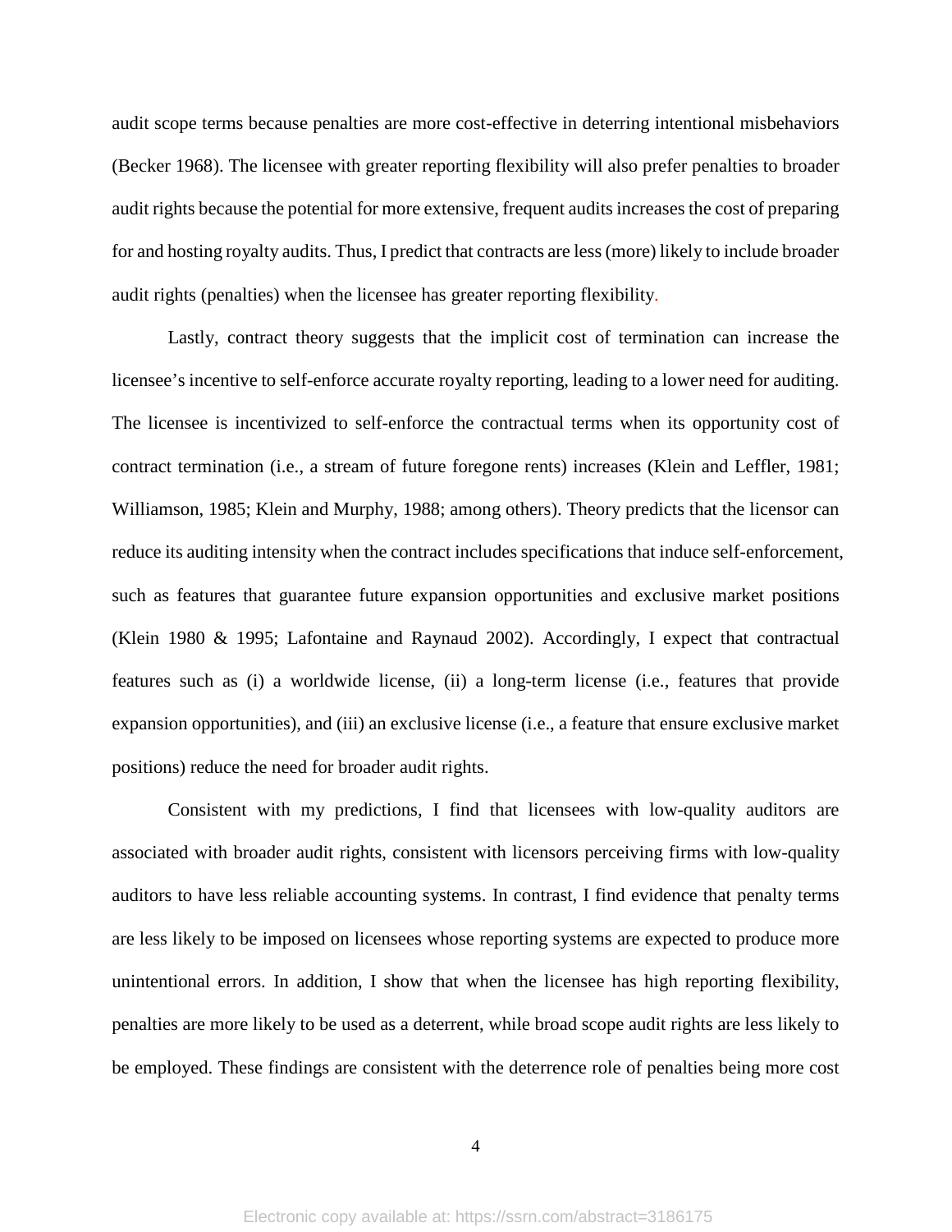audit scope terms because penalties are more cost-effective in deterring intentional misbehaviors (Becker 1968). The licensee with greater reporting flexibility will also prefer penalties to broader audit rights because the potential for more extensive, frequent audits increases the cost of preparing for and hosting royalty audits. Thus, I predict that contracts are less (more) likely to include broader audit rights (penalties) when the licensee has greater reporting flexibility.

Lastly, contract theory suggests that the implicit cost of termination can increase the licensee's incentive to self-enforce accurate royalty reporting, leading to a lower need for auditing. The licensee is incentivized to self-enforce the contractual terms when its opportunity cost of contract termination (i.e., a stream of future foregone rents) increases (Klein and Leffler, 1981; Williamson, 1985; Klein and Murphy, 1988; among others). Theory predicts that the licensor can reduce its auditing intensity when the contract includes specifications that induce self-enforcement, such as features that guarantee future expansion opportunities and exclusive market positions (Klein 1980 & 1995; Lafontaine and Raynaud 2002). Accordingly, I expect that contractual features such as (i) a worldwide license, (ii) a long-term license (i.e., features that provide expansion opportunities), and (iii) an exclusive license (i.e., a feature that ensure exclusive market positions) reduce the need for broader audit rights.

Consistent with my predictions, I find that licensees with low-quality auditors are associated with broader audit rights, consistent with licensors perceiving firms with low-quality auditors to have less reliable accounting systems. In contrast, I find evidence that penalty terms are less likely to be imposed on licensees whose reporting systems are expected to produce more unintentional errors. In addition, I show that when the licensee has high reporting flexibility, penalties are more likely to be used as a deterrent, while broad scope audit rights are less likely to be employed. These findings are consistent with the deterrence role of penalties being more cost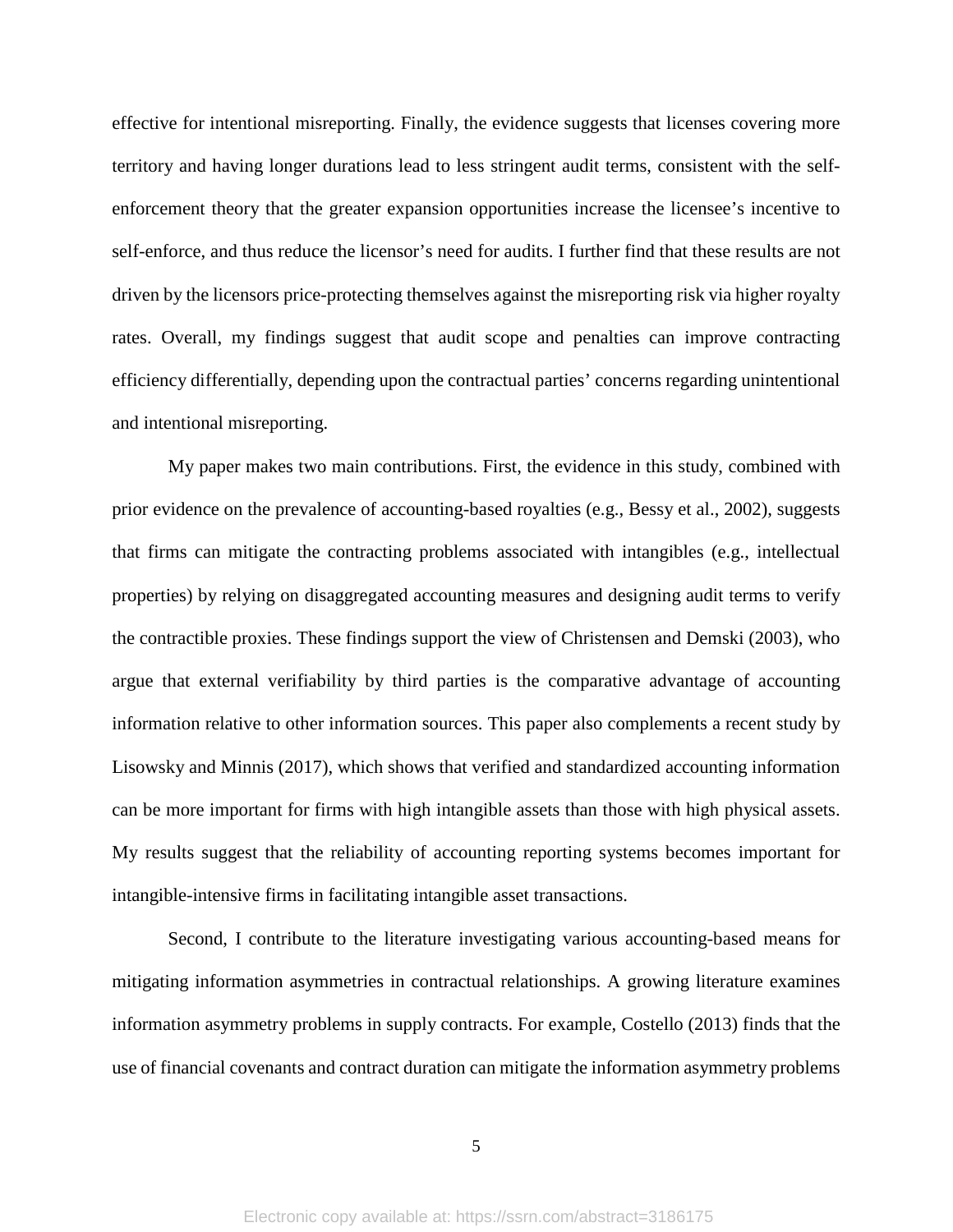effective for intentional misreporting. Finally, the evidence suggests that licenses covering more territory and having longer durations lead to less stringent audit terms, consistent with the self-enforcement theory that the greater expansion opportunities increase the licensee's incentive to self-enforce, and thus reduce the licensor's need for audits. I further find that these results are not driven by the licensors price-protecting themselves against the misreporting risk via higher royalty rates. Overall, my findings suggest that audit scope and penalties can improve contracting efficiency differentially, depending upon the contractual parties' concerns regarding unintentional and intentional misreporting.

My paper makes two main contributions. First, the evidence in this study, combined with prior evidence on the prevalence of accounting-based royalties (e.g., Bessy et al., 2002), suggests that firms can mitigate the contracting problems associated with intangibles (e.g., intellectual properties) by relying on disaggregated accounting measures and designing audit terms to verify the contractible proxies. These findings support the view of Christensen and Demski (2003), who argue that external verifiability by third parties is the comparative advantage of accounting information relative to other information sources. This paper also complements a recent study by Lisowsky and Minnis (2017), which shows that verified and standardized accounting information can be more important for firms with high intangible assets than those with high physical assets. My results suggest that the reliability of accounting reporting systems becomes important for intangible-intensive firms in facilitating intangible asset transactions.

Second, I contribute to the literature investigating various accounting-based means for mitigating information asymmetries in contractual relationships. A growing literature examines information asymmetry problems in supply contracts. For example, Costello (2013) finds that the use of financial covenants and contract duration can mitigate the information asymmetry problems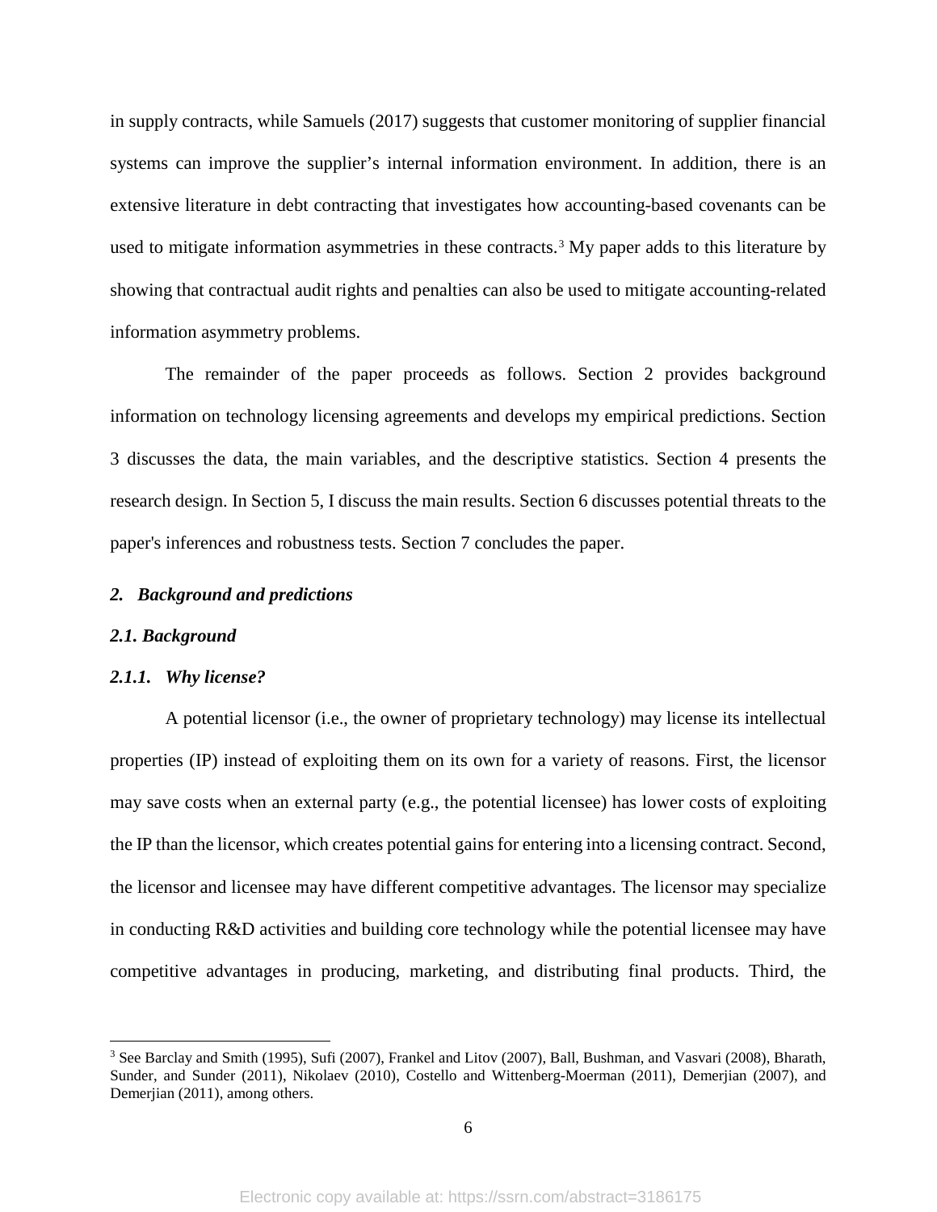in supply contracts, while Samuels (2017) suggests that customer monitoring of supplier financial systems can improve the supplier's internal information environment. In addition, there is an extensive literature in debt contracting that investigates how accounting-based covenants can be used to mitigate information asymmetries in these contracts.[3] My paper adds to this literature by showing that contractual audit rights and penalties can also be used to mitigate accounting-related information asymmetry problems.

The remainder of the paper proceeds as follows. Section 2 provides background information on technology licensing agreements and develops my empirical predictions. Section 3 discusses the data, the main variables, and the descriptive statistics. Section 4 presents the research design. In Section 5, I discuss the main results. Section 6 discusses potential threats to the paper's inferences and robustness tests. Section 7 concludes the paper.

## *2. Background and predictions*

### *2.1. Background*

#### *2.1.1. Why license?*

A potential licensor (i.e., the owner of proprietary technology) may license its intellectual properties (IP) instead of exploiting them on its own for a variety of reasons. First, the licensor may save costs when an external party (e.g., the potential licensee) has lower costs of exploiting the IP than the licensor, which creates potential gains for entering into a licensing contract. Second, the licensor and licensee may have different competitive advantages. The licensor may specialize in conducting R&D activities and building core technology while the potential licensee may have competitive advantages in producing, marketing, and distributing final products. Third, the

---

[3] See Barclay and Smith (1995), Sufi (2007), Frankel and Litov (2007), Ball, Bushman, and Vasvari (2008), Bharath, Sunder, and Sunder (2011), Nikolaev (2010), Costello and Wittenberg-Moerman (2011), Demerjian (2007), and Demerjian (2011), among others.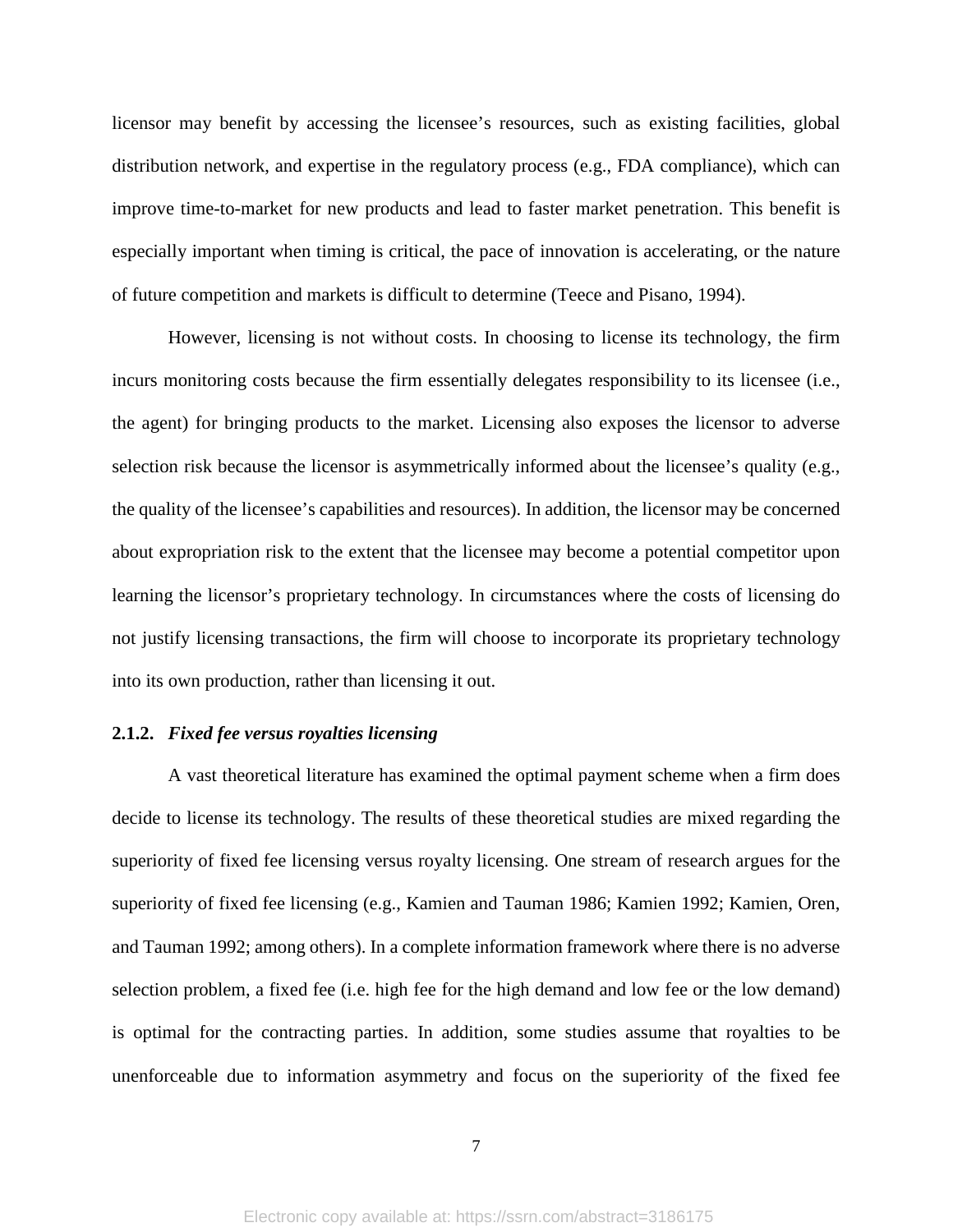licensor may benefit by accessing the licensee's resources, such as existing facilities, global distribution network, and expertise in the regulatory process (e.g., FDA compliance), which can improve time-to-market for new products and lead to faster market penetration. This benefit is especially important when timing is critical, the pace of innovation is accelerating, or the nature of future competition and markets is difficult to determine (Teece and Pisano, 1994).

However, licensing is not without costs. In choosing to license its technology, the firm incurs monitoring costs because the firm essentially delegates responsibility to its licensee (i.e., the agent) for bringing products to the market. Licensing also exposes the licensor to adverse selection risk because the licensor is asymmetrically informed about the licensee's quality (e.g., the quality of the licensee's capabilities and resources). In addition, the licensor may be concerned about expropriation risk to the extent that the licensee may become a potential competitor upon learning the licensor's proprietary technology. In circumstances where the costs of licensing do not justify licensing transactions, the firm will choose to incorporate its proprietary technology into its own production, rather than licensing it out.

### 2.1.2. *Fixed fee versus royalties licensing*

A vast theoretical literature has examined the optimal payment scheme when a firm does decide to license its technology. The results of these theoretical studies are mixed regarding the superiority of fixed fee licensing versus royalty licensing. One stream of research argues for the superiority of fixed fee licensing (e.g., Kamien and Tauman 1986; Kamien 1992; Kamien, Oren, and Tauman 1992; among others). In a complete information framework where there is no adverse selection problem, a fixed fee (i.e. high fee for the high demand and low fee or the low demand) is optimal for the contracting parties. In addition, some studies assume that royalties to be unenforceable due to information asymmetry and focus on the superiority of the fixed fee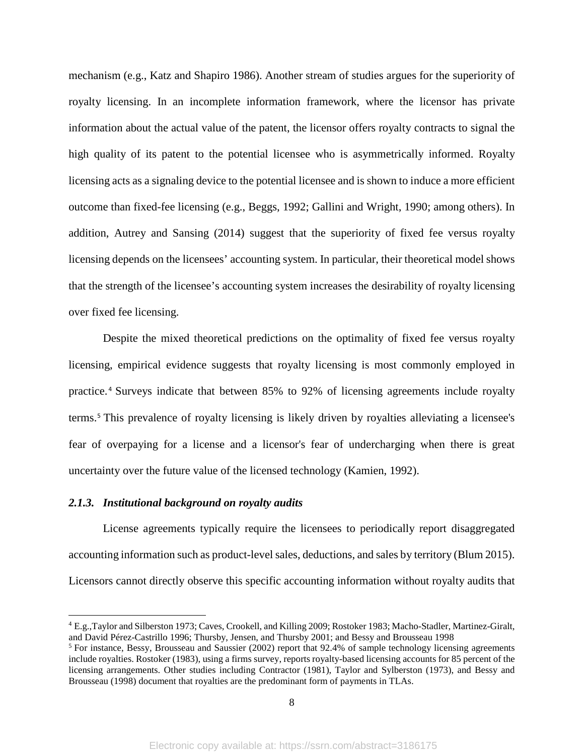mechanism (e.g., Katz and Shapiro 1986). Another stream of studies argues for the superiority of royalty licensing. In an incomplete information framework, where the licensor has private information about the actual value of the patent, the licensor offers royalty contracts to signal the high quality of its patent to the potential licensee who is asymmetrically informed. Royalty licensing acts as a signaling device to the potential licensee and is shown to induce a more efficient outcome than fixed-fee licensing (e.g., Beggs, 1992; Gallini and Wright, 1990; among others). In addition, Autrey and Sansing (2014) suggest that the superiority of fixed fee versus royalty licensing depends on the licensees' accounting system. In particular, their theoretical model shows that the strength of the licensee's accounting system increases the desirability of royalty licensing over fixed fee licensing.

Despite the mixed theoretical predictions on the optimality of fixed fee versus royalty licensing, empirical evidence suggests that royalty licensing is most commonly employed in practice.[4] Surveys indicate that between 85% to 92% of licensing agreements include royalty terms.[5] This prevalence of royalty licensing is likely driven by royalties alleviating a licensee's fear of overpaying for a license and a licensor's fear of undercharging when there is great uncertainty over the future value of the licensed technology (Kamien, 1992).

#### *2.1.3. Institutional background on royalty audits*

License agreements typically require the licensees to periodically report disaggregated accounting information such as product-level sales, deductions, and sales by territory (Blum 2015). Licensors cannot directly observe this specific accounting information without royalty audits that

---

[4] E.g.,Taylor and Silberston 1973; Caves, Crookell, and Killing 2009; Rostoker 1983; Macho-Stadler, Martinez-Giralt, and David Pérez-Castrillo 1996; Thursby, Jensen, and Thursby 2001; and Bessy and Brousseau 1998

[5] For instance, Bessy, Brousseau and Saussier (2002) report that 92.4% of sample technology licensing agreements include royalties. Rostoker (1983), using a firms survey, reports royalty-based licensing accounts for 85 percent of the licensing arrangements. Other studies including Contractor (1981), Taylor and Sylberston (1973), and Bessy and Brousseau (1998) document that royalties are the predominant form of payments in TLAs.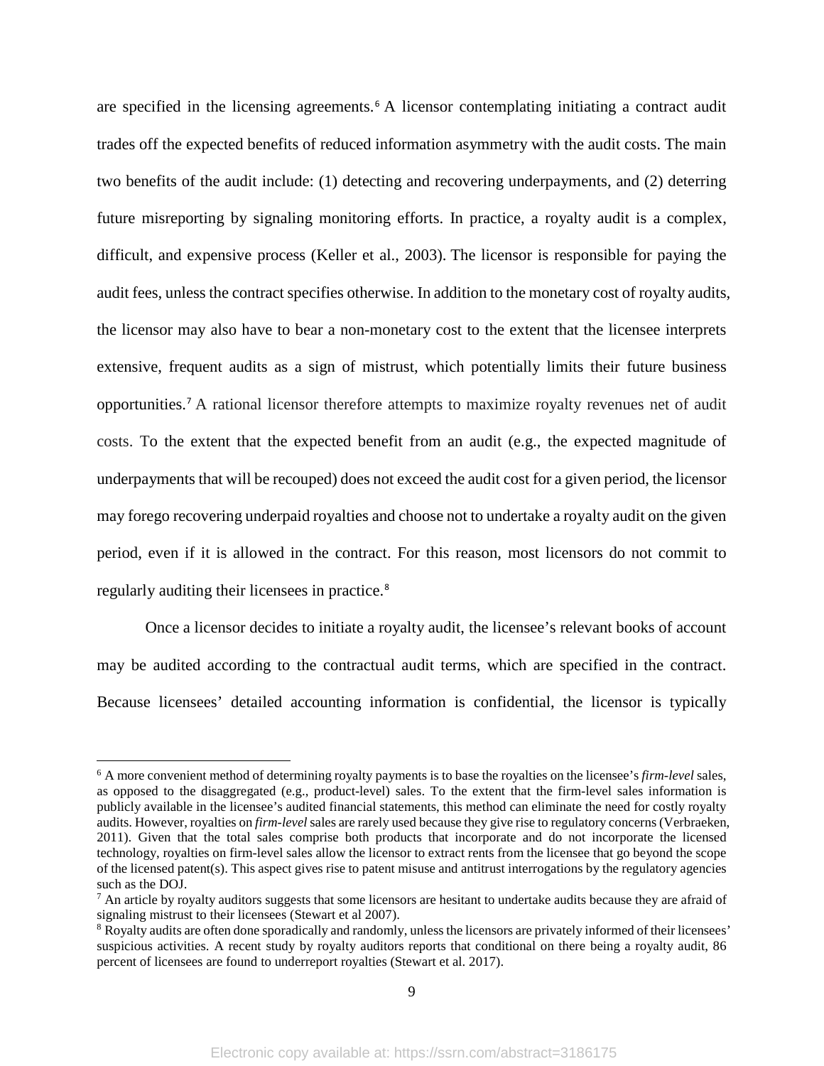are specified in the licensing agreements.[6] A licensor contemplating initiating a contract audit trades off the expected benefits of reduced information asymmetry with the audit costs. The main two benefits of the audit include: (1) detecting and recovering underpayments, and (2) deterring future misreporting by signaling monitoring efforts. In practice, a royalty audit is a complex, difficult, and expensive process (Keller et al., 2003). The licensor is responsible for paying the audit fees, unless the contract specifies otherwise. In addition to the monetary cost of royalty audits, the licensor may also have to bear a non-monetary cost to the extent that the licensee interprets extensive, frequent audits as a sign of mistrust, which potentially limits their future business opportunities.[7] A rational licensor therefore attempts to maximize royalty revenues net of audit costs. To the extent that the expected benefit from an audit (e.g., the expected magnitude of underpayments that will be recouped) does not exceed the audit cost for a given period, the licensor may forego recovering underpaid royalties and choose not to undertake a royalty audit on the given period, even if it is allowed in the contract. For this reason, most licensors do not commit to regularly auditing their licensees in practice.[8]

Once a licensor decides to initiate a royalty audit, the licensee's relevant books of account may be audited according to the contractual audit terms, which are specified in the contract. Because licensees' detailed accounting information is confidential, the licensor is typically

---

[6] A more convenient method of determining royalty payments is to base the royalties on the licensee's *firm-level* sales, as opposed to the disaggregated (e.g., product-level) sales. To the extent that the firm-level sales information is publicly available in the licensee's audited financial statements, this method can eliminate the need for costly royalty audits. However, royalties on *firm-level* sales are rarely used because they give rise to regulatory concerns (Verbraeken, 2011). Given that the total sales comprise both products that incorporate and do not incorporate the licensed technology, royalties on firm-level sales allow the licensor to extract rents from the licensee that go beyond the scope of the licensed patent(s). This aspect gives rise to patent misuse and antitrust interrogations by the regulatory agencies such as the DOJ.

[7] An article by royalty auditors suggests that some licensors are hesitant to undertake audits because they are afraid of signaling mistrust to their licensees (Stewart et al 2007).

[8] Royalty audits are often done sporadically and randomly, unless the licensors are privately informed of their licensees' suspicious activities. A recent study by royalty auditors reports that conditional on there being a royalty audit, 86 percent of licensees are found to underreport royalties (Stewart et al. 2017).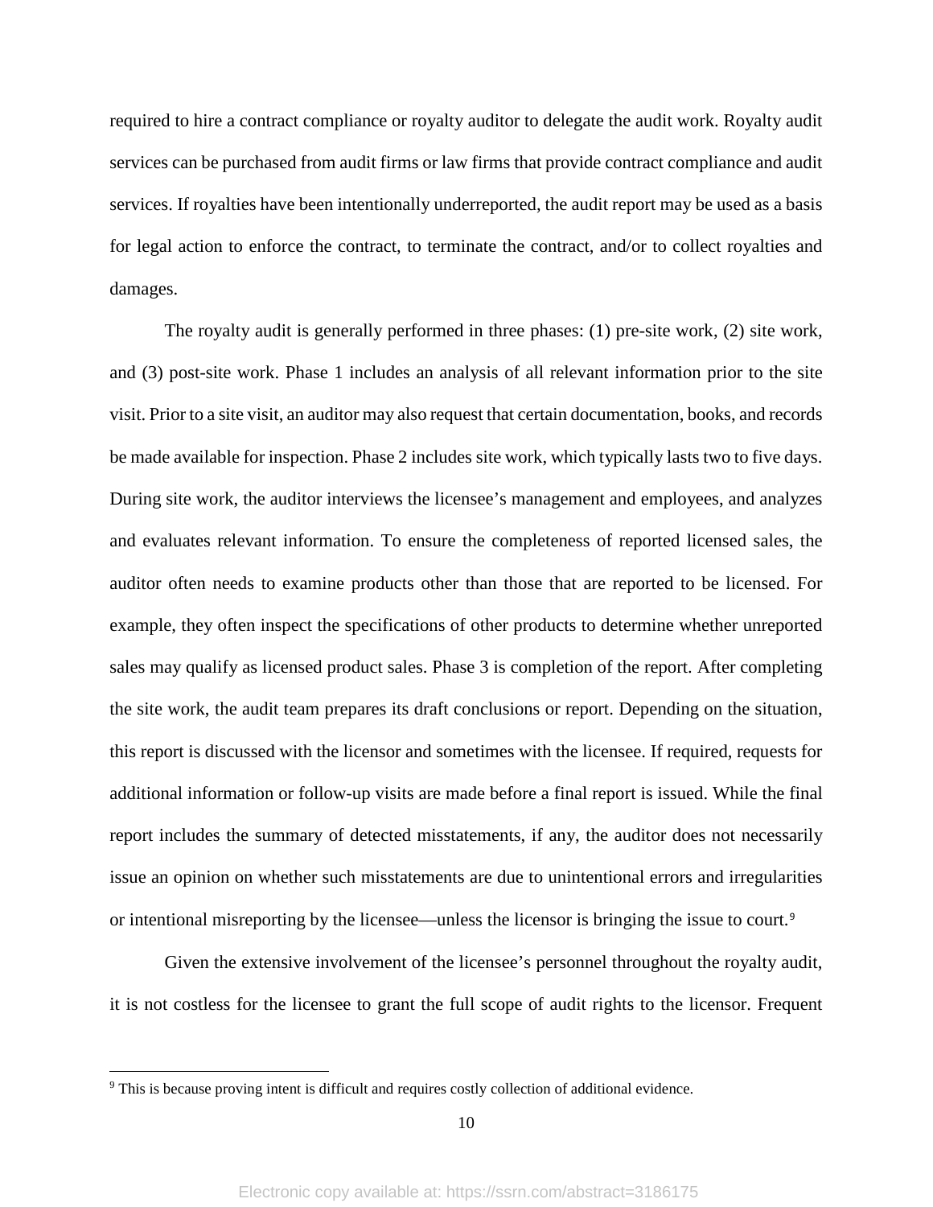required to hire a contract compliance or royalty auditor to delegate the audit work. Royalty audit services can be purchased from audit firms or law firms that provide contract compliance and audit services. If royalties have been intentionally underreported, the audit report may be used as a basis for legal action to enforce the contract, to terminate the contract, and/or to collect royalties and damages.

The royalty audit is generally performed in three phases: (1) pre-site work, (2) site work, and (3) post-site work. Phase 1 includes an analysis of all relevant information prior to the site visit. Prior to a site visit, an auditor may also request that certain documentation, books, and records be made available for inspection. Phase 2 includes site work, which typically lasts two to five days. During site work, the auditor interviews the licensee's management and employees, and analyzes and evaluates relevant information. To ensure the completeness of reported licensed sales, the auditor often needs to examine products other than those that are reported to be licensed. For example, they often inspect the specifications of other products to determine whether unreported sales may qualify as licensed product sales. Phase 3 is completion of the report. After completing the site work, the audit team prepares its draft conclusions or report. Depending on the situation, this report is discussed with the licensor and sometimes with the licensee. If required, requests for additional information or follow-up visits are made before a final report is issued. While the final report includes the summary of detected misstatements, if any, the auditor does not necessarily issue an opinion on whether such misstatements are due to unintentional errors and irregularities or intentional misreporting by the licensee—unless the licensor is bringing the issue to court.[9]

Given the extensive involvement of the licensee's personnel throughout the royalty audit, it is not costless for the licensee to grant the full scope of audit rights to the licensor. Frequent

[9] This is because proving intent is difficult and requires costly collection of additional evidence.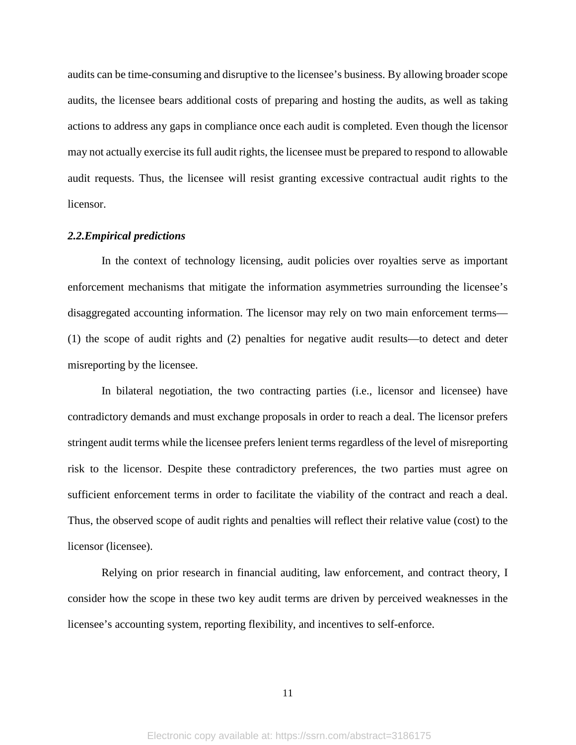audits can be time-consuming and disruptive to the licensee's business. By allowing broader scope audits, the licensee bears additional costs of preparing and hosting the audits, as well as taking actions to address any gaps in compliance once each audit is completed. Even though the licensor may not actually exercise its full audit rights, the licensee must be prepared to respond to allowable audit requests. Thus, the licensee will resist granting excessive contractual audit rights to the licensor.

### *2.2.Empirical predictions*

In the context of technology licensing, audit policies over royalties serve as important enforcement mechanisms that mitigate the information asymmetries surrounding the licensee's disaggregated accounting information. The licensor may rely on two main enforcement terms—(1) the scope of audit rights and (2) penalties for negative audit results—to detect and deter misreporting by the licensee.

In bilateral negotiation, the two contracting parties (i.e., licensor and licensee) have contradictory demands and must exchange proposals in order to reach a deal. The licensor prefers stringent audit terms while the licensee prefers lenient terms regardless of the level of misreporting risk to the licensor. Despite these contradictory preferences, the two parties must agree on sufficient enforcement terms in order to facilitate the viability of the contract and reach a deal. Thus, the observed scope of audit rights and penalties will reflect their relative value (cost) to the licensor (licensee).

Relying on prior research in financial auditing, law enforcement, and contract theory, I consider how the scope in these two key audit terms are driven by perceived weaknesses in the licensee's accounting system, reporting flexibility, and incentives to self-enforce.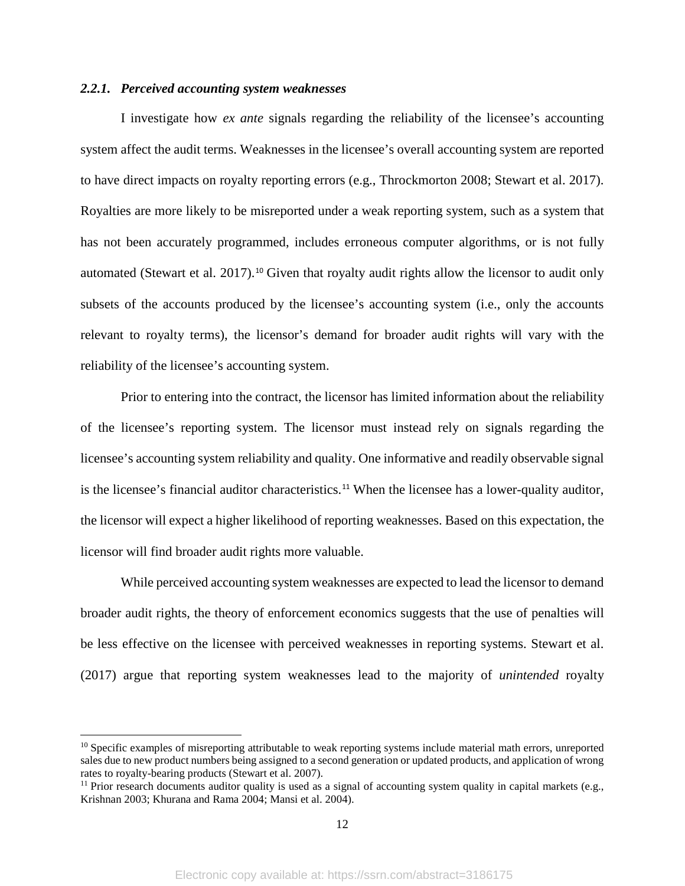#### 2.2.1. *Perceived accounting system weaknesses*

I investigate how *ex ante* signals regarding the reliability of the licensee's accounting system affect the audit terms. Weaknesses in the licensee's overall accounting system are reported to have direct impacts on royalty reporting errors (e.g., Throckmorton 2008; Stewart et al. 2017). Royalties are more likely to be misreported under a weak reporting system, such as a system that has not been accurately programmed, includes erroneous computer algorithms, or is not fully automated (Stewart et al. 2017).[10] Given that royalty audit rights allow the licensor to audit only subsets of the accounts produced by the licensee's accounting system (i.e., only the accounts relevant to royalty terms), the licensor's demand for broader audit rights will vary with the reliability of the licensee's accounting system.

Prior to entering into the contract, the licensor has limited information about the reliability of the licensee's reporting system. The licensor must instead rely on signals regarding the licensee's accounting system reliability and quality. One informative and readily observable signal is the licensee's financial auditor characteristics.[11] When the licensee has a lower-quality auditor, the licensor will expect a higher likelihood of reporting weaknesses. Based on this expectation, the licensor will find broader audit rights more valuable.

While perceived accounting system weaknesses are expected to lead the licensor to demand broader audit rights, the theory of enforcement economics suggests that the use of penalties will be less effective on the licensee with perceived weaknesses in reporting systems. Stewart et al. (2017) argue that reporting system weaknesses lead to the majority of *unintended* royalty

---

[10] Specific examples of misreporting attributable to weak reporting systems include material math errors, unreported sales due to new product numbers being assigned to a second generation or updated products, and application of wrong rates to royalty-bearing products (Stewart et al. 2007).

[11] Prior research documents auditor quality is used as a signal of accounting system quality in capital markets (e.g., Krishnan 2003; Khurana and Rama 2004; Mansi et al. 2004).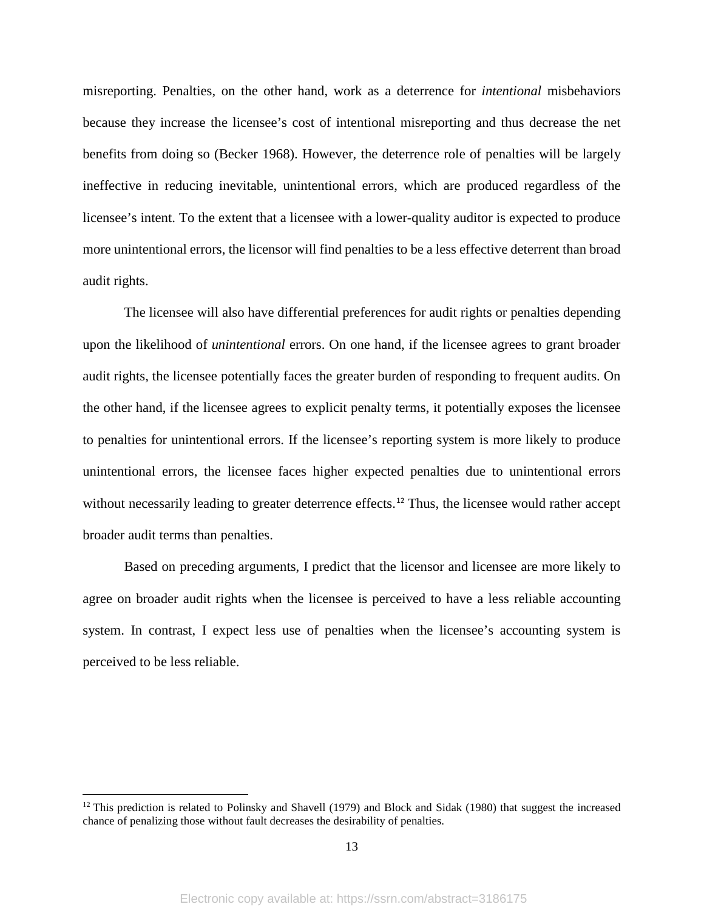misreporting. Penalties, on the other hand, work as a deterrence for *intentional* misbehaviors because they increase the licensee's cost of intentional misreporting and thus decrease the net benefits from doing so (Becker 1968). However, the deterrence role of penalties will be largely ineffective in reducing inevitable, unintentional errors, which are produced regardless of the licensee's intent. To the extent that a licensee with a lower-quality auditor is expected to produce more unintentional errors, the licensor will find penalties to be a less effective deterrent than broad audit rights.

The licensee will also have differential preferences for audit rights or penalties depending upon the likelihood of *unintentional* errors. On one hand, if the licensee agrees to grant broader audit rights, the licensee potentially faces the greater burden of responding to frequent audits. On the other hand, if the licensee agrees to explicit penalty terms, it potentially exposes the licensee to penalties for unintentional errors. If the licensee's reporting system is more likely to produce unintentional errors, the licensee faces higher expected penalties due to unintentional errors without necessarily leading to greater deterrence effects.[12] Thus, the licensee would rather accept broader audit terms than penalties.

Based on preceding arguments, I predict that the licensor and licensee are more likely to agree on broader audit rights when the licensee is perceived to have a less reliable accounting system. In contrast, I expect less use of penalties when the licensee's accounting system is perceived to be less reliable.

---

[12] This prediction is related to Polinsky and Shavell (1979) and Block and Sidak (1980) that suggest the increased chance of penalizing those without fault decreases the desirability of penalties.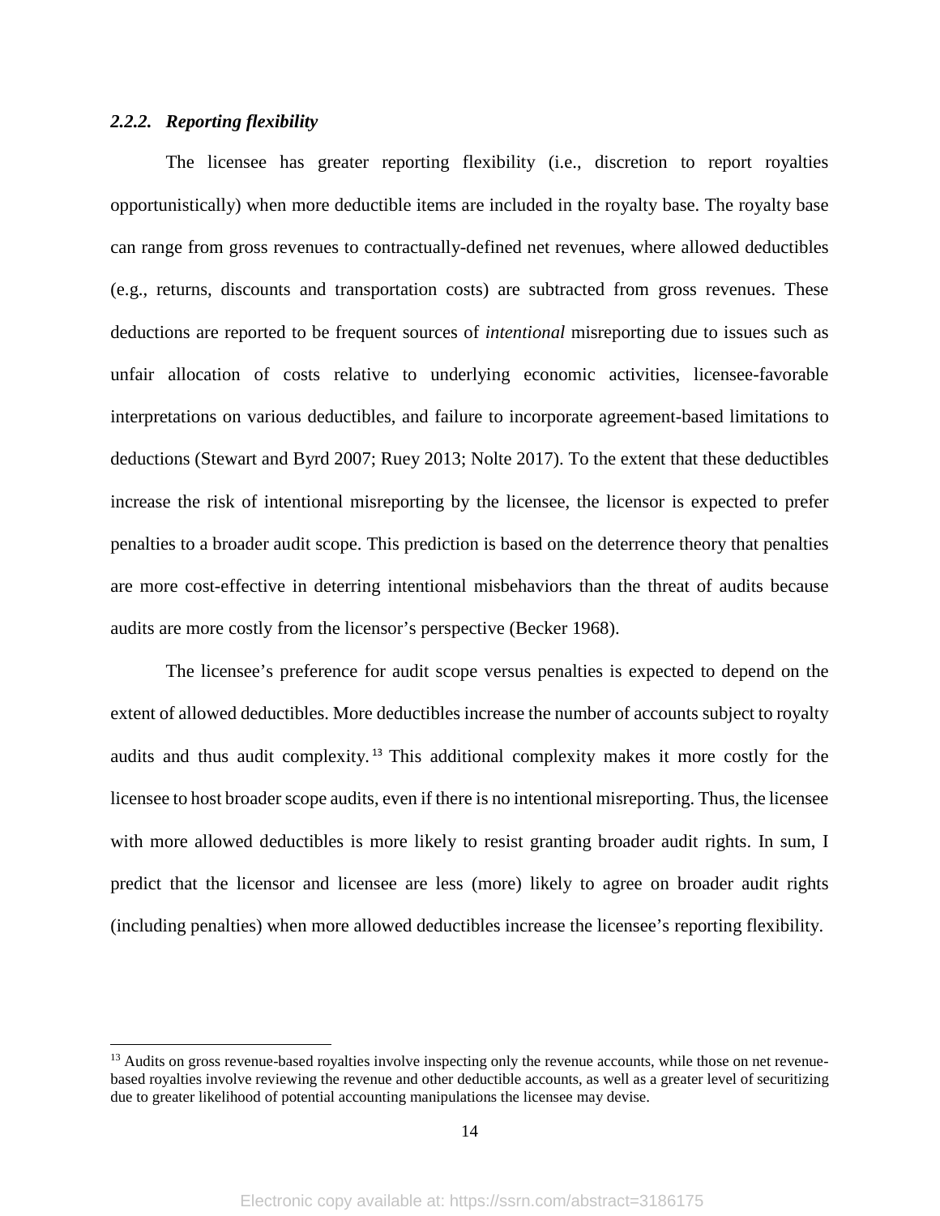#### *2.2.2. Reporting flexibility*

The licensee has greater reporting flexibility (i.e., discretion to report royalties opportunistically) when more deductible items are included in the royalty base. The royalty base can range from gross revenues to contractually-defined net revenues, where allowed deductibles (e.g., returns, discounts and transportation costs) are subtracted from gross revenues. These deductions are reported to be frequent sources of *intentional* misreporting due to issues such as unfair allocation of costs relative to underlying economic activities, licensee-favorable interpretations on various deductibles, and failure to incorporate agreement-based limitations to deductions (Stewart and Byrd 2007; Ruey 2013; Nolte 2017). To the extent that these deductibles increase the risk of intentional misreporting by the licensee, the licensor is expected to prefer penalties to a broader audit scope. This prediction is based on the deterrence theory that penalties are more cost-effective in deterring intentional misbehaviors than the threat of audits because audits are more costly from the licensor's perspective (Becker 1968).

The licensee's preference for audit scope versus penalties is expected to depend on the extent of allowed deductibles. More deductibles increase the number of accounts subject to royalty audits and thus audit complexity.[13] This additional complexity makes it more costly for the licensee to host broader scope audits, even if there is no intentional misreporting. Thus, the licensee with more allowed deductibles is more likely to resist granting broader audit rights. In sum, I predict that the licensor and licensee are less (more) likely to agree on broader audit rights (including penalties) when more allowed deductibles increase the licensee's reporting flexibility.

---

[13] Audits on gross revenue-based royalties involve inspecting only the revenue accounts, while those on net revenue-based royalties involve reviewing the revenue and other deductible accounts, as well as a greater level of securitizing due to greater likelihood of potential accounting manipulations the licensee may devise.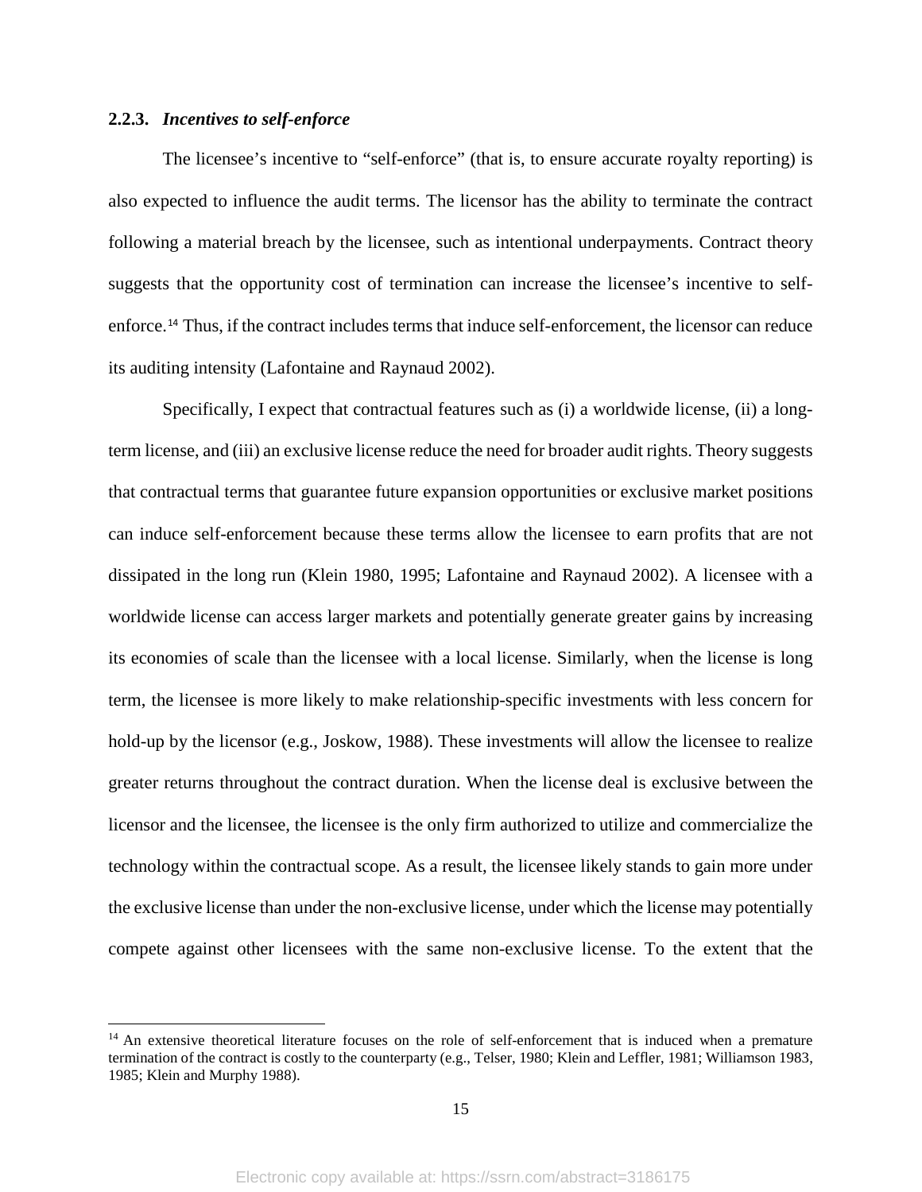### 2.2.3. *Incentives to self-enforce*

The licensee's incentive to "self-enforce" (that is, to ensure accurate royalty reporting) is also expected to influence the audit terms. The licensor has the ability to terminate the contract following a material breach by the licensee, such as intentional underpayments. Contract theory suggests that the opportunity cost of termination can increase the licensee's incentive to self-enforce.[14] Thus, if the contract includes terms that induce self-enforcement, the licensor can reduce its auditing intensity (Lafontaine and Raynaud 2002).

Specifically, I expect that contractual features such as (i) a worldwide license, (ii) a long-term license, and (iii) an exclusive license reduce the need for broader audit rights. Theory suggests that contractual terms that guarantee future expansion opportunities or exclusive market positions can induce self-enforcement because these terms allow the licensee to earn profits that are not dissipated in the long run (Klein 1980, 1995; Lafontaine and Raynaud 2002). A licensee with a worldwide license can access larger markets and potentially generate greater gains by increasing its economies of scale than the licensee with a local license. Similarly, when the license is long term, the licensee is more likely to make relationship-specific investments with less concern for hold-up by the licensor (e.g., Joskow, 1988). These investments will allow the licensee to realize greater returns throughout the contract duration. When the license deal is exclusive between the licensor and the licensee, the licensee is the only firm authorized to utilize and commercialize the technology within the contractual scope. As a result, the licensee likely stands to gain more under the exclusive license than under the non-exclusive license, under which the license may potentially compete against other licensees with the same non-exclusive license. To the extent that the

[14] An extensive theoretical literature focuses on the role of self-enforcement that is induced when a premature termination of the contract is costly to the counterparty (e.g., Telser, 1980; Klein and Leffler, 1981; Williamson 1983, 1985; Klein and Murphy 1988).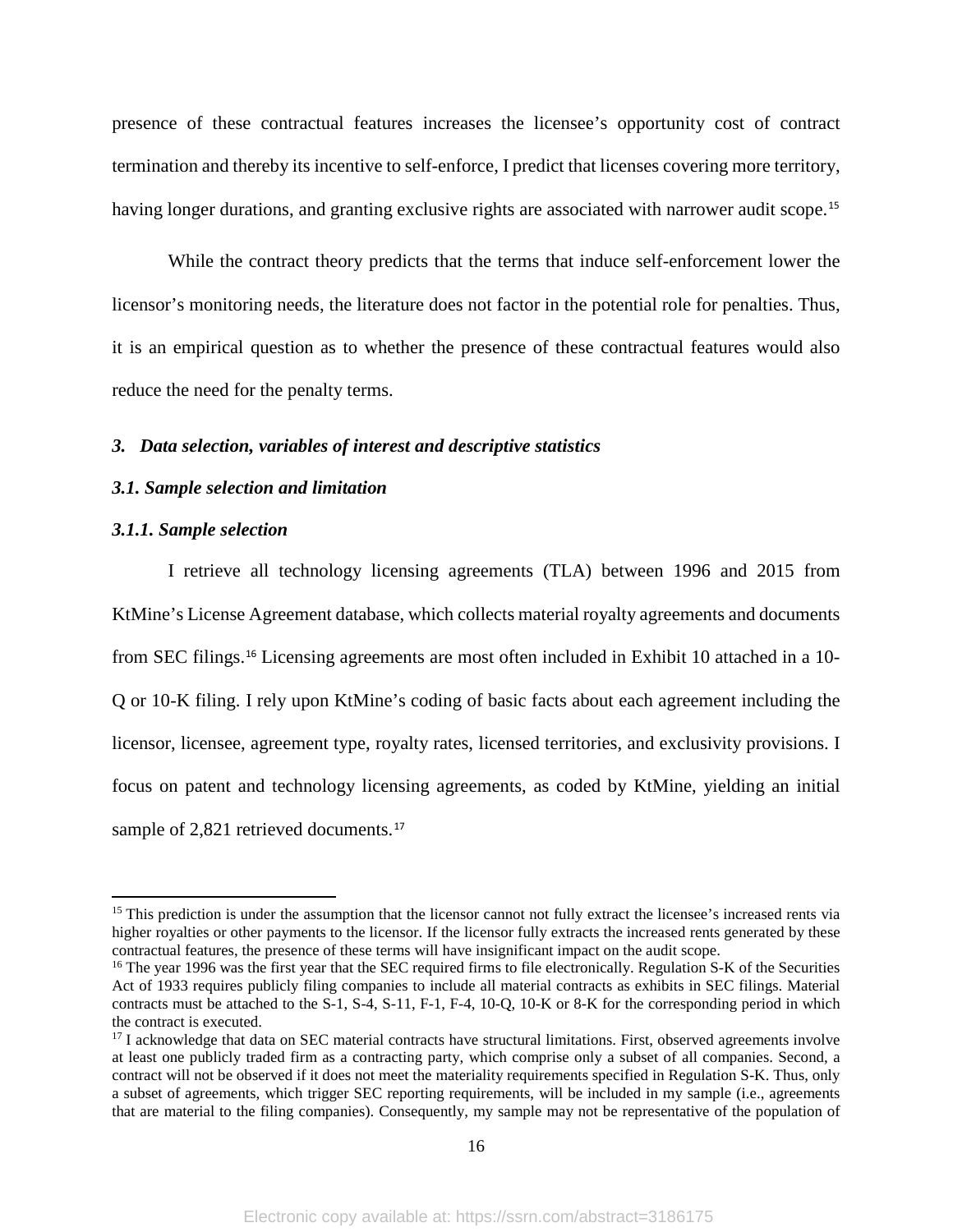presence of these contractual features increases the licensee's opportunity cost of contract termination and thereby its incentive to self-enforce, I predict that licenses covering more territory, having longer durations, and granting exclusive rights are associated with narrower audit scope.[15]

While the contract theory predicts that the terms that induce self-enforcement lower the licensor's monitoring needs, the literature does not factor in the potential role for penalties. Thus, it is an empirical question as to whether the presence of these contractual features would also reduce the need for the penalty terms.

### *3. Data selection, variables of interest and descriptive statistics*

### *3.1. Sample selection and limitation*

#### *3.1.1. Sample selection*

I retrieve all technology licensing agreements (TLA) between 1996 and 2015 from KtMine's License Agreement database, which collects material royalty agreements and documents from SEC filings.[16] Licensing agreements are most often included in Exhibit 10 attached in a 10-Q or 10-K filing. I rely upon KtMine's coding of basic facts about each agreement including the licensor, licensee, agreement type, royalty rates, licensed territories, and exclusivity provisions. I focus on patent and technology licensing agreements, as coded by KtMine, yielding an initial sample of 2,821 retrieved documents.[17]

---

[15] This prediction is under the assumption that the licensor cannot not fully extract the licensee's increased rents via higher royalties or other payments to the licensor. If the licensor fully extracts the increased rents generated by these contractual features, the presence of these terms will have insignificant impact on the audit scope.

[16] The year 1996 was the first year that the SEC required firms to file electronically. Regulation S-K of the Securities Act of 1933 requires publicly filing companies to include all material contracts as exhibits in SEC filings. Material contracts must be attached to the S-1, S-4, S-11, F-1, F-4, 10-Q, 10-K or 8-K for the corresponding period in which the contract is executed.

[17] I acknowledge that data on SEC material contracts have structural limitations. First, observed agreements involve at least one publicly traded firm as a contracting party, which comprise only a subset of all companies. Second, a contract will not be observed if it does not meet the materiality requirements specified in Regulation S-K. Thus, only a subset of agreements, which trigger SEC reporting requirements, will be included in my sample (i.e., agreements that are material to the filing companies). Consequently, my sample may not be representative of the population of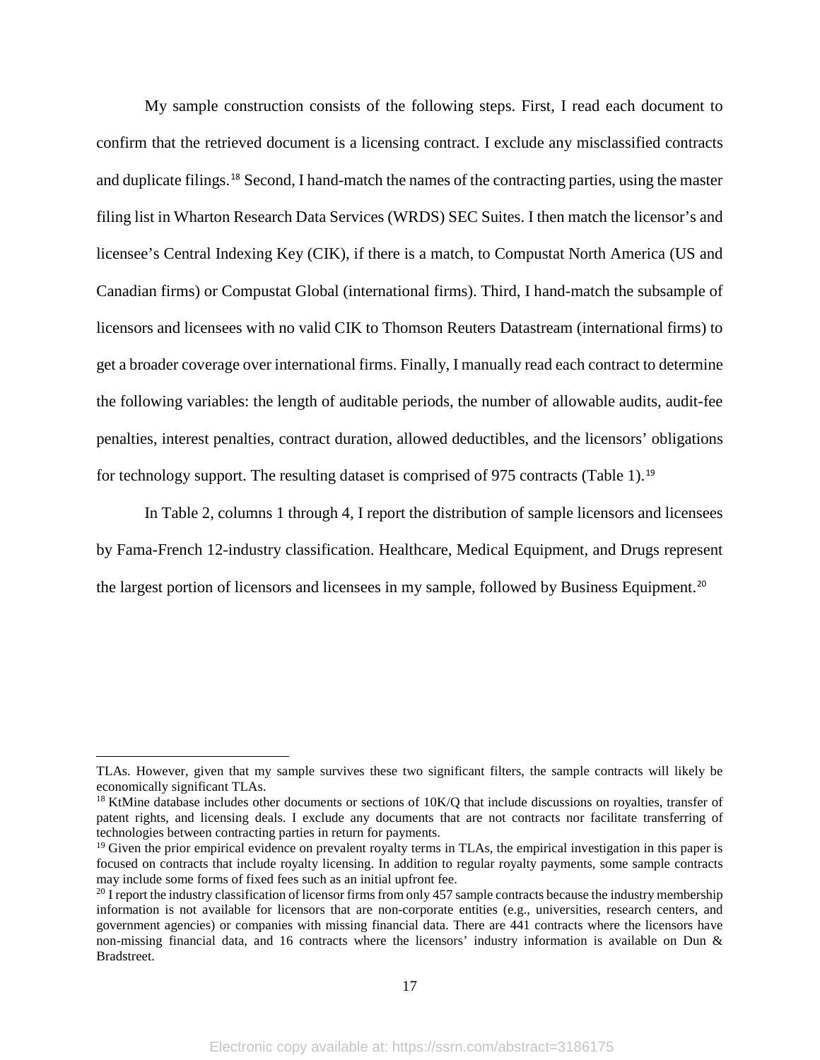My sample construction consists of the following steps. First, I read each document to confirm that the retrieved document is a licensing contract. I exclude any misclassified contracts and duplicate filings.[18] Second, I hand-match the names of the contracting parties, using the master filing list in Wharton Research Data Services (WRDS) SEC Suites. I then match the licensor's and licensee's Central Indexing Key (CIK), if there is a match, to Compustat North America (US and Canadian firms) or Compustat Global (international firms). Third, I hand-match the subsample of licensors and licensees with no valid CIK to Thomson Reuters Datastream (international firms) to get a broader coverage over international firms. Finally, I manually read each contract to determine the following variables: the length of auditable periods, the number of allowable audits, audit-fee penalties, interest penalties, contract duration, allowed deductibles, and the licensors' obligations for technology support. The resulting dataset is comprised of 975 contracts (Table 1).[19]

In Table 2, columns 1 through 4, I report the distribution of sample licensors and licensees by Fama-French 12-industry classification. Healthcare, Medical Equipment, and Drugs represent the largest portion of licensors and licensees in my sample, followed by Business Equipment.[20]

---

TLAs. However, given that my sample survives these two significant filters, the sample contracts will likely be economically significant TLAs.

[18] KtMine database includes other documents or sections of 10K/Q that include discussions on royalties, transfer of patent rights, and licensing deals. I exclude any documents that are not contracts nor facilitate transferring of technologies between contracting parties in return for payments.

[19] Given the prior empirical evidence on prevalent royalty terms in TLAs, the empirical investigation in this paper is focused on contracts that include royalty licensing. In addition to regular royalty payments, some sample contracts may include some forms of fixed fees such as an initial upfront fee.

[20] I report the industry classification of licensor firms from only 457 sample contracts because the industry membership information is not available for licensors that are non-corporate entities (e.g., universities, research centers, and government agencies) or companies with missing financial data. There are 441 contracts where the licensors have non-missing financial data, and 16 contracts where the licensors' industry information is available on Dun & Bradstreet.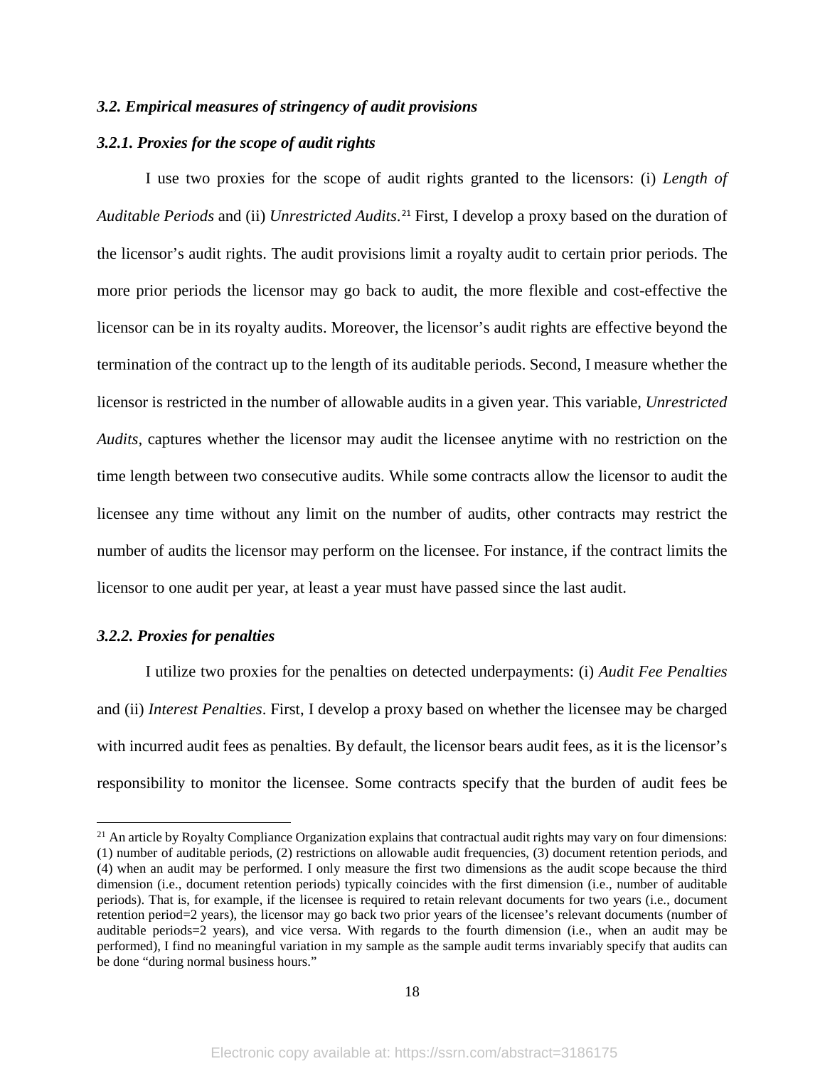### *3.2. Empirical measures of stringency of audit provisions*

### *3.2.1. Proxies for the scope of audit rights*

I use two proxies for the scope of audit rights granted to the licensors: (i) *Length of Auditable Periods* and (ii) *Unrestricted Audits*.[21] First, I develop a proxy based on the duration of the licensor's audit rights. The audit provisions limit a royalty audit to certain prior periods. The more prior periods the licensor may go back to audit, the more flexible and cost-effective the licensor can be in its royalty audits. Moreover, the licensor's audit rights are effective beyond the termination of the contract up to the length of its auditable periods. Second, I measure whether the licensor is restricted in the number of allowable audits in a given year. This variable, *Unrestricted Audits*, captures whether the licensor may audit the licensee anytime with no restriction on the time length between two consecutive audits. While some contracts allow the licensor to audit the licensee any time without any limit on the number of audits, other contracts may restrict the number of audits the licensor may perform on the licensee. For instance, if the contract limits the licensor to one audit per year, at least a year must have passed since the last audit.

### *3.2.2. Proxies for penalties*

I utilize two proxies for the penalties on detected underpayments: (i) *Audit Fee Penalties* and (ii) *Interest Penalties*. First, I develop a proxy based on whether the licensee may be charged with incurred audit fees as penalties. By default, the licensor bears audit fees, as it is the licensor's responsibility to monitor the licensee. Some contracts specify that the burden of audit fees be

[21] An article by Royalty Compliance Organization explains that contractual audit rights may vary on four dimensions: (1) number of auditable periods, (2) restrictions on allowable audit frequencies, (3) document retention periods, and (4) when an audit may be performed. I only measure the first two dimensions as the audit scope because the third dimension (i.e., document retention periods) typically coincides with the first dimension (i.e., number of auditable periods). That is, for example, if the licensee is required to retain relevant documents for two years (i.e., document retention period=2 years), the licensor may go back two prior years of the licensee's relevant documents (number of auditable periods=2 years), and vice versa. With regards to the fourth dimension (i.e., when an audit may be performed), I find no meaningful variation in my sample as the sample audit terms invariably specify that audits can be done "during normal business hours."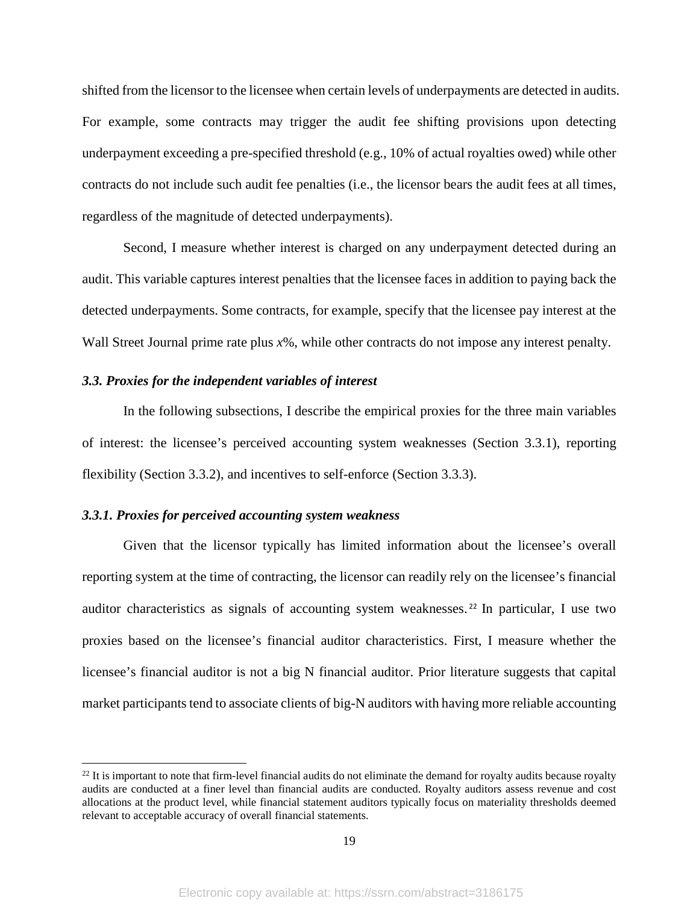shifted from the licensor to the licensee when certain levels of underpayments are detected in audits. For example, some contracts may trigger the audit fee shifting provisions upon detecting underpayment exceeding a pre-specified threshold (e.g., 10% of actual royalties owed) while other contracts do not include such audit fee penalties (i.e., the licensor bears the audit fees at all times, regardless of the magnitude of detected underpayments).

Second, I measure whether interest is charged on any underpayment detected during an audit. This variable captures interest penalties that the licensee faces in addition to paying back the detected underpayments. Some contracts, for example, specify that the licensee pay interest at the Wall Street Journal prime rate plus *x*%, while other contracts do not impose any interest penalty.

### *3.3. Proxies for the independent variables of interest*

In the following subsections, I describe the empirical proxies for the three main variables of interest: the licensee's perceived accounting system weaknesses (Section 3.3.1), reporting flexibility (Section 3.3.2), and incentives to self-enforce (Section 3.3.3).

#### *3.3.1. Proxies for perceived accounting system weakness*

Given that the licensor typically has limited information about the licensee's overall reporting system at the time of contracting, the licensor can readily rely on the licensee's financial auditor characteristics as signals of accounting system weaknesses.[22] In particular, I use two proxies based on the licensee's financial auditor characteristics. First, I measure whether the licensee's financial auditor is not a big N financial auditor. Prior literature suggests that capital market participants tend to associate clients of big-N auditors with having more reliable accounting

---

[22] It is important to note that firm-level financial audits do not eliminate the demand for royalty audits because royalty audits are conducted at a finer level than financial audits are conducted. Royalty auditors assess revenue and cost allocations at the product level, while financial statement auditors typically focus on materiality thresholds deemed relevant to acceptable accuracy of overall financial statements.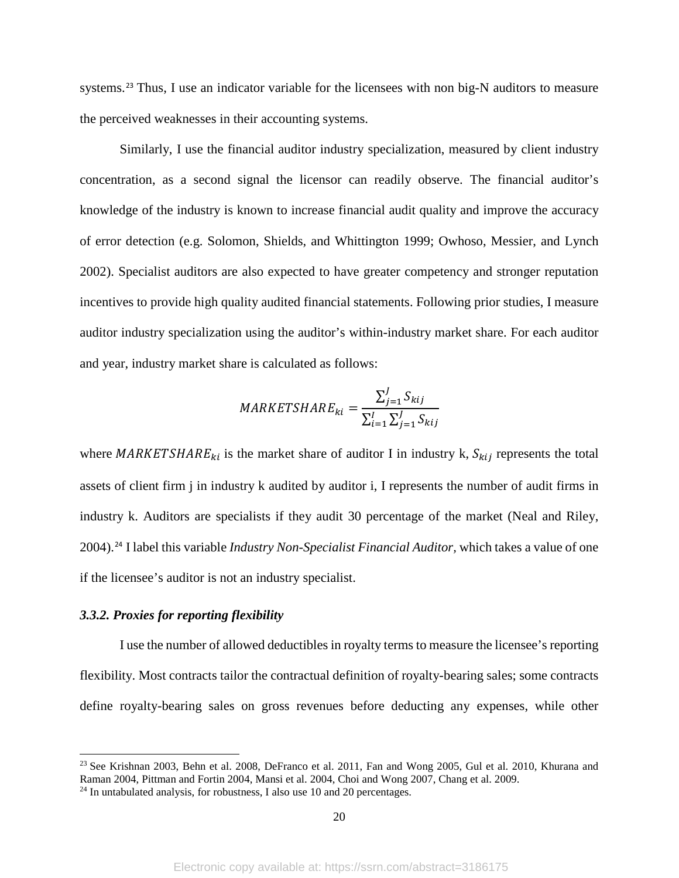systems.[23] Thus, I use an indicator variable for the licensees with non big-N auditors to measure the perceived weaknesses in their accounting systems.

Similarly, I use the financial auditor industry specialization, measured by client industry concentration, as a second signal the licensor can readily observe. The financial auditor's knowledge of the industry is known to increase financial audit quality and improve the accuracy of error detection (e.g. Solomon, Shields, and Whittington 1999; Owhoso, Messier, and Lynch 2002). Specialist auditors are also expected to have greater competency and stronger reputation incentives to provide high quality audited financial statements. Following prior studies, I measure auditor industry specialization using the auditor's within-industry market share. For each auditor and year, industry market share is calculated as follows:

$$MARKETSHARE_{ki} = \frac{\sum_{j=1}^{J} S_{kij}}{\sum_{i=1}^{I} \sum_{j=1}^{J} S_{kij}}$$

where $MARKETSHARE_{ki}$ is the market share of auditor I in industry k, $S_{kij}$ represents the total assets of client firm j in industry k audited by auditor i, I represents the number of audit firms in industry k. Auditors are specialists if they audit 30 percentage of the market (Neal and Riley, 2004).[24] I label this variable *Industry Non-Specialist Financial Auditor*, which takes a value of one if the licensee's auditor is not an industry specialist.

### *3.3.2. Proxies for reporting flexibility*

I use the number of allowed deductibles in royalty terms to measure the licensee's reporting flexibility. Most contracts tailor the contractual definition of royalty-bearing sales; some contracts define royalty-bearing sales on gross revenues before deducting any expenses, while other

---

[23] See Krishnan 2003, Behn et al. 2008, DeFranco et al. 2011, Fan and Wong 2005, Gul et al. 2010, Khurana and Raman 2004, Pittman and Fortin 2004, Mansi et al. 2004, Choi and Wong 2007, Chang et al. 2009.

[24] In untabulated analysis, for robustness, I also use 10 and 20 percentages.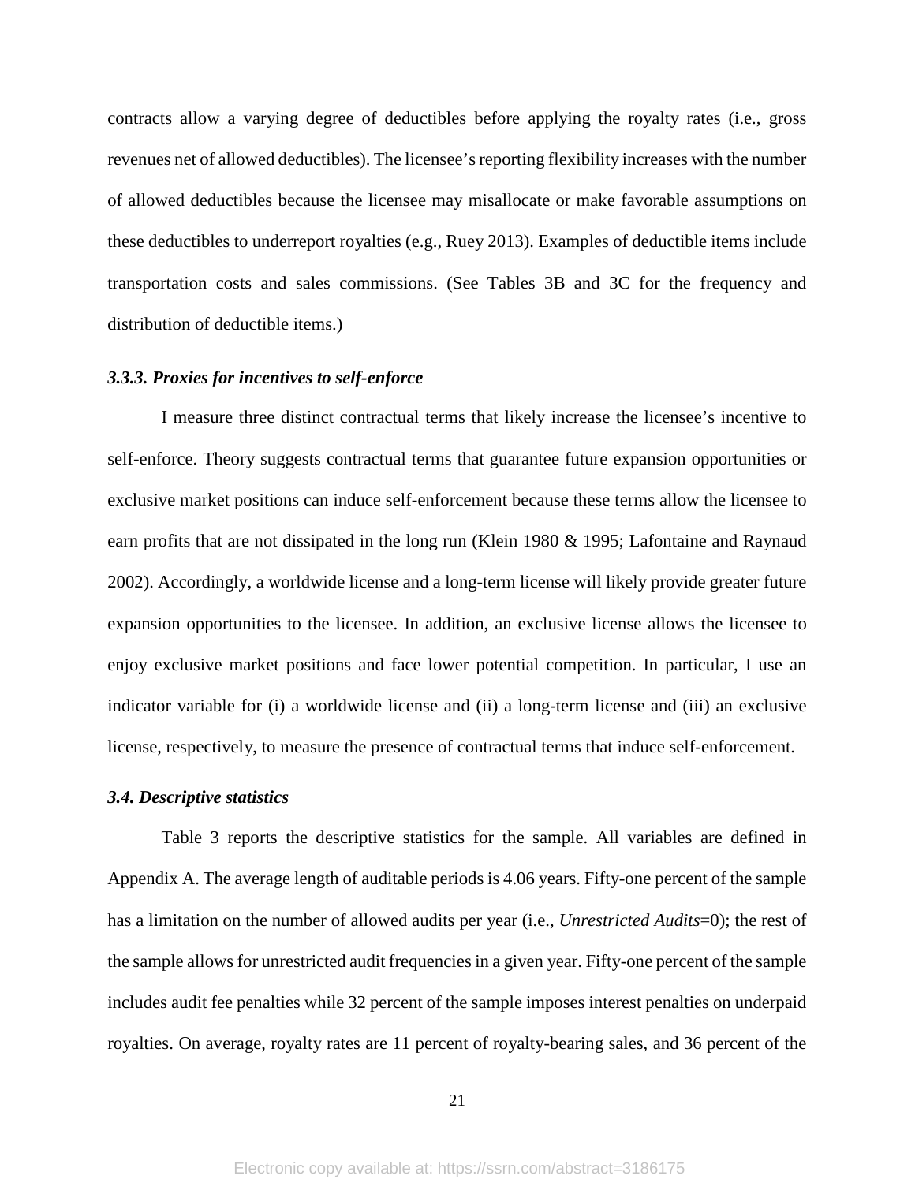contracts allow a varying degree of deductibles before applying the royalty rates (i.e., gross revenues net of allowed deductibles). The licensee's reporting flexibility increases with the number of allowed deductibles because the licensee may misallocate or make favorable assumptions on these deductibles to underreport royalties (e.g., Ruey 2013). Examples of deductible items include transportation costs and sales commissions. (See Tables 3B and 3C for the frequency and distribution of deductible items.)

### *3.3.3. Proxies for incentives to self-enforce*

I measure three distinct contractual terms that likely increase the licensee's incentive to self-enforce. Theory suggests contractual terms that guarantee future expansion opportunities or exclusive market positions can induce self-enforcement because these terms allow the licensee to earn profits that are not dissipated in the long run (Klein 1980 & 1995; Lafontaine and Raynaud 2002). Accordingly, a worldwide license and a long-term license will likely provide greater future expansion opportunities to the licensee. In addition, an exclusive license allows the licensee to enjoy exclusive market positions and face lower potential competition. In particular, I use an indicator variable for (i) a worldwide license and (ii) a long-term license and (iii) an exclusive license, respectively, to measure the presence of contractual terms that induce self-enforcement.

### *3.4. Descriptive statistics*

Table 3 reports the descriptive statistics for the sample. All variables are defined in Appendix A. The average length of auditable periods is 4.06 years. Fifty-one percent of the sample has a limitation on the number of allowed audits per year (i.e., *Unrestricted Audits*=0); the rest of the sample allows for unrestricted audit frequencies in a given year. Fifty-one percent of the sample includes audit fee penalties while 32 percent of the sample imposes interest penalties on underpaid royalties. On average, royalty rates are 11 percent of royalty-bearing sales, and 36 percent of the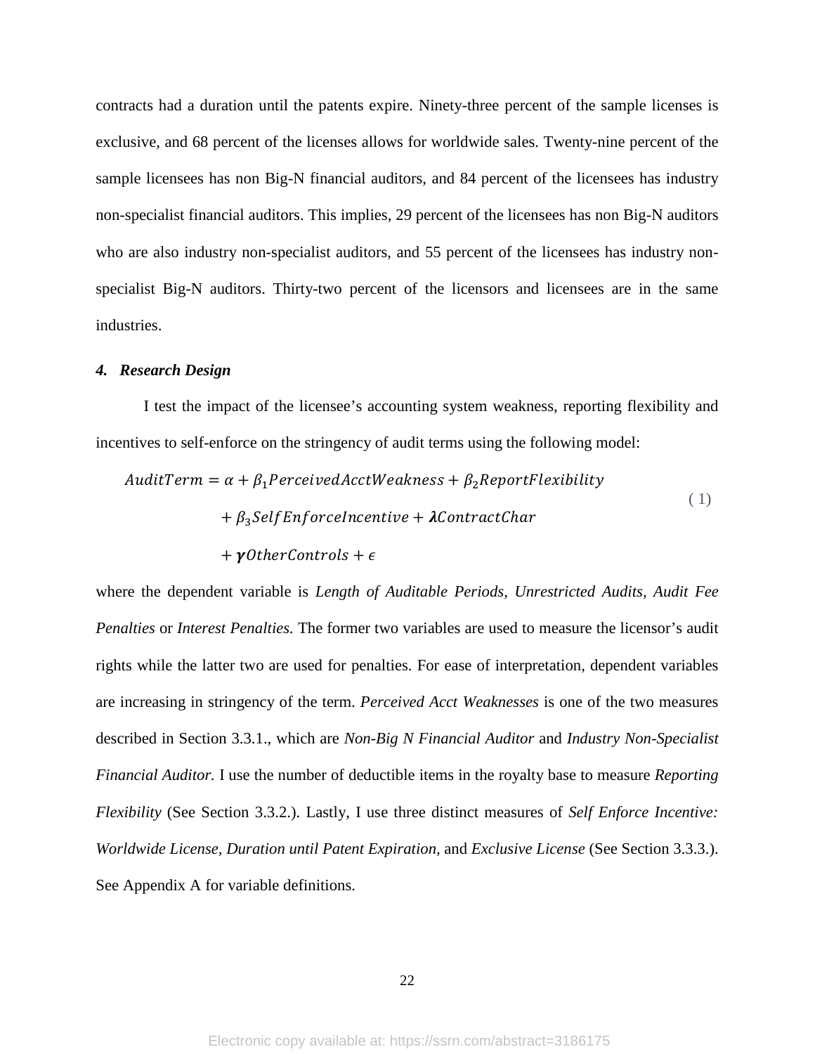contracts had a duration until the patents expire. Ninety-three percent of the sample licenses is exclusive, and 68 percent of the licenses allows for worldwide sales. Twenty-nine percent of the sample licensees has non Big-N financial auditors, and 84 percent of the licensees has industry non-specialist financial auditors. This implies, 29 percent of the licensees has non Big-N auditors who are also industry non-specialist auditors, and 55 percent of the licensees has industry non-specialist Big-N auditors. Thirty-two percent of the licensors and licensees are in the same industries.

## *4. Research Design*

I test the impact of the licensee's accounting system weakness, reporting flexibility and incentives to self-enforce on the stringency of audit terms using the following model:

$$
\begin{aligned}
AuditTerm = \alpha &+ \beta_1 PerceivedAcctWeakness + \beta_2 ReportFlexibility \\
&+ \beta_3 SelfEnforceIncentive + \boldsymbol{\lambda} ContractChar \\
&+ \boldsymbol{\gamma} OtherControls + \epsilon
\end{aligned}
\tag{1}
$$

where the dependent variable is *Length of Auditable Periods*, *Unrestricted Audits, Audit Fee Penalties* or *Interest Penalties.* The former two variables are used to measure the licensor's audit rights while the latter two are used for penalties. For ease of interpretation, dependent variables are increasing in stringency of the term. *Perceived Acct Weaknesses* is one of the two measures described in Section 3.3.1., which are *Non-Big N Financial Auditor* and *Industry Non-Specialist Financial Auditor.* I use the number of deductible items in the royalty base to measure *Reporting Flexibility* (See Section 3.3.2.). Lastly, I use three distinct measures of *Self Enforce Incentive: Worldwide License, Duration until Patent Expiration,* and *Exclusive License* (See Section 3.3.3.). See Appendix A for variable definitions.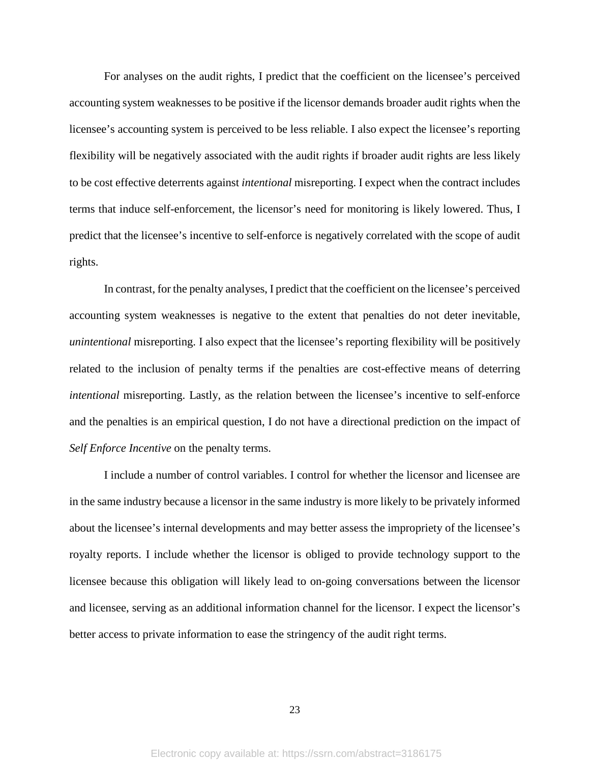For analyses on the audit rights, I predict that the coefficient on the licensee's perceived accounting system weaknesses to be positive if the licensor demands broader audit rights when the licensee's accounting system is perceived to be less reliable. I also expect the licensee's reporting flexibility will be negatively associated with the audit rights if broader audit rights are less likely to be cost effective deterrents against *intentional* misreporting. I expect when the contract includes terms that induce self-enforcement, the licensor's need for monitoring is likely lowered. Thus, I predict that the licensee's incentive to self-enforce is negatively correlated with the scope of audit rights.

In contrast, for the penalty analyses, I predict that the coefficient on the licensee's perceived accounting system weaknesses is negative to the extent that penalties do not deter inevitable, *unintentional* misreporting. I also expect that the licensee's reporting flexibility will be positively related to the inclusion of penalty terms if the penalties are cost-effective means of deterring *intentional* misreporting. Lastly, as the relation between the licensee's incentive to self-enforce and the penalties is an empirical question, I do not have a directional prediction on the impact of *Self Enforce Incentive* on the penalty terms.

I include a number of control variables. I control for whether the licensor and licensee are in the same industry because a licensor in the same industry is more likely to be privately informed about the licensee's internal developments and may better assess the impropriety of the licensee's royalty reports. I include whether the licensor is obliged to provide technology support to the licensee because this obligation will likely lead to on-going conversations between the licensor and licensee, serving as an additional information channel for the licensor. I expect the licensor's better access to private information to ease the stringency of the audit right terms.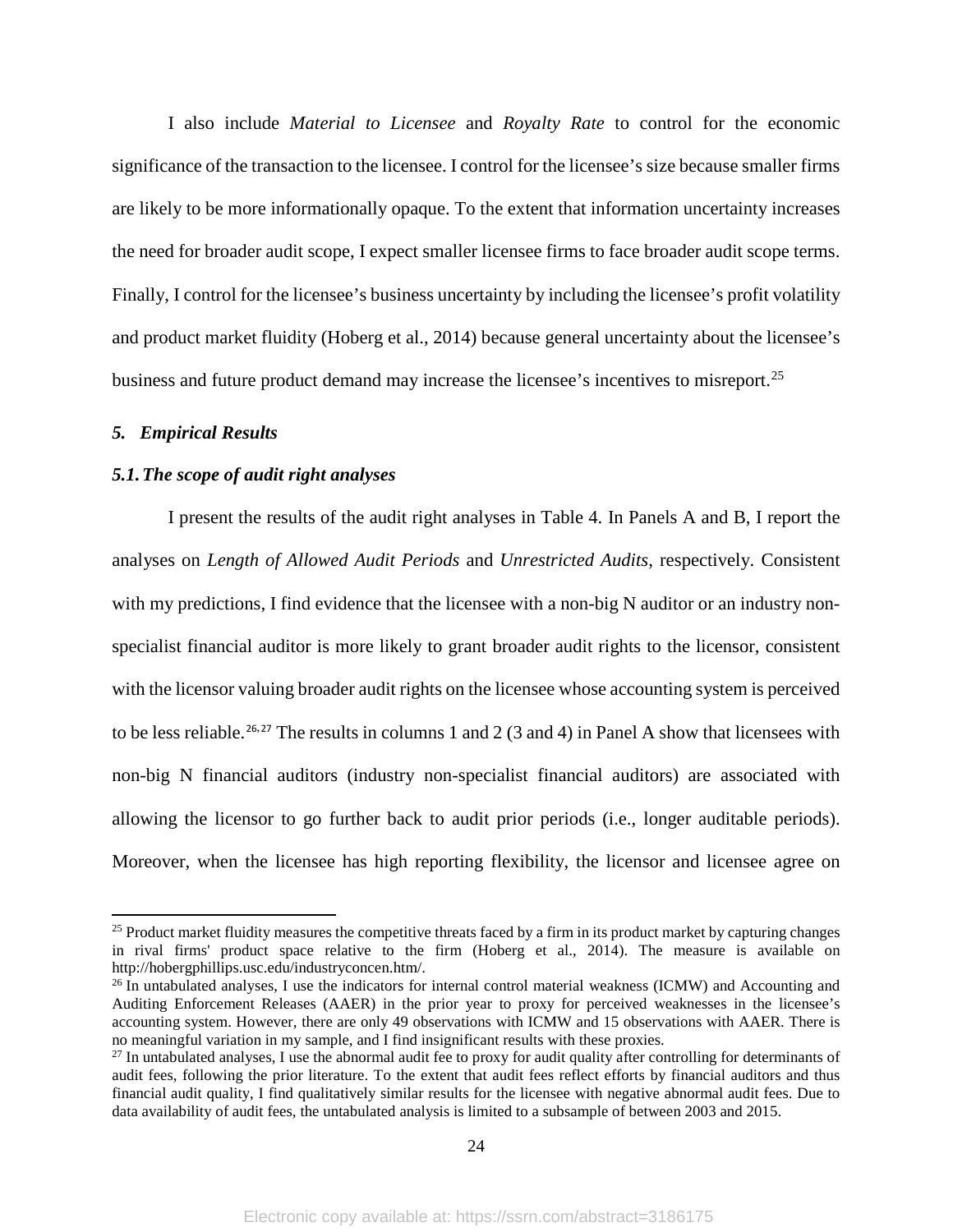I also include *Material to Licensee* and *Royalty Rate* to control for the economic significance of the transaction to the licensee. I control for the licensee's size because smaller firms are likely to be more informationally opaque. To the extent that information uncertainty increases the need for broader audit scope, I expect smaller licensee firms to face broader audit scope terms. Finally, I control for the licensee's business uncertainty by including the licensee's profit volatility and product market fluidity (Hoberg et al., 2014) because general uncertainty about the licensee's business and future product demand may increase the licensee's incentives to misreport.[25]

## *5. Empirical Results*

### *5.1. The scope of audit right analyses*

I present the results of the audit right analyses in Table 4. In Panels A and B, I report the analyses on *Length of Allowed Audit Periods* and *Unrestricted Audits*, respectively. Consistent with my predictions, I find evidence that the licensee with a non-big N auditor or an industry non-specialist financial auditor is more likely to grant broader audit rights to the licensor, consistent with the licensor valuing broader audit rights on the licensee whose accounting system is perceived to be less reliable.[26,27] The results in columns 1 and 2 (3 and 4) in Panel A show that licensees with non-big N financial auditors (industry non-specialist financial auditors) are associated with allowing the licensor to go further back to audit prior periods (i.e., longer auditable periods). Moreover, when the licensee has high reporting flexibility, the licensor and licensee agree on

---

[25] Product market fluidity measures the competitive threats faced by a firm in its product market by capturing changes in rival firms' product space relative to the firm (Hoberg et al., 2014). The measure is available on http://hobergphillips.usc.edu/industryconcen.htm/.

[26] In untabulated analyses, I use the indicators for internal control material weakness (ICMW) and Accounting and Auditing Enforcement Releases (AAER) in the prior year to proxy for perceived weaknesses in the licensee's accounting system. However, there are only 49 observations with ICMW and 15 observations with AAER. There is no meaningful variation in my sample, and I find insignificant results with these proxies.

[27] In untabulated analyses, I use the abnormal audit fee to proxy for audit quality after controlling for determinants of audit fees, following the prior literature. To the extent that audit fees reflect efforts by financial auditors and thus financial audit quality, I find qualitatively similar results for the licensee with negative abnormal audit fees. Due to data availability of audit fees, the untabulated analysis is limited to a subsample of between 2003 and 2015.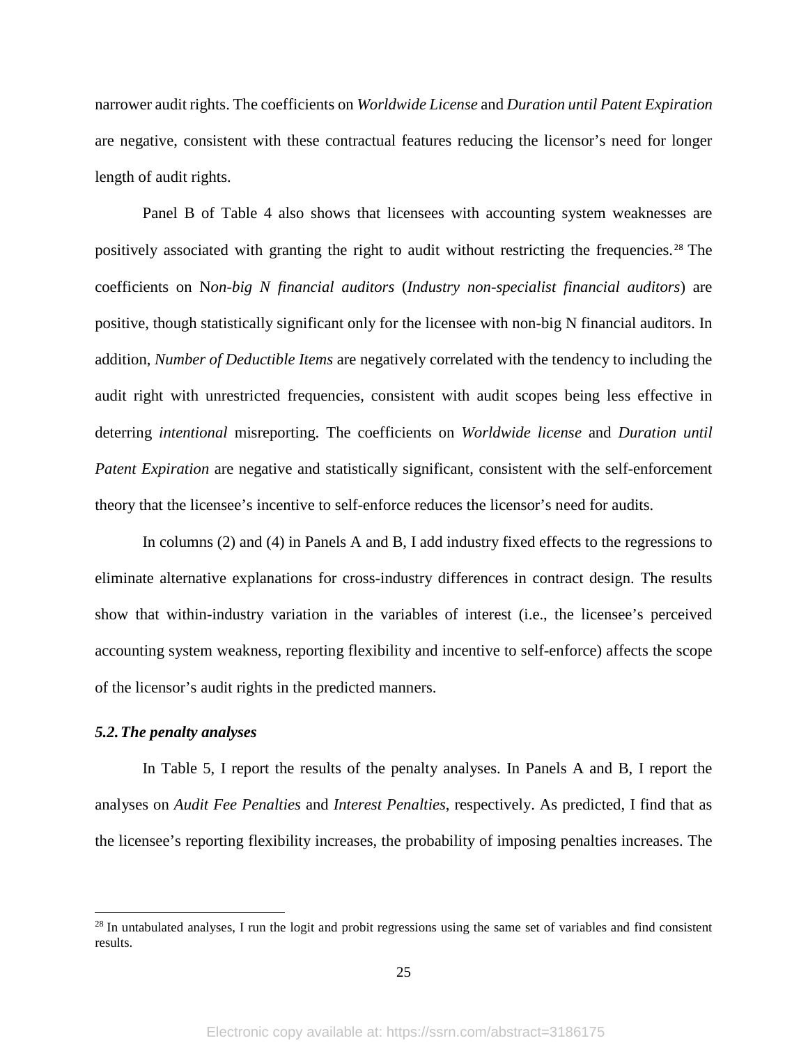narrower audit rights. The coefficients on *Worldwide License* and *Duration until Patent Expiration* are negative, consistent with these contractual features reducing the licensor's need for longer length of audit rights.

Panel B of Table 4 also shows that licensees with accounting system weaknesses are positively associated with granting the right to audit without restricting the frequencies.[28] The coefficients on N*on-big N financial auditors* (*Industry non-specialist financial auditors*) are positive, though statistically significant only for the licensee with non-big N financial auditors. In addition, *Number of Deductible Items* are negatively correlated with the tendency to including the audit right with unrestricted frequencies, consistent with audit scopes being less effective in deterring *intentional* misreporting. The coefficients on *Worldwide license* and *Duration until Patent Expiration* are negative and statistically significant, consistent with the self-enforcement theory that the licensee's incentive to self-enforce reduces the licensor's need for audits.

In columns (2) and (4) in Panels A and B, I add industry fixed effects to the regressions to eliminate alternative explanations for cross-industry differences in contract design. The results show that within-industry variation in the variables of interest (i.e., the licensee's perceived accounting system weakness, reporting flexibility and incentive to self-enforce) affects the scope of the licensor's audit rights in the predicted manners.

### *5.2. The penalty analyses*

In Table 5, I report the results of the penalty analyses. In Panels A and B, I report the analyses on *Audit Fee Penalties* and *Interest Penalties*, respectively. As predicted, I find that as the licensee's reporting flexibility increases, the probability of imposing penalties increases. The

[28] In untabulated analyses, I run the logit and probit regressions using the same set of variables and find consistent results.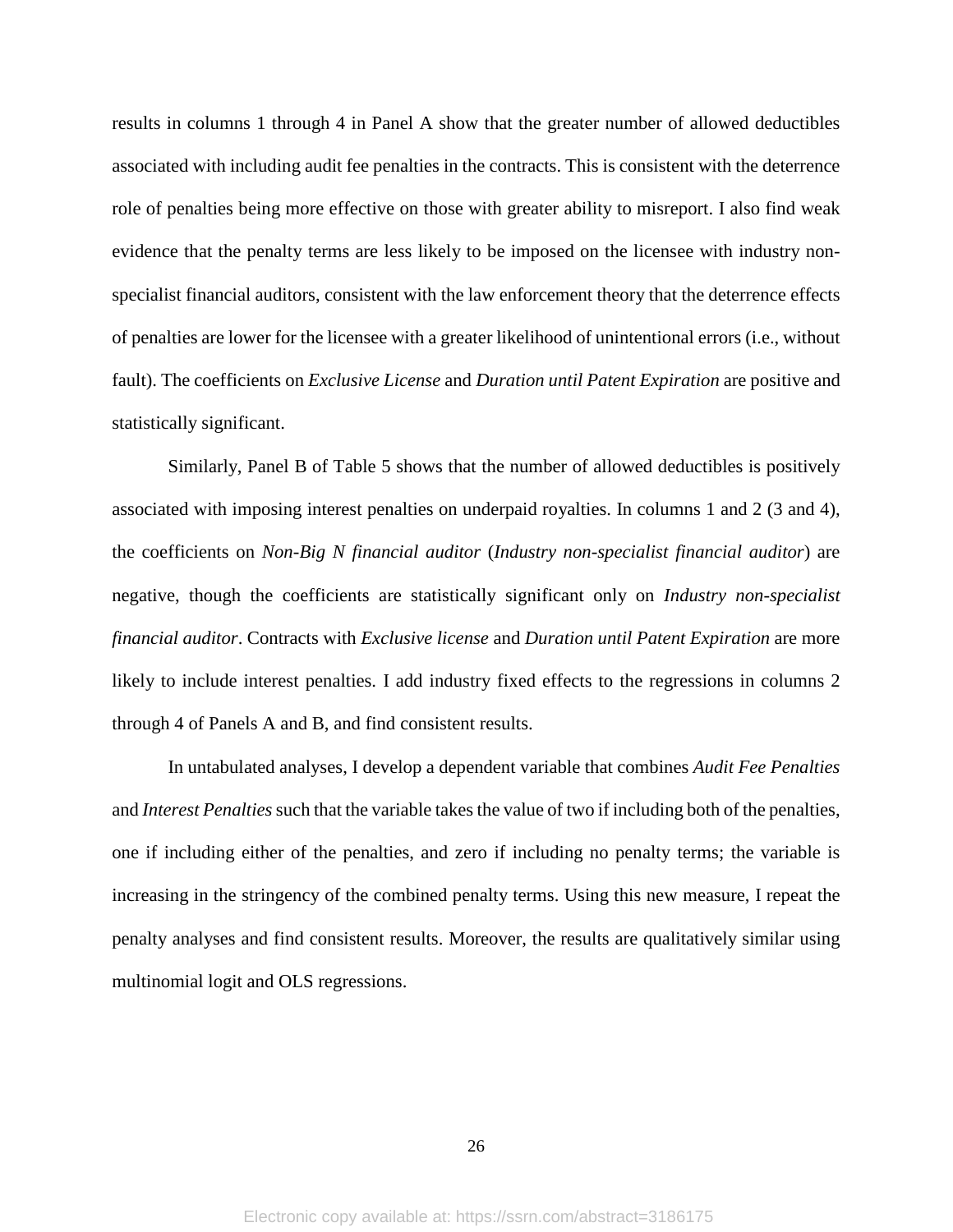results in columns 1 through 4 in Panel A show that the greater number of allowed deductibles associated with including audit fee penalties in the contracts. This is consistent with the deterrence role of penalties being more effective on those with greater ability to misreport. I also find weak evidence that the penalty terms are less likely to be imposed on the licensee with industry non-specialist financial auditors, consistent with the law enforcement theory that the deterrence effects of penalties are lower for the licensee with a greater likelihood of unintentional errors (i.e., without fault). The coefficients on *Exclusive License* and *Duration until Patent Expiration* are positive and statistically significant.

Similarly, Panel B of Table 5 shows that the number of allowed deductibles is positively associated with imposing interest penalties on underpaid royalties. In columns 1 and 2 (3 and 4), the coefficients on *Non-Big N financial auditor* (*Industry non-specialist financial auditor*) are negative, though the coefficients are statistically significant only on *Industry non-specialist financial auditor*. Contracts with *Exclusive license* and *Duration until Patent Expiration* are more likely to include interest penalties. I add industry fixed effects to the regressions in columns 2 through 4 of Panels A and B, and find consistent results.

In untabulated analyses, I develop a dependent variable that combines *Audit Fee Penalties* and *Interest Penalties* such that the variable takes the value of two if including both of the penalties, one if including either of the penalties, and zero if including no penalty terms; the variable is increasing in the stringency of the combined penalty terms. Using this new measure, I repeat the penalty analyses and find consistent results. Moreover, the results are qualitatively similar using multinomial logit and OLS regressions.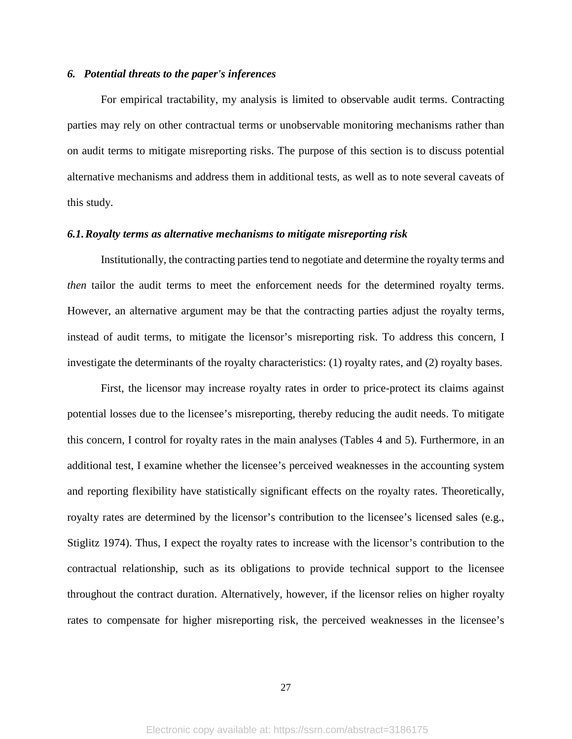### *6. Potential threats to the paper's inferences*

For empirical tractability, my analysis is limited to observable audit terms. Contracting parties may rely on other contractual terms or unobservable monitoring mechanisms rather than on audit terms to mitigate misreporting risks. The purpose of this section is to discuss potential alternative mechanisms and address them in additional tests, as well as to note several caveats of this study.

#### *6.1. Royalty terms as alternative mechanisms to mitigate misreporting risk*

Institutionally, the contracting parties tend to negotiate and determine the royalty terms and *then* tailor the audit terms to meet the enforcement needs for the determined royalty terms. However, an alternative argument may be that the contracting parties adjust the royalty terms, instead of audit terms, to mitigate the licensor's misreporting risk. To address this concern, I investigate the determinants of the royalty characteristics: (1) royalty rates, and (2) royalty bases.

First, the licensor may increase royalty rates in order to price-protect its claims against potential losses due to the licensee's misreporting, thereby reducing the audit needs. To mitigate this concern, I control for royalty rates in the main analyses (Tables 4 and 5). Furthermore, in an additional test, I examine whether the licensee's perceived weaknesses in the accounting system and reporting flexibility have statistically significant effects on the royalty rates. Theoretically, royalty rates are determined by the licensor's contribution to the licensee's licensed sales (e.g., Stiglitz 1974). Thus, I expect the royalty rates to increase with the licensor's contribution to the contractual relationship, such as its obligations to provide technical support to the licensee throughout the contract duration. Alternatively, however, if the licensor relies on higher royalty rates to compensate for higher misreporting risk, the perceived weaknesses in the licensee's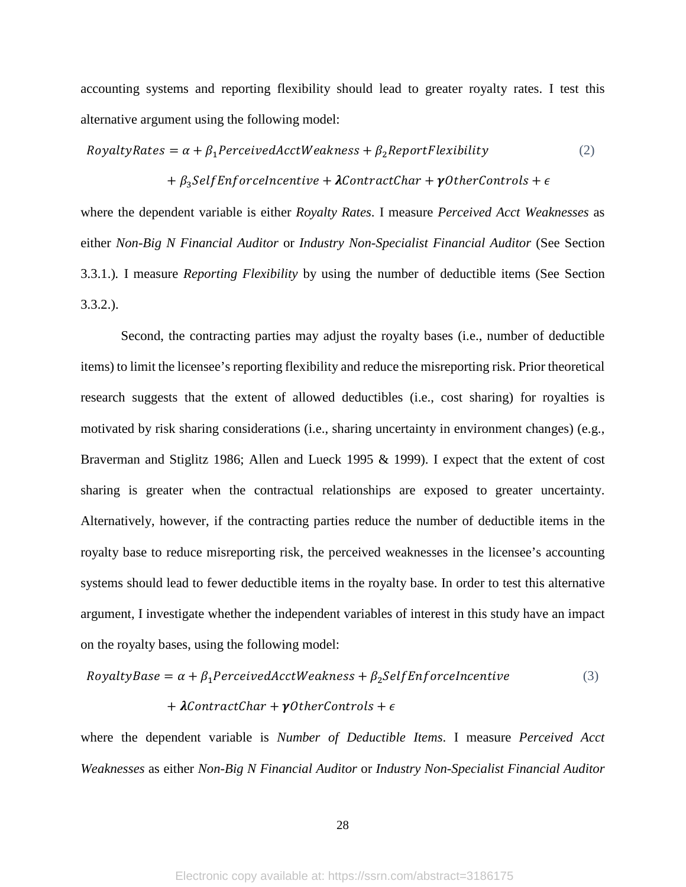accounting systems and reporting flexibility should lead to greater royalty rates. I test this alternative argument using the following model:

$$RoyaltyRates = \alpha + \beta_1 PerceivedAcctWeakness + \beta_2 ReportFlexibility + \beta_3 SelfEnforceIncentive + \boldsymbol{\lambda} ContractChar + \boldsymbol{\gamma} OtherControls + \epsilon \quad (2)$$

where the dependent variable is either *Royalty Rates*. I measure *Perceived Acct Weaknesses* as either *Non-Big N Financial Auditor* or *Industry Non-Specialist Financial Auditor* (See Section 3.3.1.). I measure *Reporting Flexibility* by using the number of deductible items (See Section 3.3.2.).

Second, the contracting parties may adjust the royalty bases (i.e., number of deductible items) to limit the licensee's reporting flexibility and reduce the misreporting risk. Prior theoretical research suggests that the extent of allowed deductibles (i.e., cost sharing) for royalties is motivated by risk sharing considerations (i.e., sharing uncertainty in environment changes) (e.g., Braverman and Stiglitz 1986; Allen and Lueck 1995 & 1999). I expect that the extent of cost sharing is greater when the contractual relationships are exposed to greater uncertainty. Alternatively, however, if the contracting parties reduce the number of deductible items in the royalty base to reduce misreporting risk, the perceived weaknesses in the licensee's accounting systems should lead to fewer deductible items in the royalty base. In order to test this alternative argument, I investigate whether the independent variables of interest in this study have an impact on the royalty bases, using the following model:

$$RoyaltyBase = \alpha + \beta_1 PerceivedAcctWeakness + \beta_2 SelfEnforceIncentive + \boldsymbol{\lambda} ContractChar + \boldsymbol{\gamma} OtherControls + \epsilon \quad (3)$$

where the dependent variable is *Number of Deductible Items*. I measure *Perceived Acct Weaknesses* as either *Non-Big N Financial Auditor* or *Industry Non-Specialist Financial Auditor*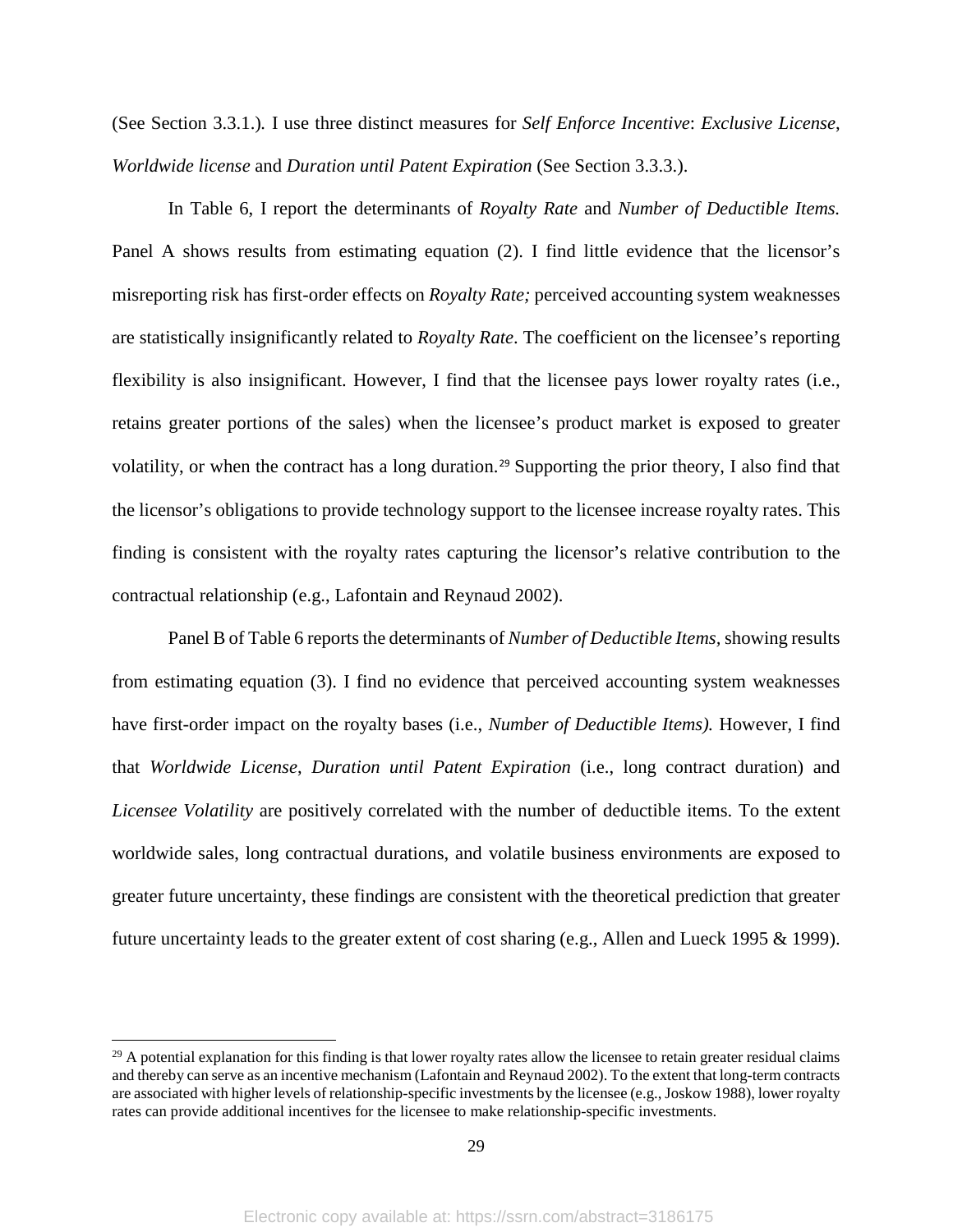(See Section 3.3.1.)*.* I use three distinct measures for *Self Enforce Incentive*: *Exclusive License*, *Worldwide license* and *Duration until Patent Expiration* (See Section 3.3.3.).

In Table 6, I report the determinants of *Royalty Rate* and *Number of Deductible Items.* Panel A shows results from estimating equation (2). I find little evidence that the licensor's misreporting risk has first-order effects on *Royalty Rate;* perceived accounting system weaknesses are statistically insignificantly related to *Royalty Rate*. The coefficient on the licensee's reporting flexibility is also insignificant. However, I find that the licensee pays lower royalty rates (i.e., retains greater portions of the sales) when the licensee's product market is exposed to greater volatility, or when the contract has a long duration.[29] Supporting the prior theory, I also find that the licensor's obligations to provide technology support to the licensee increase royalty rates. This finding is consistent with the royalty rates capturing the licensor's relative contribution to the contractual relationship (e.g., Lafontain and Reynaud 2002).

Panel B of Table 6 reports the determinants of *Number of Deductible Items*, showing results from estimating equation (3). I find no evidence that perceived accounting system weaknesses have first-order impact on the royalty bases (i.e., *Number of Deductible Items).* However, I find that *Worldwide License*, *Duration until Patent Expiration* (i.e., long contract duration) and *Licensee Volatility* are positively correlated with the number of deductible items. To the extent worldwide sales, long contractual durations, and volatile business environments are exposed to greater future uncertainty, these findings are consistent with the theoretical prediction that greater future uncertainty leads to the greater extent of cost sharing (e.g., Allen and Lueck 1995 & 1999).

[29] A potential explanation for this finding is that lower royalty rates allow the licensee to retain greater residual claims and thereby can serve as an incentive mechanism (Lafontain and Reynaud 2002). To the extent that long-term contracts are associated with higher levels of relationship-specific investments by the licensee (e.g., Joskow 1988), lower royalty rates can provide additional incentives for the licensee to make relationship-specific investments.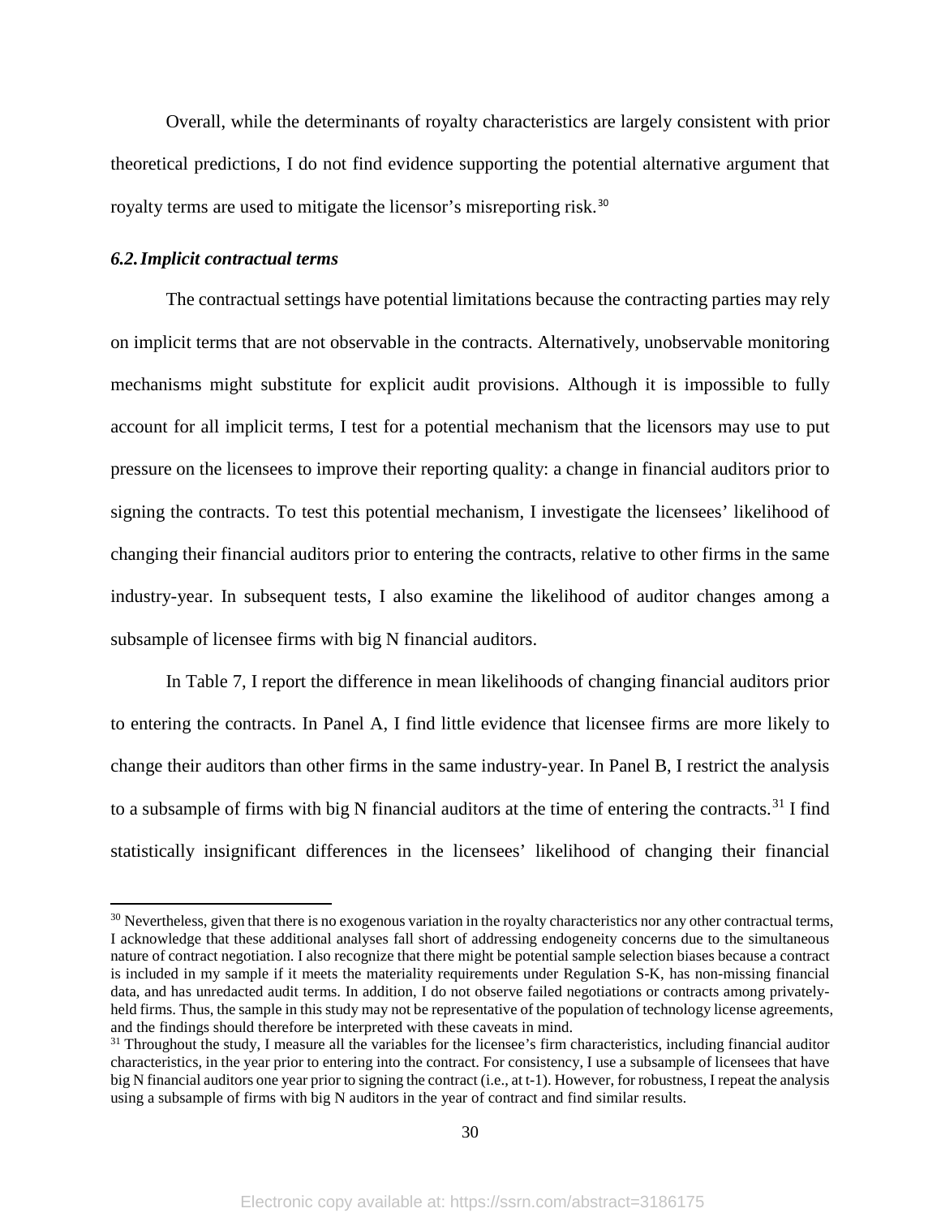Overall, while the determinants of royalty characteristics are largely consistent with prior theoretical predictions, I do not find evidence supporting the potential alternative argument that royalty terms are used to mitigate the licensor's misreporting risk.[30]

### *6.2. Implicit contractual terms*

The contractual settings have potential limitations because the contracting parties may rely on implicit terms that are not observable in the contracts. Alternatively, unobservable monitoring mechanisms might substitute for explicit audit provisions. Although it is impossible to fully account for all implicit terms, I test for a potential mechanism that the licensors may use to put pressure on the licensees to improve their reporting quality: a change in financial auditors prior to signing the contracts. To test this potential mechanism, I investigate the licensees' likelihood of changing their financial auditors prior to entering the contracts, relative to other firms in the same industry-year. In subsequent tests, I also examine the likelihood of auditor changes among a subsample of licensee firms with big N financial auditors.

In Table 7, I report the difference in mean likelihoods of changing financial auditors prior to entering the contracts. In Panel A, I find little evidence that licensee firms are more likely to change their auditors than other firms in the same industry-year. In Panel B, I restrict the analysis to a subsample of firms with big N financial auditors at the time of entering the contracts.[31] I find statistically insignificant differences in the licensees' likelihood of changing their financial

[30] Nevertheless, given that there is no exogenous variation in the royalty characteristics nor any other contractual terms, I acknowledge that these additional analyses fall short of addressing endogeneity concerns due to the simultaneous nature of contract negotiation. I also recognize that there might be potential sample selection biases because a contract is included in my sample if it meets the materiality requirements under Regulation S-K, has non-missing financial data, and has unredacted audit terms. In addition, I do not observe failed negotiations or contracts among privately-held firms. Thus, the sample in this study may not be representative of the population of technology license agreements, and the findings should therefore be interpreted with these caveats in mind.

[31] Throughout the study, I measure all the variables for the licensee's firm characteristics, including financial auditor characteristics, in the year prior to entering into the contract. For consistency, I use a subsample of licensees that have big N financial auditors one year prior to signing the contract (i.e., at t-1). However, for robustness, I repeat the analysis using a subsample of firms with big N auditors in the year of contract and find similar results.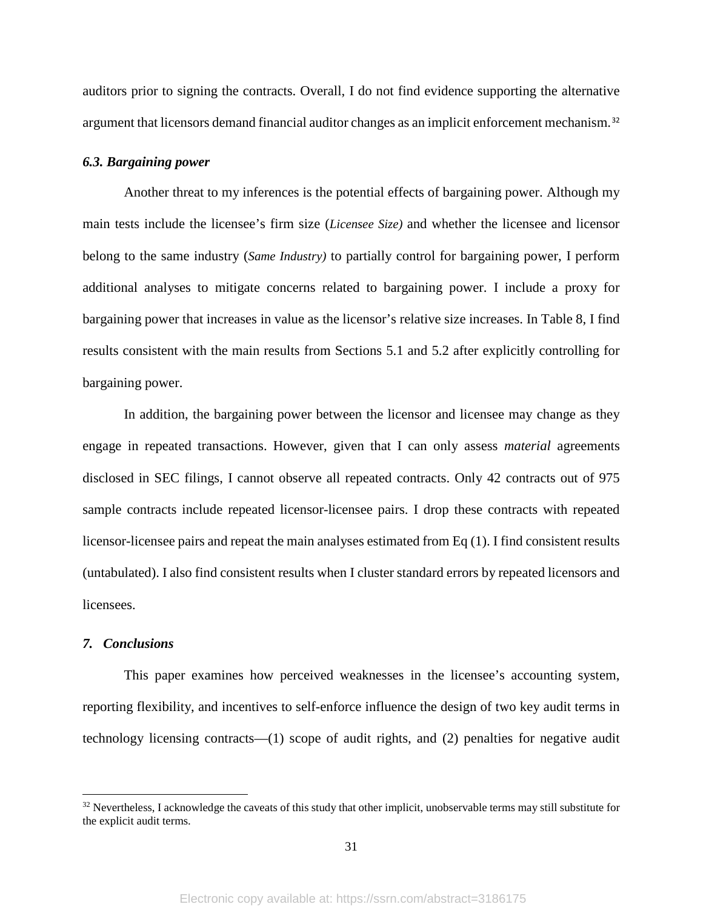auditors prior to signing the contracts. Overall, I do not find evidence supporting the alternative argument that licensors demand financial auditor changes as an implicit enforcement mechanism.[32]

### *6.3. Bargaining power*

Another threat to my inferences is the potential effects of bargaining power. Although my main tests include the licensee's firm size (*Licensee Size)* and whether the licensee and licensor belong to the same industry (*Same Industry)* to partially control for bargaining power, I perform additional analyses to mitigate concerns related to bargaining power. I include a proxy for bargaining power that increases in value as the licensor's relative size increases. In Table 8, I find results consistent with the main results from Sections 5.1 and 5.2 after explicitly controlling for bargaining power.

In addition, the bargaining power between the licensor and licensee may change as they engage in repeated transactions. However, given that I can only assess *material* agreements disclosed in SEC filings, I cannot observe all repeated contracts. Only 42 contracts out of 975 sample contracts include repeated licensor-licensee pairs. I drop these contracts with repeated licensor-licensee pairs and repeat the main analyses estimated from Eq (1). I find consistent results (untabulated). I also find consistent results when I cluster standard errors by repeated licensors and licensees.

## *7. Conclusions*

This paper examines how perceived weaknesses in the licensee's accounting system, reporting flexibility, and incentives to self-enforce influence the design of two key audit terms in technology licensing contracts—(1) scope of audit rights, and (2) penalties for negative audit

[32] Nevertheless, I acknowledge the caveats of this study that other implicit, unobservable terms may still substitute for the explicit audit terms.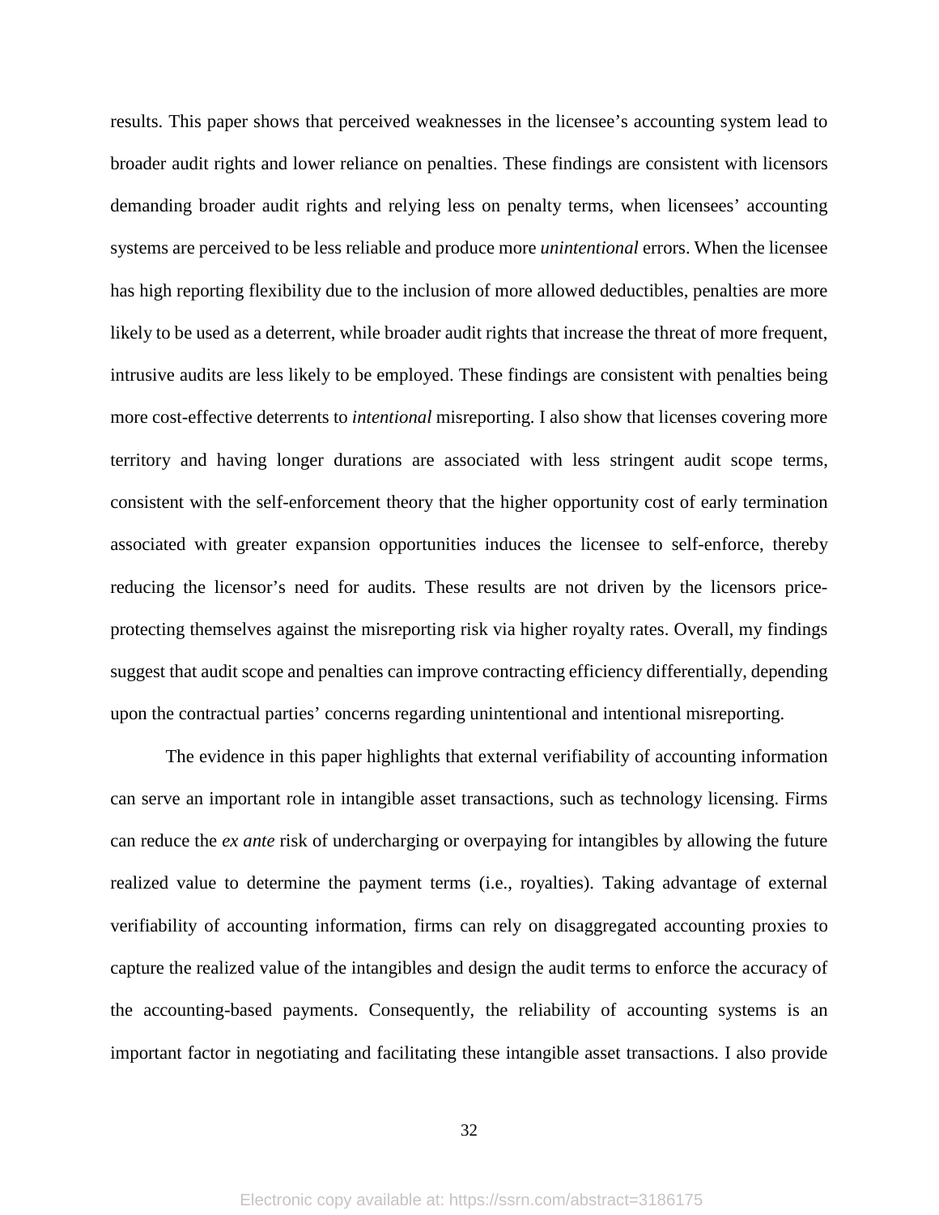results. This paper shows that perceived weaknesses in the licensee's accounting system lead to broader audit rights and lower reliance on penalties. These findings are consistent with licensors demanding broader audit rights and relying less on penalty terms, when licensees' accounting systems are perceived to be less reliable and produce more *unintentional* errors. When the licensee has high reporting flexibility due to the inclusion of more allowed deductibles, penalties are more likely to be used as a deterrent, while broader audit rights that increase the threat of more frequent, intrusive audits are less likely to be employed. These findings are consistent with penalties being more cost-effective deterrents to *intentional* misreporting. I also show that licenses covering more territory and having longer durations are associated with less stringent audit scope terms, consistent with the self-enforcement theory that the higher opportunity cost of early termination associated with greater expansion opportunities induces the licensee to self-enforce, thereby reducing the licensor's need for audits. These results are not driven by the licensors price-protecting themselves against the misreporting risk via higher royalty rates. Overall, my findings suggest that audit scope and penalties can improve contracting efficiency differentially, depending upon the contractual parties' concerns regarding unintentional and intentional misreporting.

The evidence in this paper highlights that external verifiability of accounting information can serve an important role in intangible asset transactions, such as technology licensing. Firms can reduce the *ex ante* risk of undercharging or overpaying for intangibles by allowing the future realized value to determine the payment terms (i.e., royalties). Taking advantage of external verifiability of accounting information, firms can rely on disaggregated accounting proxies to capture the realized value of the intangibles and design the audit terms to enforce the accuracy of the accounting-based payments. Consequently, the reliability of accounting systems is an important factor in negotiating and facilitating these intangible asset transactions. I also provide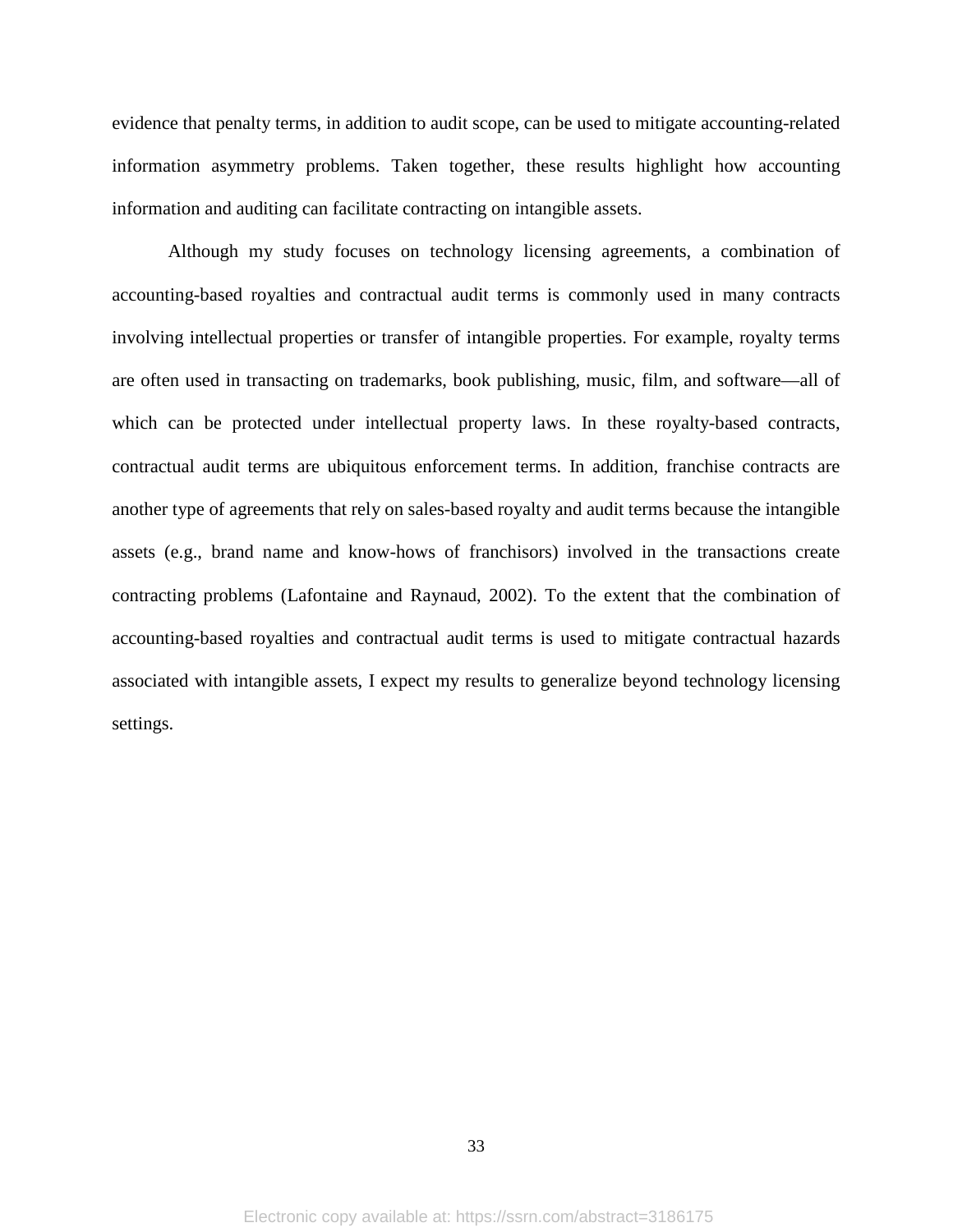evidence that penalty terms, in addition to audit scope, can be used to mitigate accounting-related information asymmetry problems. Taken together, these results highlight how accounting information and auditing can facilitate contracting on intangible assets.

Although my study focuses on technology licensing agreements, a combination of accounting-based royalties and contractual audit terms is commonly used in many contracts involving intellectual properties or transfer of intangible properties. For example, royalty terms are often used in transacting on trademarks, book publishing, music, film, and software—all of which can be protected under intellectual property laws. In these royalty-based contracts, contractual audit terms are ubiquitous enforcement terms. In addition, franchise contracts are another type of agreements that rely on sales-based royalty and audit terms because the intangible assets (e.g., brand name and know-hows of franchisors) involved in the transactions create contracting problems (Lafontaine and Raynaud, 2002). To the extent that the combination of accounting-based royalties and contractual audit terms is used to mitigate contractual hazards associated with intangible assets, I expect my results to generalize beyond technology licensing settings.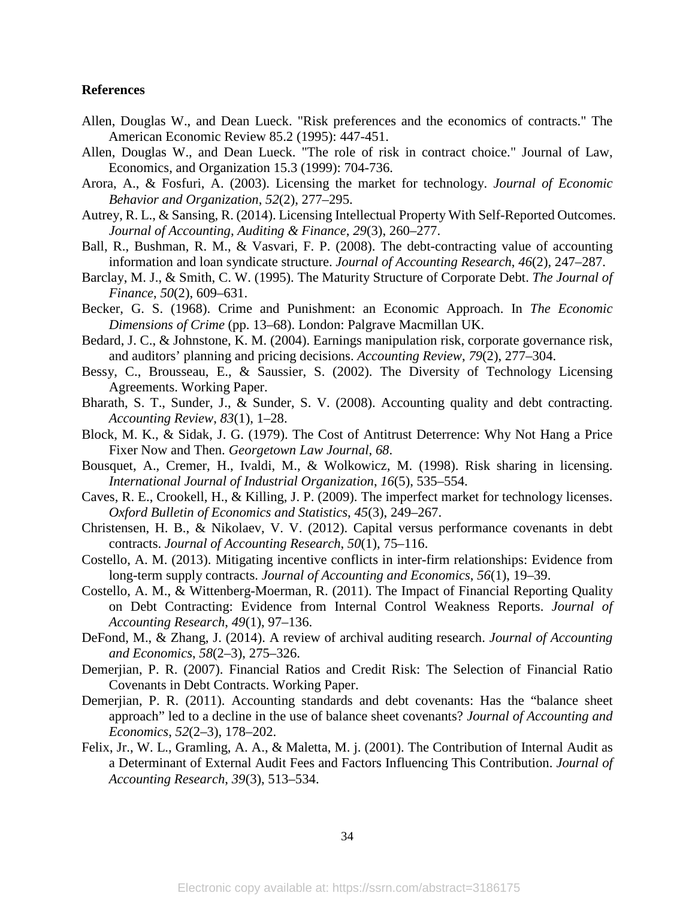**References**

Allen, Douglas W., and Dean Lueck. "Risk preferences and the economics of contracts." The American Economic Review 85.2 (1995): 447-451.

Allen, Douglas W., and Dean Lueck. "The role of risk in contract choice." Journal of Law, Economics, and Organization 15.3 (1999): 704-736.

Arora, A., & Fosfuri, A. (2003). Licensing the market for technology. *Journal of Economic Behavior and Organization*, *52*(2), 277–295.

Autrey, R. L., & Sansing, R. (2014). Licensing Intellectual Property With Self-Reported Outcomes. *Journal of Accounting, Auditing & Finance*, *29*(3), 260–277.

Ball, R., Bushman, R. M., & Vasvari, F. P. (2008). The debt-contracting value of accounting information and loan syndicate structure. *Journal of Accounting Research*, *46*(2), 247–287.

Barclay, M. J., & Smith, C. W. (1995). The Maturity Structure of Corporate Debt. *The Journal of Finance*, *50*(2), 609–631.

Becker, G. S. (1968). Crime and Punishment: an Economic Approach. In *The Economic Dimensions of Crime* (pp. 13–68). London: Palgrave Macmillan UK.

Bedard, J. C., & Johnstone, K. M. (2004). Earnings manipulation risk, corporate governance risk, and auditors' planning and pricing decisions. *Accounting Review*, *79*(2), 277–304.

Bessy, C., Brousseau, E., & Saussier, S. (2002). The Diversity of Technology Licensing Agreements. Working Paper.

Bharath, S. T., Sunder, J., & Sunder, S. V. (2008). Accounting quality and debt contracting. *Accounting Review*, *83*(1), 1–28.

Block, M. K., & Sidak, J. G. (1979). The Cost of Antitrust Deterrence: Why Not Hang a Price Fixer Now and Then. *Georgetown Law Journal*, *68*.

Bousquet, A., Cremer, H., Ivaldi, M., & Wolkowicz, M. (1998). Risk sharing in licensing. *International Journal of Industrial Organization*, *16*(5), 535–554.

Caves, R. E., Crookell, H., & Killing, J. P. (2009). The imperfect market for technology licenses. *Oxford Bulletin of Economics and Statistics*, *45*(3), 249–267.

Christensen, H. B., & Nikolaev, V. V. (2012). Capital versus performance covenants in debt contracts. *Journal of Accounting Research*, *50*(1), 75–116.

Costello, A. M. (2013). Mitigating incentive conflicts in inter-firm relationships: Evidence from long-term supply contracts. *Journal of Accounting and Economics*, *56*(1), 19–39.

Costello, A. M., & Wittenberg-Moerman, R. (2011). The Impact of Financial Reporting Quality on Debt Contracting: Evidence from Internal Control Weakness Reports. *Journal of Accounting Research*, *49*(1), 97–136.

DeFond, M., & Zhang, J. (2014). A review of archival auditing research. *Journal of Accounting and Economics*, *58*(2–3), 275–326.

Demerjian, P. R. (2007). Financial Ratios and Credit Risk: The Selection of Financial Ratio Covenants in Debt Contracts. Working Paper.

Demerjian, P. R. (2011). Accounting standards and debt covenants: Has the "balance sheet approach" led to a decline in the use of balance sheet covenants? *Journal of Accounting and Economics*, *52*(2–3), 178–202.

Felix, Jr., W. L., Gramling, A. A., & Maletta, M. j. (2001). The Contribution of Internal Audit as a Determinant of External Audit Fees and Factors Influencing This Contribution. *Journal of Accounting Research*, *39*(3), 513–534.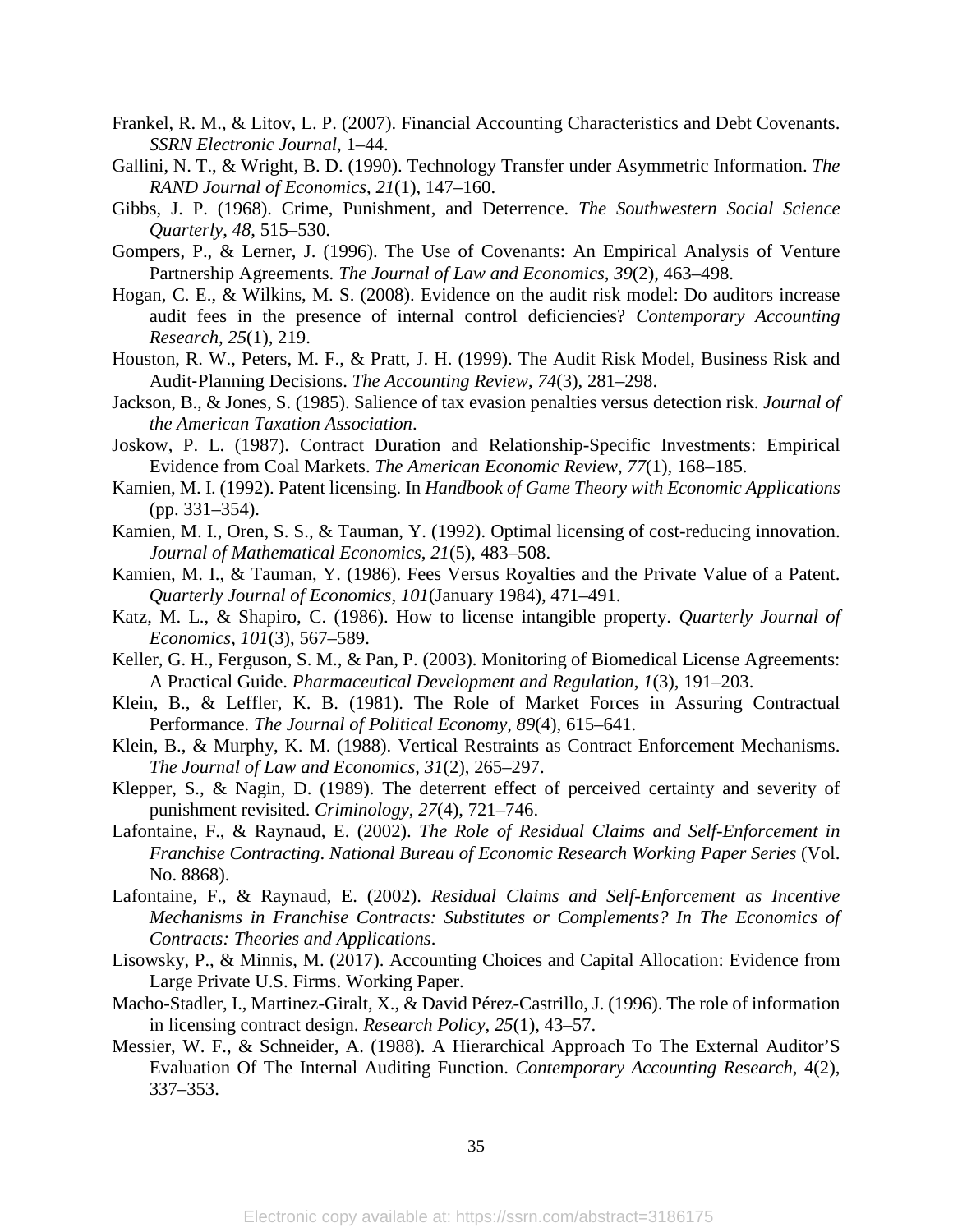Frankel, R. M., & Litov, L. P. (2007). Financial Accounting Characteristics and Debt Covenants. *SSRN Electronic Journal*, 1–44.

Gallini, N. T., & Wright, B. D. (1990). Technology Transfer under Asymmetric Information. *The RAND Journal of Economics*, *21*(1), 147–160.

Gibbs, J. P. (1968). Crime, Punishment, and Deterrence. *The Southwestern Social Science Quarterly*, *48*, 515–530.

Gompers, P., & Lerner, J. (1996). The Use of Covenants: An Empirical Analysis of Venture Partnership Agreements. *The Journal of Law and Economics*, *39*(2), 463–498.

Hogan, C. E., & Wilkins, M. S. (2008). Evidence on the audit risk model: Do auditors increase audit fees in the presence of internal control deficiencies? *Contemporary Accounting Research*, *25*(1), 219.

Houston, R. W., Peters, M. F., & Pratt, J. H. (1999). The Audit Risk Model, Business Risk and Audit-Planning Decisions. *The Accounting Review*, *74*(3), 281–298.

Jackson, B., & Jones, S. (1985). Salience of tax evasion penalties versus detection risk. *Journal of the American Taxation Association*.

Joskow, P. L. (1987). Contract Duration and Relationship-Specific Investments: Empirical Evidence from Coal Markets. *The American Economic Review*, *77*(1), 168–185.

Kamien, M. I. (1992). Patent licensing. In *Handbook of Game Theory with Economic Applications* (pp. 331–354).

Kamien, M. I., Oren, S. S., & Tauman, Y. (1992). Optimal licensing of cost-reducing innovation. *Journal of Mathematical Economics*, *21*(5), 483–508.

Kamien, M. I., & Tauman, Y. (1986). Fees Versus Royalties and the Private Value of a Patent. *Quarterly Journal of Economics*, *101*(January 1984), 471–491.

Katz, M. L., & Shapiro, C. (1986). How to license intangible property. *Quarterly Journal of Economics*, *101*(3), 567–589.

Keller, G. H., Ferguson, S. M., & Pan, P. (2003). Monitoring of Biomedical License Agreements: A Practical Guide. *Pharmaceutical Development and Regulation*, *1*(3), 191–203.

Klein, B., & Leffler, K. B. (1981). The Role of Market Forces in Assuring Contractual Performance. *The Journal of Political Economy*, *89*(4), 615–641.

Klein, B., & Murphy, K. M. (1988). Vertical Restraints as Contract Enforcement Mechanisms. *The Journal of Law and Economics*, *31*(2), 265–297.

Klepper, S., & Nagin, D. (1989). The deterrent effect of perceived certainty and severity of punishment revisited. *Criminology*, *27*(4), 721–746.

Lafontaine, F., & Raynaud, E. (2002). *The Role of Residual Claims and Self-Enforcement in Franchise Contracting*. *National Bureau of Economic Research Working Paper Series* (Vol. No. 8868).

Lafontaine, F., & Raynaud, E. (2002). *Residual Claims and Self-Enforcement as Incentive Mechanisms in Franchise Contracts: Substitutes or Complements? In The Economics of Contracts: Theories and Applications*.

Lisowsky, P., & Minnis, M. (2017). Accounting Choices and Capital Allocation: Evidence from Large Private U.S. Firms. Working Paper.

Macho-Stadler, I., Martinez-Giralt, X., & David Pérez-Castrillo, J. (1996). The role of information in licensing contract design. *Research Policy*, *25*(1), 43–57.

Messier, W. F., & Schneider, A. (1988). A Hierarchical Approach To The External Auditor'S Evaluation Of The Internal Auditing Function. *Contemporary Accounting Research*, 4(2), 337–353.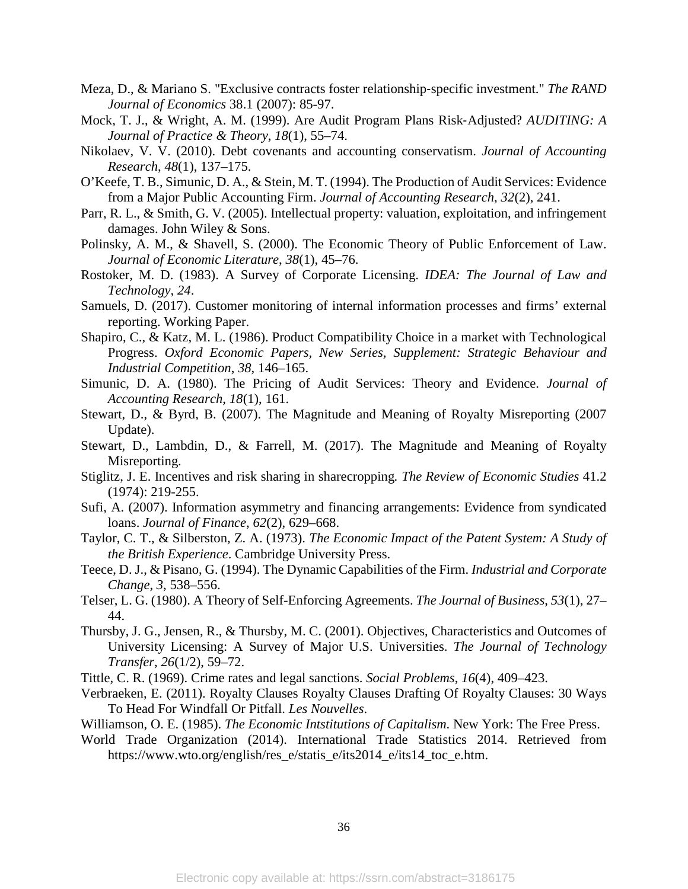Meza, D., & Mariano S. "Exclusive contracts foster relationship‐specific investment." *The RAND Journal of Economics* 38.1 (2007): 85-97.

Mock, T. J., & Wright, A. M. (1999). Are Audit Program Plans Risk‐Adjusted? *AUDITING: A Journal of Practice & Theory*, *18*(1), 55–74.

Nikolaev, V. V. (2010). Debt covenants and accounting conservatism. *Journal of Accounting Research*, *48*(1), 137–175.

O'Keefe, T. B., Simunic, D. A., & Stein, M. T. (1994). The Production of Audit Services: Evidence from a Major Public Accounting Firm. *Journal of Accounting Research*, *32*(2), 241.

Parr, R. L., & Smith, G. V. (2005). Intellectual property: valuation, exploitation, and infringement damages. John Wiley & Sons.

Polinsky, A. M., & Shavell, S. (2000). The Economic Theory of Public Enforcement of Law. *Journal of Economic Literature*, *38*(1), 45–76.

Rostoker, M. D. (1983). A Survey of Corporate Licensing. *IDEA: The Journal of Law and Technology*, *24*.

Samuels, D. (2017). Customer monitoring of internal information processes and firms' external reporting. Working Paper.

Shapiro, C., & Katz, M. L. (1986). Product Compatibility Choice in a market with Technological Progress. *Oxford Economic Papers, New Series, Supplement: Strategic Behaviour and Industrial Competition*, *38*, 146–165.

Simunic, D. A. (1980). The Pricing of Audit Services: Theory and Evidence. *Journal of Accounting Research*, *18*(1), 161.

Stewart, D., & Byrd, B. (2007). The Magnitude and Meaning of Royalty Misreporting (2007 Update).

Stewart, D., Lambdin, D., & Farrell, M. (2017). The Magnitude and Meaning of Royalty Misreporting.

Stiglitz, J. E. Incentives and risk sharing in sharecropping. *The Review of Economic Studies* 41.2 (1974): 219-255.

Sufi, A. (2007). Information asymmetry and financing arrangements: Evidence from syndicated loans. *Journal of Finance*, *62*(2), 629–668.

Taylor, C. T., & Silberston, Z. A. (1973). *The Economic Impact of the Patent System: A Study of the British Experience*. Cambridge University Press.

Teece, D. J., & Pisano, G. (1994). The Dynamic Capabilities of the Firm. *Industrial and Corporate Change*, *3*, 538–556.

Telser, L. G. (1980). A Theory of Self-Enforcing Agreements. *The Journal of Business*, *53*(1), 27–44.

Thursby, J. G., Jensen, R., & Thursby, M. C. (2001). Objectives, Characteristics and Outcomes of University Licensing: A Survey of Major U.S. Universities. *The Journal of Technology Transfer*, *26*(1/2), 59–72.

Tittle, C. R. (1969). Crime rates and legal sanctions. *Social Problems*, *16*(4), 409–423.

Verbraeken, E. (2011). Royalty Clauses Royalty Clauses Drafting Of Royalty Clauses: 30 Ways To Head For Windfall Or Pitfall. *Les Nouvelles*.

Williamson, O. E. (1985). *The Economic Intstitutions of Capitalism*. New York: The Free Press.

World Trade Organization (2014). International Trade Statistics 2014. Retrieved from https://www.wto.org/english/res_e/statis_e/its2014_e/its14_toc_e.htm.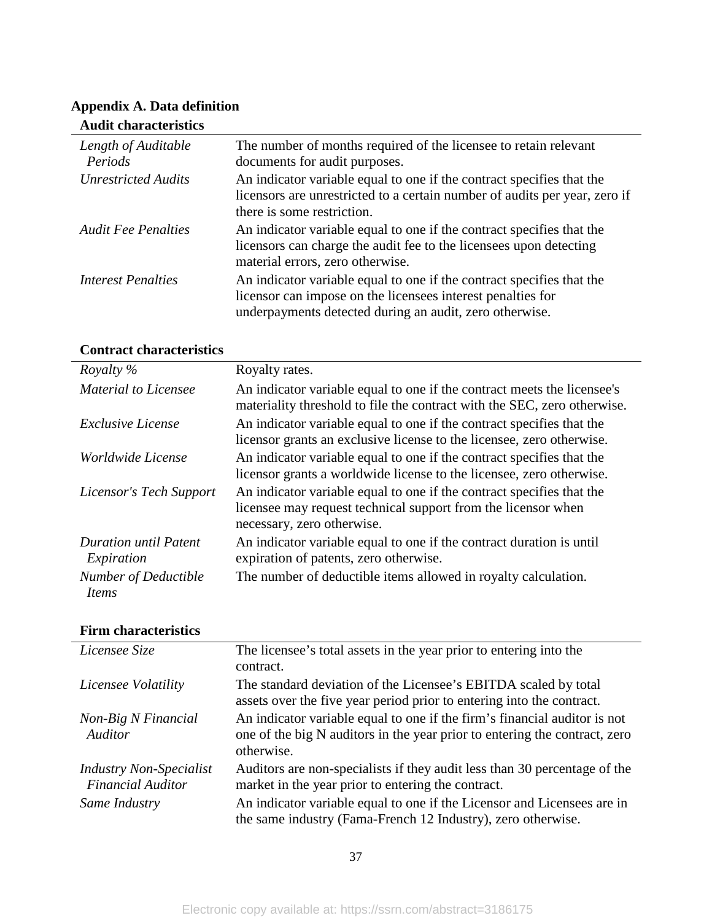**Appendix A. Data definition**

**Audit characteristics**

| | |
|---|---|
| *Length of Auditable Periods* | The number of months required of the licensee to retain relevant documents for audit purposes. |
| *Unrestricted Audits* | An indicator variable equal to one if the contract specifies that the licensors are unrestricted to a certain number of audits per year, zero if there is some restriction. |
| *Audit Fee Penalties* | An indicator variable equal to one if the contract specifies that the licensors can charge the audit fee to the licensees upon detecting material errors, zero otherwise. |
| *Interest Penalties* | An indicator variable equal to one if the contract specifies that the licensor can impose on the licensees interest penalties for underpayments detected during an audit, zero otherwise. |

**Contract characteristics**

| | |
|---|---|
| *Royalty %* | Royalty rates. |
| *Material to Licensee* | An indicator variable equal to one if the contract meets the licensee's materiality threshold to file the contract with the SEC, zero otherwise. |
| *Exclusive License* | An indicator variable equal to one if the contract specifies that the licensor grants an exclusive license to the licensee, zero otherwise. |
| *Worldwide License* | An indicator variable equal to one if the contract specifies that the licensor grants a worldwide license to the licensee, zero otherwise. |
| *Licensor's Tech Support* | An indicator variable equal to one if the contract specifies that the licensee may request technical support from the licensor when necessary, zero otherwise. |
| *Duration until Patent Expiration* | An indicator variable equal to one if the contract duration is until expiration of patents, zero otherwise. |
| *Number of Deductible Items* | The number of deductible items allowed in royalty calculation. |

**Firm characteristics**

| | |
|---|---|
| *Licensee Size* | The licensee's total assets in the year prior to entering into the contract. |
| *Licensee Volatility* | The standard deviation of the Licensee's EBITDA scaled by total assets over the five year period prior to entering into the contract. |
| *Non-Big N Financial Auditor* | An indicator variable equal to one if the firm's financial auditor is not one of the big N auditors in the year prior to entering the contract, zero otherwise. |
| *Industry Non-Specialist Financial Auditor* | Auditors are non-specialists if they audit less than 30 percentage of the market in the year prior to entering the contract. |
| *Same Industry* | An indicator variable equal to one if the Licensor and Licensees are in the same industry (Fama-French 12 Industry), zero otherwise. |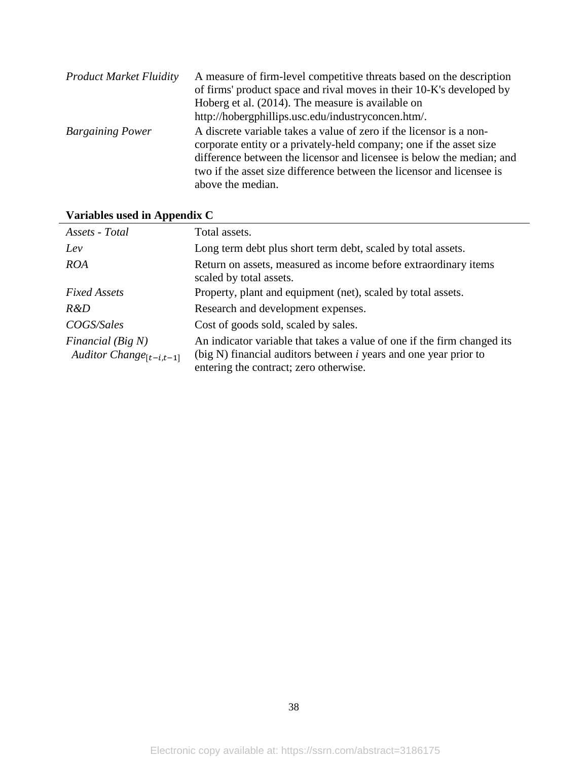| | |
|---|---|
| *Product Market Fluidity* | A measure of firm-level competitive threats based on the description of firms' product space and rival moves in their 10-K's developed by Hoberg et al. (2014). The measure is available on http://hobergphillips.usc.edu/industryconcen.htm/. |
| *Bargaining Power* | A discrete variable takes a value of zero if the licensor is a non-corporate entity or a privately-held company; one if the asset size difference between the licensor and licensee is below the median; and two if the asset size difference between the licensor and licensee is above the median. |

**Variables used in Appendix C**

| | |
|---|---|
| *Assets - Total* | Total assets. |
| *Lev* | Long term debt plus short term debt, scaled by total assets. |
| *ROA* | Return on assets, measured as income before extraordinary items scaled by total assets. |
| *Fixed Assets* | Property, plant and equipment (net), scaled by total assets. |
| *R&D* | Research and development expenses. |
| *COGS/Sales* | Cost of goods sold, scaled by sales. |
| *Financial (Big N) Auditor Change*$_{[t-i,t-1]}$ | An indicator variable that takes a value of one if the firm changed its (big N) financial auditors between *i* years and one year prior to entering the contract; zero otherwise. |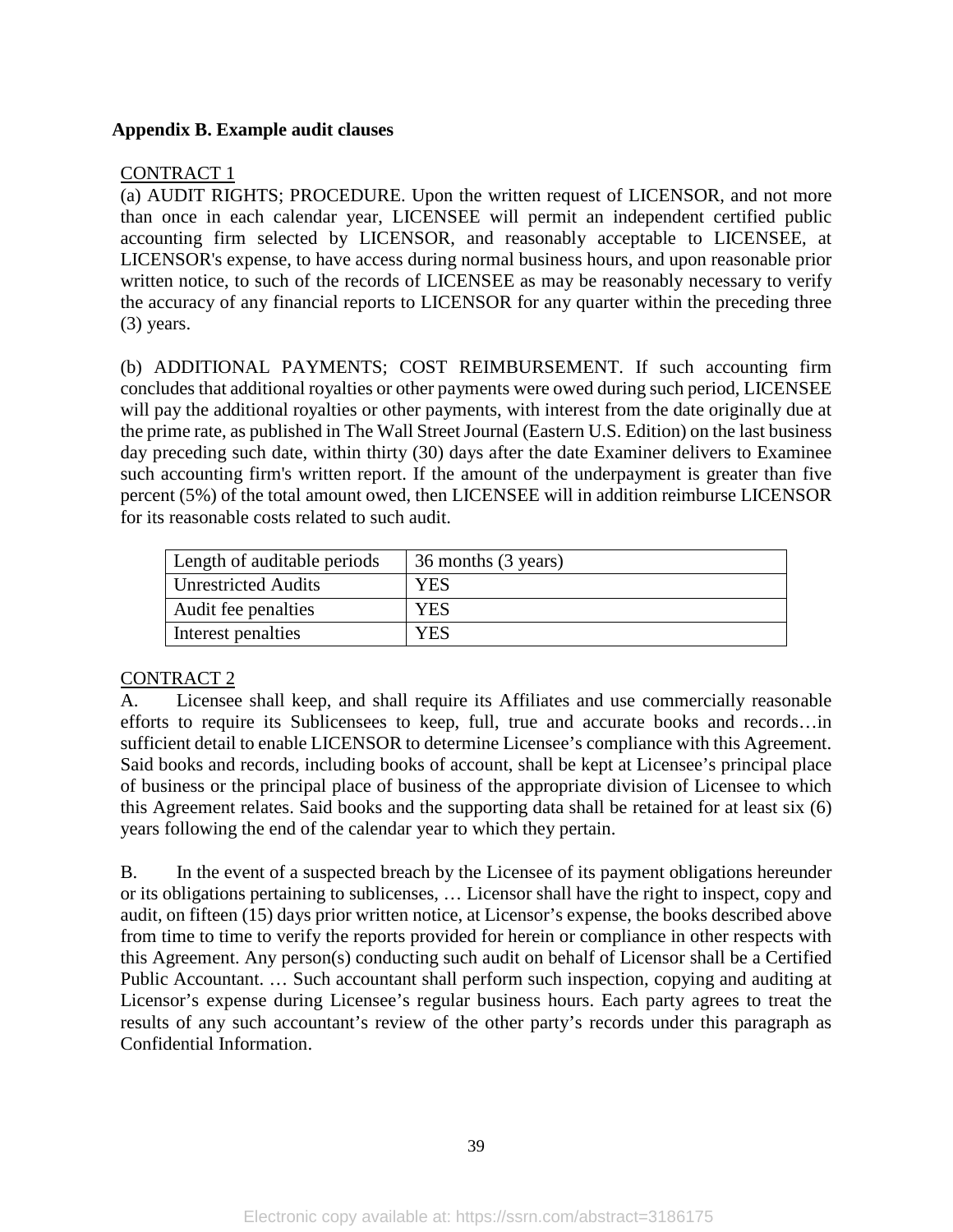**Appendix B. Example audit clauses**

CONTRACT 1

(a) AUDIT RIGHTS; PROCEDURE. Upon the written request of LICENSOR, and not more than once in each calendar year, LICENSEE will permit an independent certified public accounting firm selected by LICENSOR, and reasonably acceptable to LICENSEE, at LICENSOR's expense, to have access during normal business hours, and upon reasonable prior written notice, to such of the records of LICENSEE as may be reasonably necessary to verify the accuracy of any financial reports to LICENSOR for any quarter within the preceding three (3) years.

(b) ADDITIONAL PAYMENTS; COST REIMBURSEMENT. If such accounting firm concludes that additional royalties or other payments were owed during such period, LICENSEE will pay the additional royalties or other payments, with interest from the date originally due at the prime rate, as published in The Wall Street Journal (Eastern U.S. Edition) on the last business day preceding such date, within thirty (30) days after the date Examiner delivers to Examinee such accounting firm's written report. If the amount of the underpayment is greater than five percent (5%) of the total amount owed, then LICENSEE will in addition reimburse LICENSOR for its reasonable costs related to such audit.

| Length of auditable periods | 36 months (3 years) |
|---|---|
| Unrestricted Audits | YES |
| Audit fee penalties | YES |
| Interest penalties | YES |

CONTRACT 2

A. Licensee shall keep, and shall require its Affiliates and use commercially reasonable efforts to require its Sublicensees to keep, full, true and accurate books and records…in sufficient detail to enable LICENSOR to determine Licensee's compliance with this Agreement. Said books and records, including books of account, shall be kept at Licensee's principal place of business or the principal place of business of the appropriate division of Licensee to which this Agreement relates. Said books and the supporting data shall be retained for at least six (6) years following the end of the calendar year to which they pertain.

B. In the event of a suspected breach by the Licensee of its payment obligations hereunder or its obligations pertaining to sublicenses, … Licensor shall have the right to inspect, copy and audit, on fifteen (15) days prior written notice, at Licensor's expense, the books described above from time to time to verify the reports provided for herein or compliance in other respects with this Agreement. Any person(s) conducting such audit on behalf of Licensor shall be a Certified Public Accountant. … Such accountant shall perform such inspection, copying and auditing at Licensor's expense during Licensee's regular business hours. Each party agrees to treat the results of any such accountant's review of the other party's records under this paragraph as Confidential Information.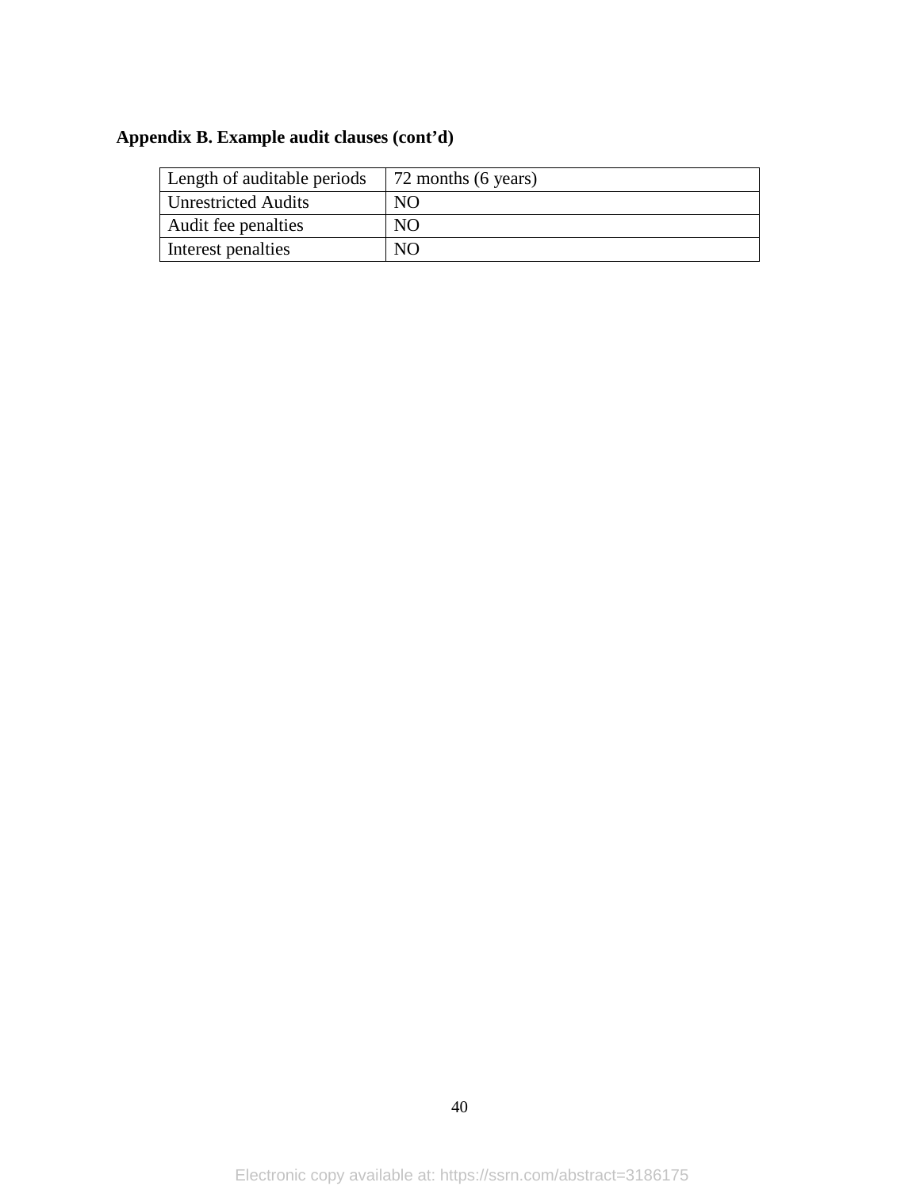**Appendix B. Example audit clauses (cont'd)**

| Length of auditable periods | 72 months (6 years) |
| --- | --- |
| Unrestricted Audits | NO |
| Audit fee penalties | NO |
| Interest penalties | NO |

Electronic copy available at: https://ssrn.com/abstract=3186175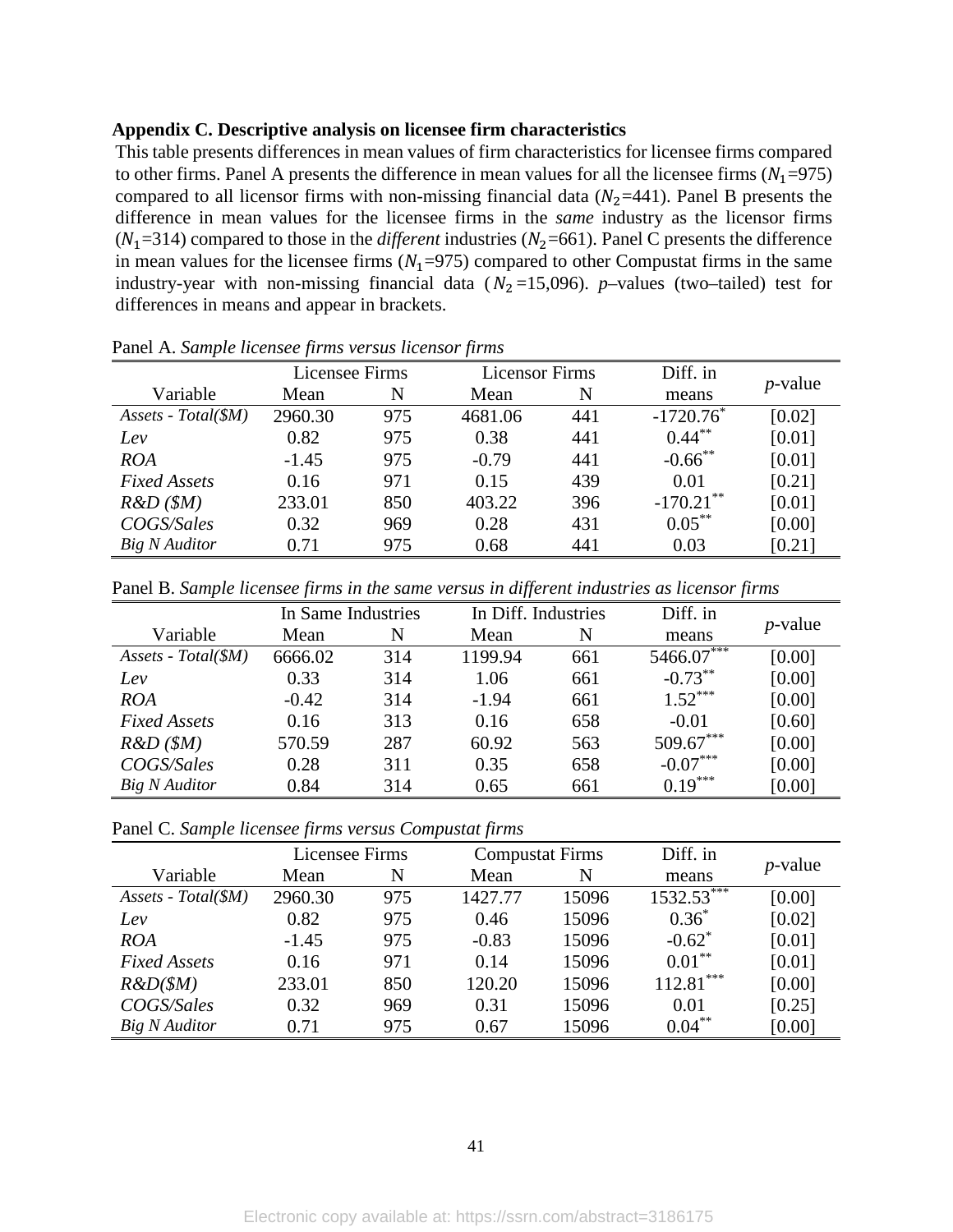**Appendix C. Descriptive analysis on licensee firm characteristics**

This table presents differences in mean values of firm characteristics for licensee firms compared to other firms. Panel A presents the difference in mean values for all the licensee firms ($N_1$=975) compared to all licensor firms with non-missing financial data ($N_2$=441). Panel B presents the difference in mean values for the licensee firms in the *same* industry as the licensor firms ($N_1$=314) compared to those in the *different* industries ($N_2$=661). Panel C presents the difference in mean values for the licensee firms ($N_1$=975) compared to other Compustat firms in the same industry-year with non-missing financial data ($N_2$=15,096). *p*–values (two–tailed) test for differences in means and appear in brackets.

Panel A. *Sample licensee firms versus licensor firms*

| | Licensee Firms | | Licensor Firms | | Diff. in | *p*-value |
|---|---|---|---|---|---|---|
| Variable | Mean | N | Mean | N | means | |
| *Assets - Total($M)* | 2960.30 | 975 | 4681.06 | 441 | -1720.76* | [0.02] |
| *Lev* | 0.82 | 975 | 0.38 | 441 | 0.44** | [0.01] |
| *ROA* | -1.45 | 975 | -0.79 | 441 | -0.66** | [0.01] |
| *Fixed Assets* | 0.16 | 971 | 0.15 | 439 | 0.01 | [0.21] |
| *R&D ($M)* | 233.01 | 850 | 403.22 | 396 | -170.21** | [0.01] |
| *COGS/Sales* | 0.32 | 969 | 0.28 | 431 | 0.05** | [0.00] |
| *Big N Auditor* | 0.71 | 975 | 0.68 | 441 | 0.03 | [0.21] |

Panel B. *Sample licensee firms in the same versus in different industries as licensor firms*

| | In Same Industries | | In Diff. Industries | | Diff. in | *p*-value |
|---|---|---|---|---|---|---|
| Variable | Mean | N | Mean | N | means | |
| *Assets - Total($M)* | 6666.02 | 314 | 1199.94 | 661 | 5466.07*** | [0.00] |
| *Lev* | 0.33 | 314 | 1.06 | 661 | -0.73** | [0.00] |
| *ROA* | -0.42 | 314 | -1.94 | 661 | 1.52*** | [0.00] |
| *Fixed Assets* | 0.16 | 313 | 0.16 | 658 | -0.01 | [0.60] |
| *R&D ($M)* | 570.59 | 287 | 60.92 | 563 | 509.67*** | [0.00] |
| *COGS/Sales* | 0.28 | 311 | 0.35 | 658 | -0.07*** | [0.00] |
| *Big N Auditor* | 0.84 | 314 | 0.65 | 661 | 0.19*** | [0.00] |

Panel C. *Sample licensee firms versus Compustat firms*

| | Licensee Firms | | Compustat Firms | | Diff. in | *p*-value |
|---|---|---|---|---|---|---|
| Variable | Mean | N | Mean | N | means | |
| *Assets - Total($M)* | 2960.30 | 975 | 1427.77 | 15096 | 1532.53*** | [0.00] |
| *Lev* | 0.82 | 975 | 0.46 | 15096 | 0.36* | [0.02] |
| *ROA* | -1.45 | 975 | -0.83 | 15096 | -0.62* | [0.01] |
| *Fixed Assets* | 0.16 | 971 | 0.14 | 15096 | 0.01** | [0.01] |
| *R&D($M)* | 233.01 | 850 | 120.20 | 15096 | 112.81*** | [0.00] |
| *COGS/Sales* | 0.32 | 969 | 0.31 | 15096 | 0.01 | [0.25] |
| *Big N Auditor* | 0.71 | 975 | 0.67 | 15096 | 0.04** | [0.00] |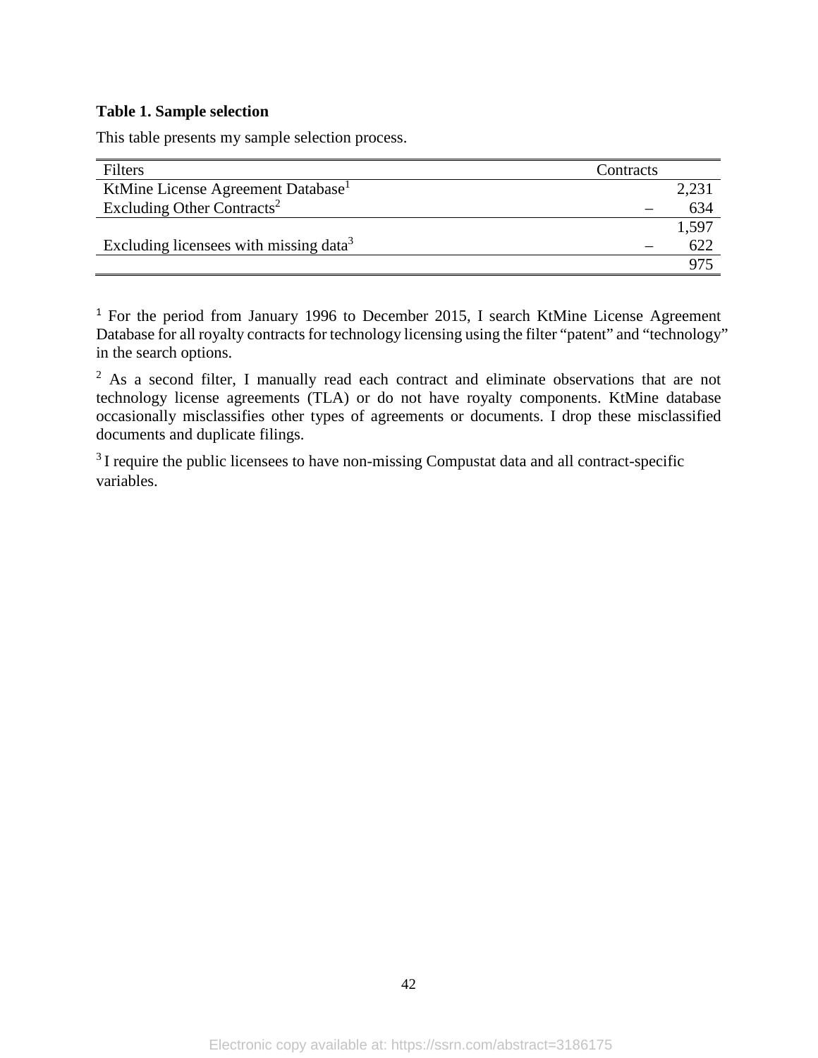**Table 1. Sample selection**

This table presents my sample selection process.

| Filters | Contracts | |
|---|---|---|
| KtMine License Agreement Database[1] | | 2,231 |
| Excluding Other Contracts[2] | – | 634 |
| | | 1,597 |
| Excluding licensees with missing data[3] | – | 622 |
| | | 975 |

[1] For the period from January 1996 to December 2015, I search KtMine License Agreement Database for all royalty contracts for technology licensing using the filter "patent" and "technology" in the search options.

[2] As a second filter, I manually read each contract and eliminate observations that are not technology license agreements (TLA) or do not have royalty components. KtMine database occasionally misclassifies other types of agreements or documents. I drop these misclassified documents and duplicate filings.

[3] I require the public licensees to have non-missing Compustat data and all contract-specific variables.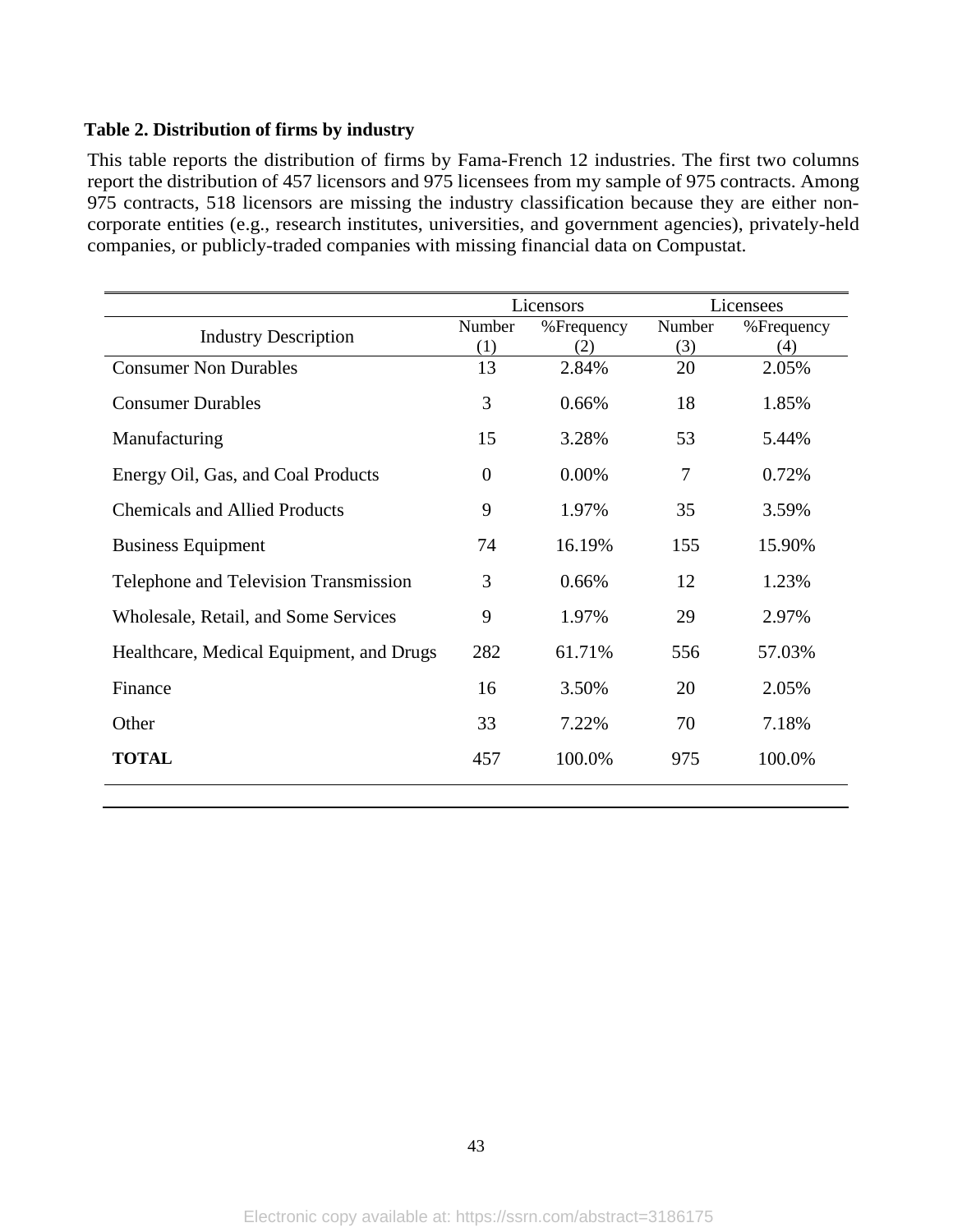**Table 2. Distribution of firms by industry**

This table reports the distribution of firms by Fama-French 12 industries. The first two columns report the distribution of 457 licensors and 975 licensees from my sample of 975 contracts. Among 975 contracts, 518 licensors are missing the industry classification because they are either non-corporate entities (e.g., research institutes, universities, and government agencies), privately-held companies, or publicly-traded companies with missing financial data on Compustat.

| | Licensors | | Licensees | |
|---|---|---|---|---|
| Industry Description | Number (1) | %Frequency (2) | Number (3) | %Frequency (4) |
| Consumer Non Durables | 13 | 2.84% | 20 | 2.05% |
| Consumer Durables | 3 | 0.66% | 18 | 1.85% |
| Manufacturing | 15 | 3.28% | 53 | 5.44% |
| Energy Oil, Gas, and Coal Products | 0 | 0.00% | 7 | 0.72% |
| Chemicals and Allied Products | 9 | 1.97% | 35 | 3.59% |
| Business Equipment | 74 | 16.19% | 155 | 15.90% |
| Telephone and Television Transmission | 3 | 0.66% | 12 | 1.23% |
| Wholesale, Retail, and Some Services | 9 | 1.97% | 29 | 2.97% |
| Healthcare, Medical Equipment, and Drugs | 282 | 61.71% | 556 | 57.03% |
| Finance | 16 | 3.50% | 20 | 2.05% |
| Other | 33 | 7.22% | 70 | 7.18% |
| **TOTAL** | 457 | 100.0% | 975 | 100.0% |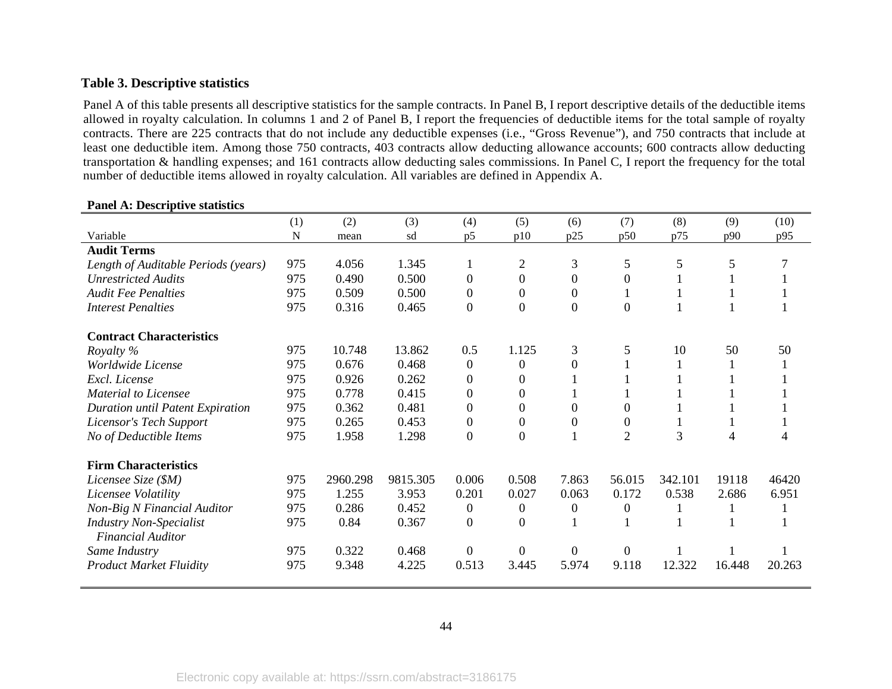**Table 3. Descriptive statistics**

Panel A of this table presents all descriptive statistics for the sample contracts. In Panel B, I report descriptive details of the deductible items allowed in royalty calculation. In columns 1 and 2 of Panel B, I report the frequencies of deductible items for the total sample of royalty contracts. There are 225 contracts that do not include any deductible expenses (i.e., "Gross Revenue"), and 750 contracts that include at least one deductible item. Among those 750 contracts, 403 contracts allow deducting allowance accounts; 600 contracts allow deducting transportation & handling expenses; and 161 contracts allow deducting sales commissions. In Panel C, I report the frequency for the total number of deductible items allowed in royalty calculation. All variables are defined in Appendix A.

**Panel A: Descriptive statistics**

| | (1) | (2) | (3) | (4) | (5) | (6) | (7) | (8) | (9) | (10) |
|---|---|---|---|---|---|---|---|---|---|---|
| Variable | N | mean | sd | p5 | p10 | p25 | p50 | p75 | p90 | p95 |
| **Audit Terms** | | | | | | | | | | |
| *Length of Auditable Periods (years)* | 975 | 4.056 | 1.345 | 1 | 2 | 3 | 5 | 5 | 5 | 7 |
| *Unrestricted Audits* | 975 | 0.490 | 0.500 | 0 | 0 | 0 | 0 | 1 | 1 | 1 |
| *Audit Fee Penalties* | 975 | 0.509 | 0.500 | 0 | 0 | 0 | 1 | 1 | 1 | 1 |
| *Interest Penalties* | 975 | 0.316 | 0.465 | 0 | 0 | 0 | 0 | 1 | 1 | 1 |
| **Contract Characteristics** | | | | | | | | | | |
| *Royalty %* | 975 | 10.748 | 13.862 | 0.5 | 1.125 | 3 | 5 | 10 | 50 | 50 |
| *Worldwide License* | 975 | 0.676 | 0.468 | 0 | 0 | 0 | 1 | 1 | 1 | 1 |
| *Excl. License* | 975 | 0.926 | 0.262 | 0 | 0 | 1 | 1 | 1 | 1 | 1 |
| *Material to Licensee* | 975 | 0.778 | 0.415 | 0 | 0 | 1 | 1 | 1 | 1 | 1 |
| *Duration until Patent Expiration* | 975 | 0.362 | 0.481 | 0 | 0 | 0 | 0 | 1 | 1 | 1 |
| *Licensor's Tech Support* | 975 | 0.265 | 0.453 | 0 | 0 | 0 | 0 | 1 | 1 | 1 |
| *No of Deductible Items* | 975 | 1.958 | 1.298 | 0 | 0 | 1 | 2 | 3 | 4 | 4 |
| **Firm Characteristics** | | | | | | | | | | |
| *Licensee Size ($M)* | 975 | 2960.298 | 9815.305 | 0.006 | 0.508 | 7.863 | 56.015 | 342.101 | 19118 | 46420 |
| *Licensee Volatility* | 975 | 1.255 | 3.953 | 0.201 | 0.027 | 0.063 | 0.172 | 0.538 | 2.686 | 6.951 |
| *Non-Big N Financial Auditor* | 975 | 0.286 | 0.452 | 0 | 0 | 0 | 0 | 1 | 1 | 1 |
| *Industry Non-Specialist Financial Auditor* | 975 | 0.84 | 0.367 | 0 | 0 | 1 | 1 | 1 | 1 | 1 |
| *Same Industry* | 975 | 0.322 | 0.468 | 0 | 0 | 0 | 0 | 1 | 1 | 1 |
| *Product Market Fluidity* | 975 | 9.348 | 4.225 | 0.513 | 3.445 | 5.974 | 9.118 | 12.322 | 16.448 | 20.263 |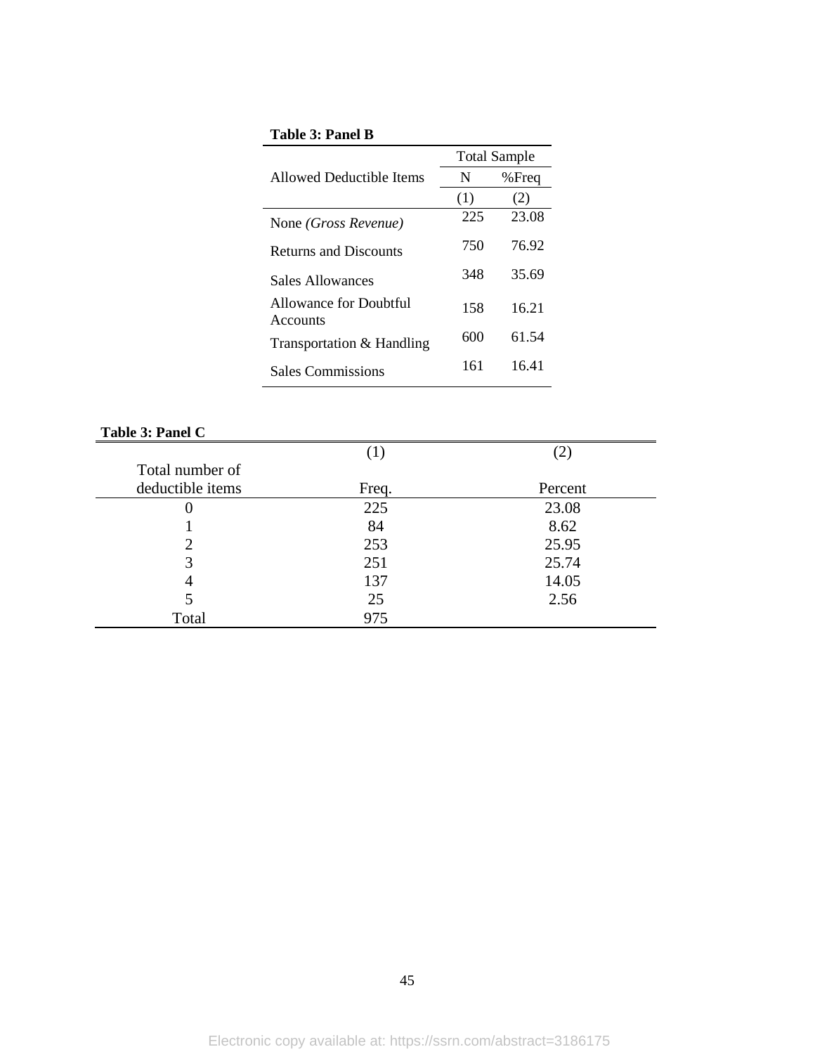**Table 3: Panel B**

| Allowed Deductible Items | Total Sample | |
|---|---|---|
| | N | %Freq |
| | (1) | (2) |
| None *(Gross Revenue)* | 225 | 23.08 |
| Returns and Discounts | 750 | 76.92 |
| Sales Allowances | 348 | 35.69 |
| Allowance for Doubtful Accounts | 158 | 16.21 |
| Transportation & Handling | 600 | 61.54 |
| Sales Commissions | 161 | 16.41 |

**Table 3: Panel C**

| | (1) | (2) |
|---|---|---|
| Total number of deductible items | Freq. | Percent |
| 0 | 225 | 23.08 |
| 1 | 84 | 8.62 |
| 2 | 253 | 25.95 |
| 3 | 251 | 25.74 |
| 4 | 137 | 14.05 |
| 5 | 25 | 2.56 |
| Total | 975 | |

Electronic copy available at: https://ssrn.com/abstract=3186175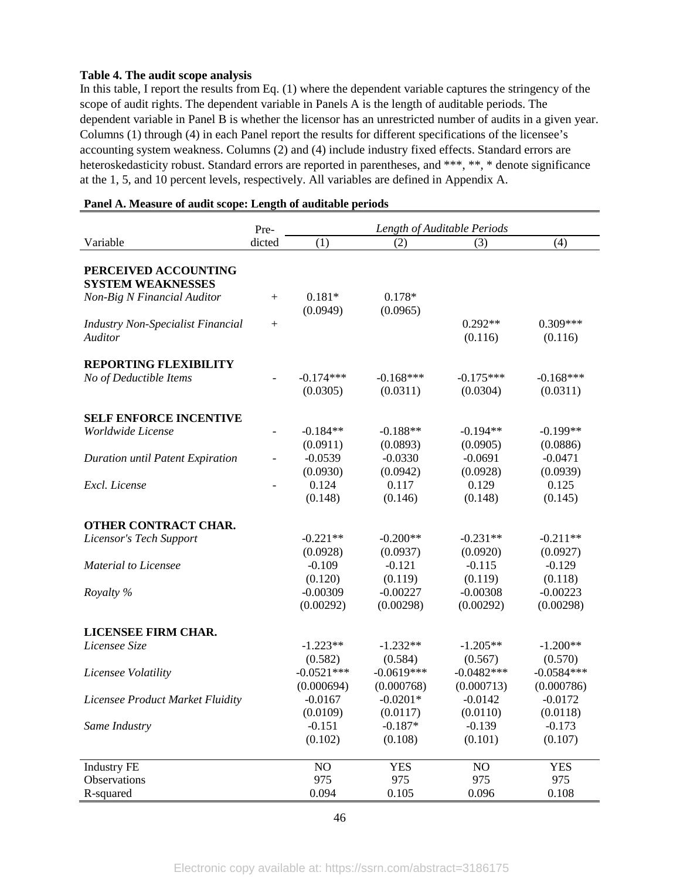**Table 4. The audit scope analysis**

In this table, I report the results from Eq. (1) where the dependent variable captures the stringency of the scope of audit rights. The dependent variable in Panels A is the length of auditable periods. The dependent variable in Panel B is whether the licensor has an unrestricted number of audits in a given year. Columns (1) through (4) in each Panel report the results for different specifications of the licensee's accounting system weakness. Columns (2) and (4) include industry fixed effects. Standard errors are heteroskedasticity robust. Standard errors are reported in parentheses, and \*\*\*, \*\*, \* denote significance at the 1, 5, and 10 percent levels, respectively. All variables are defined in Appendix A.

**Panel A. Measure of audit scope: Length of auditable periods**

| Variable | Pre-dicted | Length of Auditable Periods (1) | (2) | (3) | (4) |
|---|---|---|---|---|---|
| **PERCEIVED ACCOUNTING SYSTEM WEAKNESSES** | | | | | |
| *Non-Big N Financial Auditor* | + | 0.181* | 0.178* | | |
| | | (0.0949) | (0.0965) | | |
| *Industry Non-Specialist Financial Auditor* | + | | | 0.292** | 0.309*** |
| | | | | (0.116) | (0.116) |
| **REPORTING FLEXIBILITY** | | | | | |
| *No of Deductible Items* | - | -0.174*** | -0.168*** | -0.175*** | -0.168*** |
| | | (0.0305) | (0.0311) | (0.0304) | (0.0311) |
| **SELF ENFORCE INCENTIVE** | | | | | |
| *Worldwide License* | - | -0.184** | -0.188** | -0.194** | -0.199** |
| | | (0.0911) | (0.0893) | (0.0905) | (0.0886) |
| *Duration until Patent Expiration* | - | -0.0539 | -0.0330 | -0.0691 | -0.0471 |
| | | (0.0930) | (0.0942) | (0.0928) | (0.0939) |
| *Excl. License* | - | 0.124 | 0.117 | 0.129 | 0.125 |
| | | (0.148) | (0.146) | (0.148) | (0.145) |
| **OTHER CONTRACT CHAR.** | | | | | |
| *Licensor's Tech Support* | | -0.221** | -0.200** | -0.231** | -0.211** |
| | | (0.0928) | (0.0937) | (0.0920) | (0.0927) |
| *Material to Licensee* | | -0.109 | -0.121 | -0.115 | -0.129 |
| | | (0.120) | (0.119) | (0.119) | (0.118) |
| *Royalty %* | | -0.00309 | -0.00227 | -0.00308 | -0.00223 |
| | | (0.00292) | (0.00298) | (0.00292) | (0.00298) |
| **LICENSEE FIRM CHAR.** | | | | | |
| *Licensee Size* | | -1.223** | -1.232** | -1.205** | -1.200** |
| | | (0.582) | (0.584) | (0.567) | (0.570) |
| *Licensee Volatility* | | -0.0521*** | -0.0619*** | -0.0482*** | -0.0584*** |
| | | (0.000694) | (0.000768) | (0.000713) | (0.000786) |
| *Licensee Product Market Fluidity* | | -0.0167 | -0.0201* | -0.0142 | -0.0172 |
| | | (0.0109) | (0.0117) | (0.0110) | (0.0118) |
| *Same Industry* | | -0.151 | -0.187* | -0.139 | -0.173 |
| | | (0.102) | (0.108) | (0.101) | (0.107) |
| Industry FE | | NO | YES | NO | YES |
| Observations | | 975 | 975 | 975 | 975 |
| R-squared | | 0.094 | 0.105 | 0.096 | 0.108 |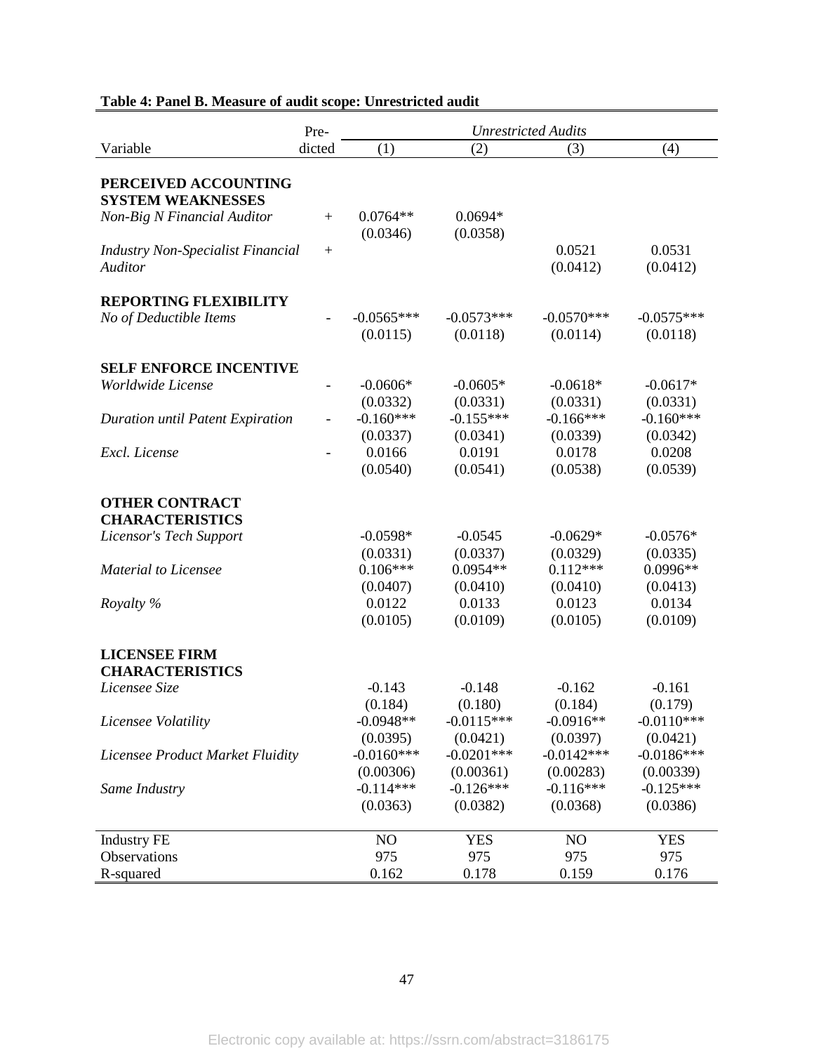**Table 4: Panel B. Measure of audit scope: Unrestricted audit**

| Variable | Predicted | *Unrestricted Audits* | | | |
|---|---|---|---|---|---|
| | | (1) | (2) | (3) | (4) |
| **PERCEIVED ACCOUNTING SYSTEM WEAKNESSES** | | | | | |
| *Non-Big N Financial Auditor* | + | 0.0764** | 0.0694* | | |
| | | (0.0346) | (0.0358) | | |
| *Industry Non-Specialist Financial Auditor* | + | | | 0.0521 | 0.0531 |
| | | | | (0.0412) | (0.0412) |
| **REPORTING FLEXIBILITY** | | | | | |
| *No of Deductible Items* | - | -0.0565*** | -0.0573*** | -0.0570*** | -0.0575*** |
| | | (0.0115) | (0.0118) | (0.0114) | (0.0118) |
| **SELF ENFORCE INCENTIVE** | | | | | |
| *Worldwide License* | - | -0.0606* | -0.0605* | -0.0618* | -0.0617* |
| | | (0.0332) | (0.0331) | (0.0331) | (0.0331) |
| *Duration until Patent Expiration* | - | -0.160*** | -0.155*** | -0.166*** | -0.160*** |
| | | (0.0337) | (0.0341) | (0.0339) | (0.0342) |
| *Excl. License* | - | 0.0166 | 0.0191 | 0.0178 | 0.0208 |
| | | (0.0540) | (0.0541) | (0.0538) | (0.0539) |
| **OTHER CONTRACT CHARACTERISTICS** | | | | | |
| *Licensor's Tech Support* | | -0.0598* | -0.0545 | -0.0629* | -0.0576* |
| | | (0.0331) | (0.0337) | (0.0329) | (0.0335) |
| *Material to Licensee* | | 0.106*** | 0.0954** | 0.112*** | 0.0996** |
| | | (0.0407) | (0.0410) | (0.0410) | (0.0413) |
| *Royalty %* | | 0.0122 | 0.0133 | 0.0123 | 0.0134 |
| | | (0.0105) | (0.0109) | (0.0105) | (0.0109) |
| **LICENSEE FIRM CHARACTERISTICS** | | | | | |
| *Licensee Size* | | -0.143 | -0.148 | -0.162 | -0.161 |
| | | (0.184) | (0.180) | (0.184) | (0.179) |
| *Licensee Volatility* | | -0.0948** | -0.0115*** | -0.0916** | -0.0110*** |
| | | (0.0395) | (0.0421) | (0.0397) | (0.0421) |
| *Licensee Product Market Fluidity* | | -0.0160*** | -0.0201*** | -0.0142*** | -0.0186*** |
| | | (0.00306) | (0.00361) | (0.00283) | (0.00339) |
| *Same Industry* | | -0.114*** | -0.126*** | -0.116*** | -0.125*** |
| | | (0.0363) | (0.0382) | (0.0368) | (0.0386) |
| Industry FE | | NO | YES | NO | YES |
| Observations | | 975 | 975 | 975 | 975 |
| R-squared | | 0.162 | 0.178 | 0.159 | 0.176 |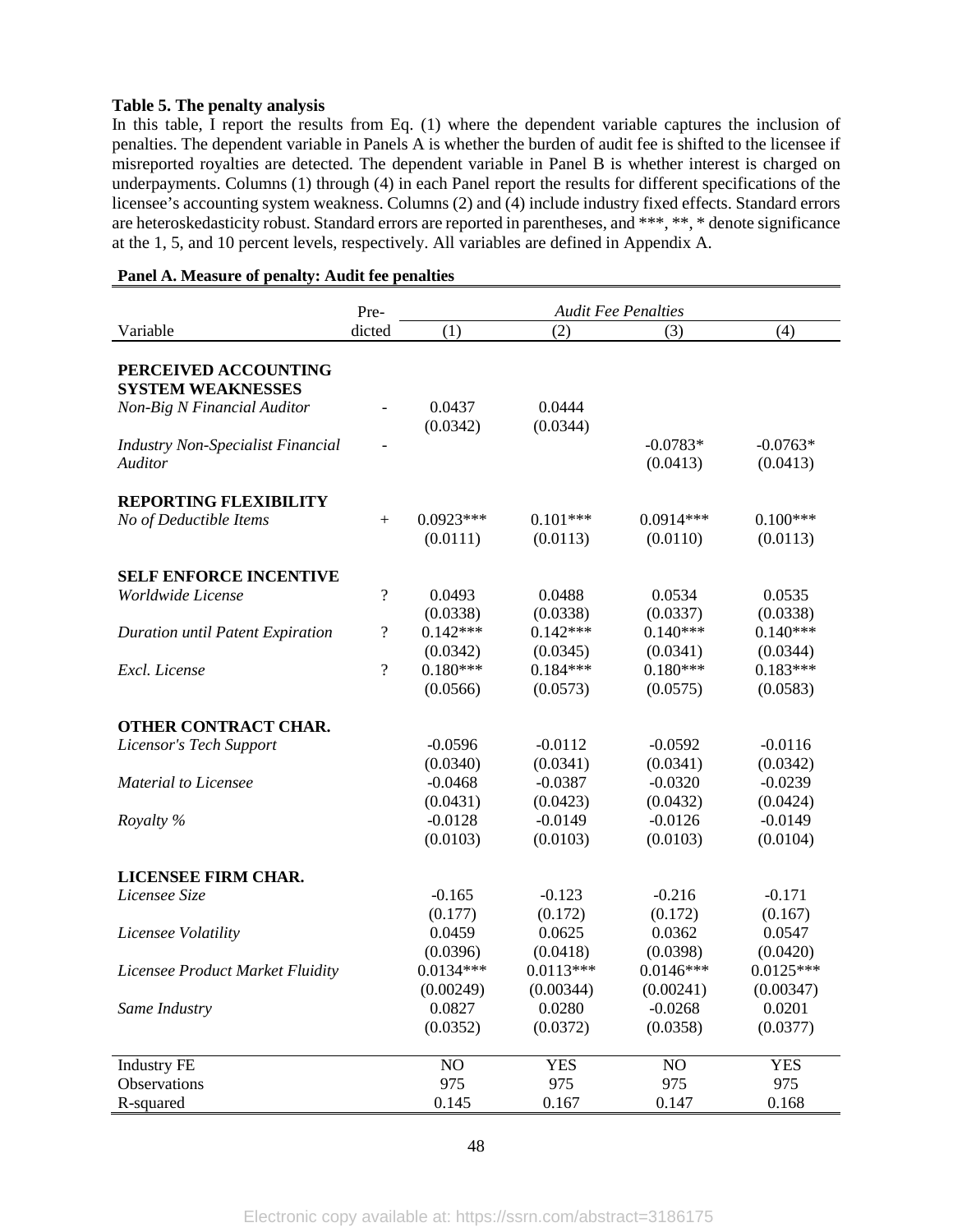**Table 5. The penalty analysis**

In this table, I report the results from Eq. (1) where the dependent variable captures the inclusion of penalties. The dependent variable in Panels A is whether the burden of audit fee is shifted to the licensee if misreported royalties are detected. The dependent variable in Panel B is whether interest is charged on underpayments. Columns (1) through (4) in each Panel report the results for different specifications of the licensee's accounting system weakness. Columns (2) and (4) include industry fixed effects. Standard errors are heteroskedasticity robust. Standard errors are reported in parentheses, and \*\*\*, \*\*, \* denote significance at the 1, 5, and 10 percent levels, respectively. All variables are defined in Appendix A.

**Panel A. Measure of penalty: Audit fee penalties**

| Variable | Pre-dicted | *Audit Fee Penalties* (1) | (2) | (3) | (4) |
|---|---|---|---|---|---|
| **PERCEIVED ACCOUNTING SYSTEM WEAKNESSES** | | | | | |
| *Non-Big N Financial Auditor* | - | 0.0437 | 0.0444 | | |
| | | (0.0342) | (0.0344) | | |
| *Industry Non-Specialist Financial Auditor* | - | | | -0.0783* | -0.0763* |
| | | | | (0.0413) | (0.0413) |
| **REPORTING FLEXIBILITY** | | | | | |
| *No of Deductible Items* | + | 0.0923*** | 0.101*** | 0.0914*** | 0.100*** |
| | | (0.0111) | (0.0113) | (0.0110) | (0.0113) |
| **SELF ENFORCE INCENTIVE** | | | | | |
| *Worldwide License* | ? | 0.0493 | 0.0488 | 0.0534 | 0.0535 |
| | | (0.0338) | (0.0338) | (0.0337) | (0.0338) |
| *Duration until Patent Expiration* | ? | 0.142*** | 0.142*** | 0.140*** | 0.140*** |
| | | (0.0342) | (0.0345) | (0.0341) | (0.0344) |
| *Excl. License* | ? | 0.180*** | 0.184*** | 0.180*** | 0.183*** |
| | | (0.0566) | (0.0573) | (0.0575) | (0.0583) |
| **OTHER CONTRACT CHAR.** | | | | | |
| *Licensor's Tech Support* | | -0.0596 | -0.0112 | -0.0592 | -0.0116 |
| | | (0.0340) | (0.0341) | (0.0341) | (0.0342) |
| *Material to Licensee* | | -0.0468 | -0.0387 | -0.0320 | -0.0239 |
| | | (0.0431) | (0.0423) | (0.0432) | (0.0424) |
| *Royalty %* | | -0.0128 | -0.0149 | -0.0126 | -0.0149 |
| | | (0.0103) | (0.0103) | (0.0103) | (0.0104) |
| **LICENSEE FIRM CHAR.** | | | | | |
| *Licensee Size* | | -0.165 | -0.123 | -0.216 | -0.171 |
| | | (0.177) | (0.172) | (0.172) | (0.167) |
| *Licensee Volatility* | | 0.0459 | 0.0625 | 0.0362 | 0.0547 |
| | | (0.0396) | (0.0418) | (0.0398) | (0.0420) |
| *Licensee Product Market Fluidity* | | 0.0134*** | 0.0113*** | 0.0146*** | 0.0125*** |
| | | (0.00249) | (0.00344) | (0.00241) | (0.00347) |
| *Same Industry* | | 0.0827 | 0.0280 | -0.0268 | 0.0201 |
| | | (0.0352) | (0.0372) | (0.0358) | (0.0377) |
| Industry FE | | NO | YES | NO | YES |
| Observations | | 975 | 975 | 975 | 975 |
| R-squared | | 0.145 | 0.167 | 0.147 | 0.168 |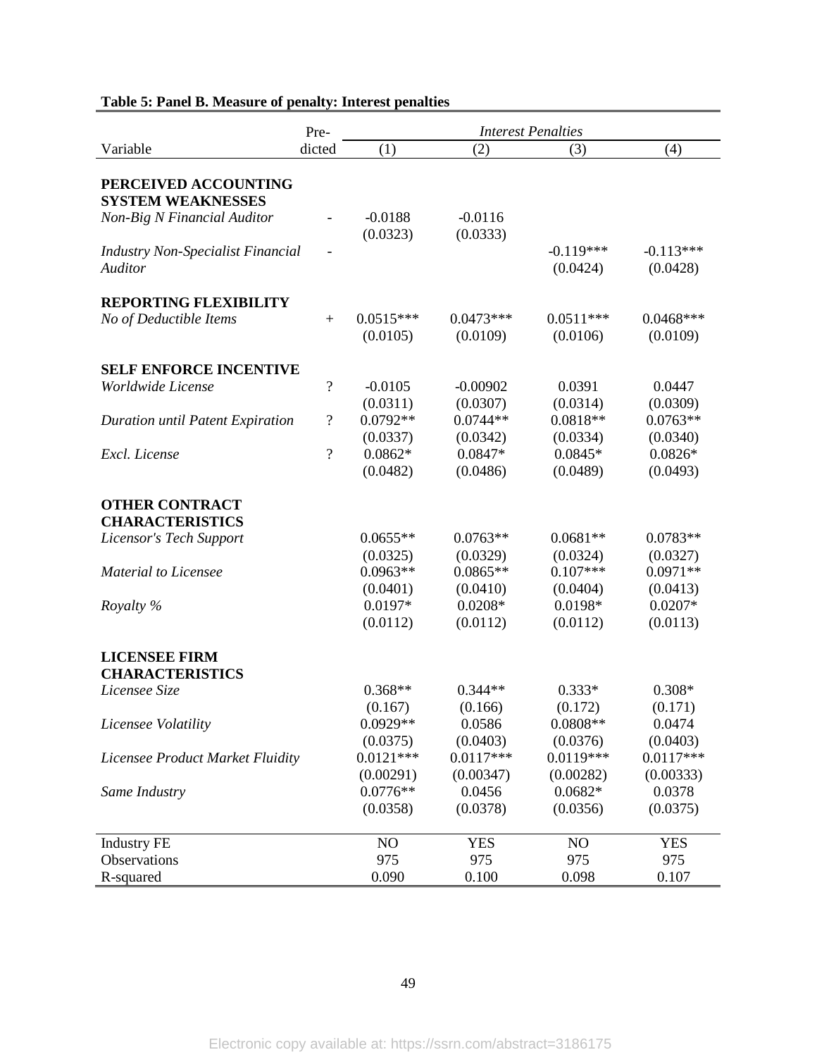**Table 5: Panel B. Measure of penalty: Interest penalties**

| Variable | Pre-dicted | *Interest Penalties* (1) | (2) | (3) | (4) |
|---|---|---|---|---|---|
| **PERCEIVED ACCOUNTING SYSTEM WEAKNESSES** | | | | | |
| *Non-Big N Financial Auditor* | - | -0.0188 | -0.0116 | | |
| | | (0.0323) | (0.0333) | | |
| *Industry Non-Specialist Financial Auditor* | - | | | -0.119*** | -0.113*** |
| | | | | (0.0424) | (0.0428) |
| **REPORTING FLEXIBILITY** | | | | | |
| *No of Deductible Items* | + | 0.0515*** | 0.0473*** | 0.0511*** | 0.0468*** |
| | | (0.0105) | (0.0109) | (0.0106) | (0.0109) |
| **SELF ENFORCE INCENTIVE** | | | | | |
| *Worldwide License* | ? | -0.0105 | -0.00902 | 0.0391 | 0.0447 |
| | | (0.0311) | (0.0307) | (0.0314) | (0.0309) |
| *Duration until Patent Expiration* | ? | 0.0792** | 0.0744** | 0.0818** | 0.0763** |
| | | (0.0337) | (0.0342) | (0.0334) | (0.0340) |
| *Excl. License* | ? | 0.0862* | 0.0847* | 0.0845* | 0.0826* |
| | | (0.0482) | (0.0486) | (0.0489) | (0.0493) |
| **OTHER CONTRACT CHARACTERISTICS** | | | | | |
| *Licensor's Tech Support* | | 0.0655** | 0.0763** | 0.0681** | 0.0783** |
| | | (0.0325) | (0.0329) | (0.0324) | (0.0327) |
| *Material to Licensee* | | 0.0963** | 0.0865** | 0.107*** | 0.0971** |
| | | (0.0401) | (0.0410) | (0.0404) | (0.0413) |
| *Royalty %* | | 0.0197* | 0.0208* | 0.0198* | 0.0207* |
| | | (0.0112) | (0.0112) | (0.0112) | (0.0113) |
| **LICENSEE FIRM CHARACTERISTICS** | | | | | |
| *Licensee Size* | | 0.368** | 0.344** | 0.333* | 0.308* |
| | | (0.167) | (0.166) | (0.172) | (0.171) |
| *Licensee Volatility* | | 0.0929** | 0.0586 | 0.0808** | 0.0474 |
| | | (0.0375) | (0.0403) | (0.0376) | (0.0403) |
| *Licensee Product Market Fluidity* | | 0.0121*** | 0.0117*** | 0.0119*** | 0.0117*** |
| | | (0.00291) | (0.00347) | (0.00282) | (0.00333) |
| *Same Industry* | | 0.0776** | 0.0456 | 0.0682* | 0.0378 |
| | | (0.0358) | (0.0378) | (0.0356) | (0.0375) |
| Industry FE | | NO | YES | NO | YES |
| Observations | | 975 | 975 | 975 | 975 |
| R-squared | | 0.090 | 0.100 | 0.098 | 0.107 |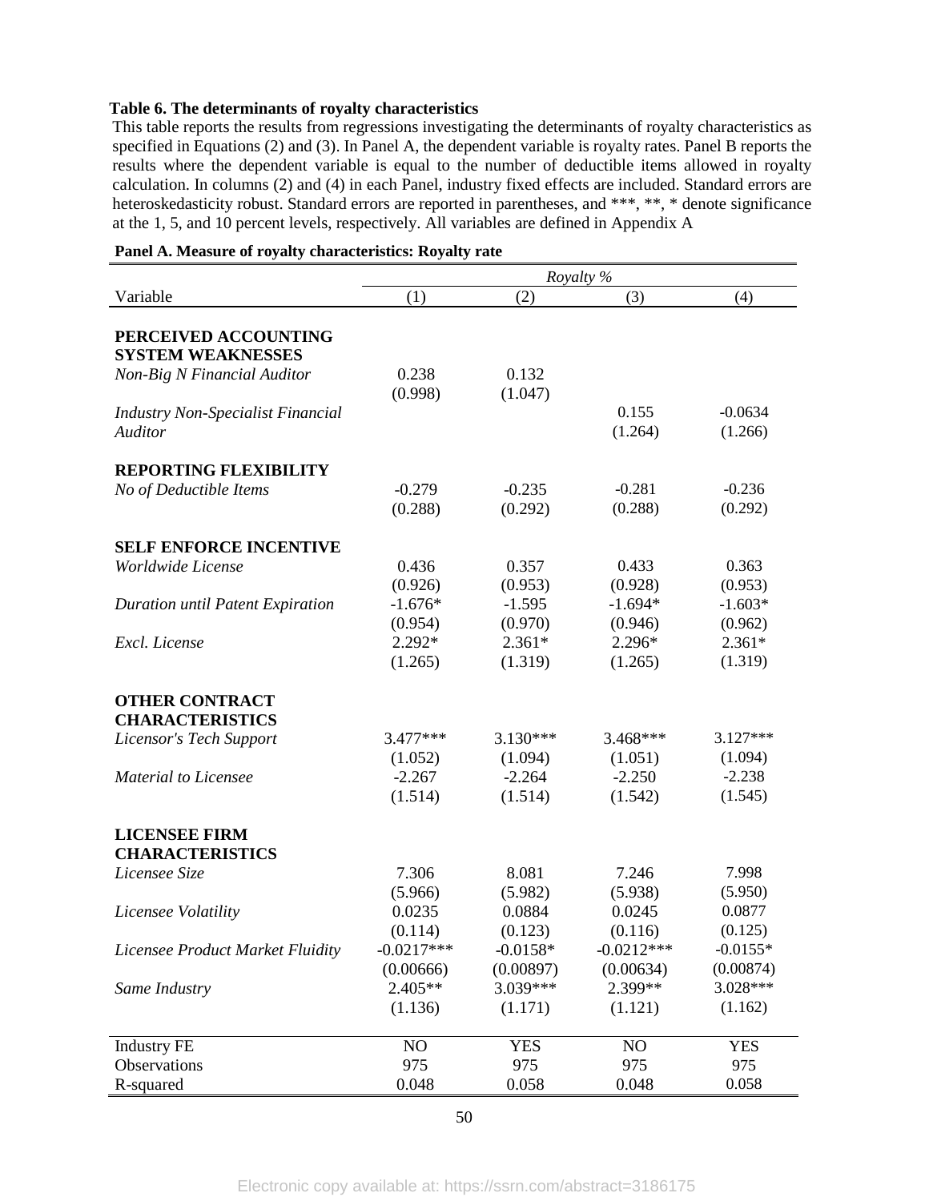**Table 6. The determinants of royalty characteristics**

This table reports the results from regressions investigating the determinants of royalty characteristics as specified in Equations (2) and (3). In Panel A, the dependent variable is royalty rates. Panel B reports the results where the dependent variable is equal to the number of deductible items allowed in royalty calculation. In columns (2) and (4) in each Panel, industry fixed effects are included. Standard errors are heteroskedasticity robust. Standard errors are reported in parentheses, and ***, **, * denote significance at the 1, 5, and 10 percent levels, respectively. All variables are defined in Appendix A

**Panel A. Measure of royalty characteristics: Royalty rate**

| | *Royalty %* | | | |
|---|---|---|---|---|
| Variable | (1) | (2) | (3) | (4) |
| **PERCEIVED ACCOUNTING SYSTEM WEAKNESSES** | | | | |
| *Non-Big N Financial Auditor* | 0.238 | 0.132 | | |
| | (0.998) | (1.047) | | |
| *Industry Non-Specialist Financial Auditor* | | | 0.155 | -0.0634 |
| | | | (1.264) | (1.266) |
| **REPORTING FLEXIBILITY** | | | | |
| *No of Deductible Items* | -0.279 | -0.235 | -0.281 | -0.236 |
| | (0.288) | (0.292) | (0.288) | (0.292) |
| **SELF ENFORCE INCENTIVE** | | | | |
| *Worldwide License* | 0.436 | 0.357 | 0.433 | 0.363 |
| | (0.926) | (0.953) | (0.928) | (0.953) |
| *Duration until Patent Expiration* | -1.676* | -1.595 | -1.694* | -1.603* |
| | (0.954) | (0.970) | (0.946) | (0.962) |
| *Excl. License* | 2.292* | 2.361* | 2.296* | 2.361* |
| | (1.265) | (1.319) | (1.265) | (1.319) |
| **OTHER CONTRACT CHARACTERISTICS** | | | | |
| *Licensor's Tech Support* | 3.477*** | 3.130*** | 3.468*** | 3.127*** |
| | (1.052) | (1.094) | (1.051) | (1.094) |
| *Material to Licensee* | -2.267 | -2.264 | -2.250 | -2.238 |
| | (1.514) | (1.514) | (1.542) | (1.545) |
| **LICENSEE FIRM CHARACTERISTICS** | | | | |
| *Licensee Size* | 7.306 | 8.081 | 7.246 | 7.998 |
| | (5.966) | (5.982) | (5.938) | (5.950) |
| *Licensee Volatility* | 0.0235 | 0.0884 | 0.0245 | 0.0877 |
| | (0.114) | (0.123) | (0.116) | (0.125) |
| *Licensee Product Market Fluidity* | -0.0217*** | -0.0158* | -0.0212*** | -0.0155* |
| | (0.00666) | (0.00897) | (0.00634) | (0.00874) |
| *Same Industry* | 2.405** | 3.039*** | 2.399** | 3.028*** |
| | (1.136) | (1.171) | (1.121) | (1.162) |
| Industry FE | NO | YES | NO | YES |
| Observations | 975 | 975 | 975 | 975 |
| R-squared | 0.048 | 0.058 | 0.048 | 0.058 |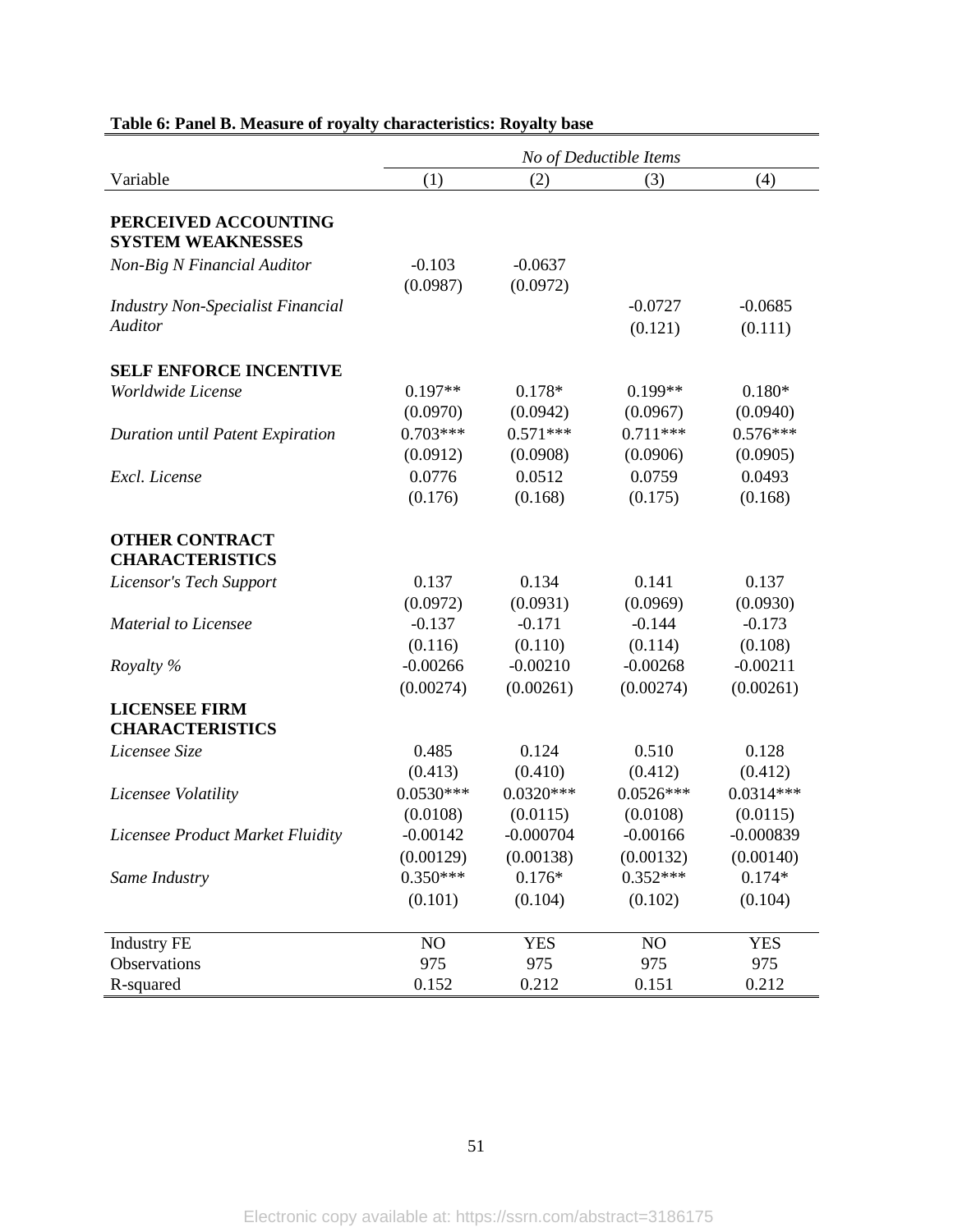**Table 6: Panel B. Measure of royalty characteristics: Royalty base**

| | *No of Deductible Items* | | | |
|---|---|---|---|---|
| Variable | (1) | (2) | (3) | (4) |
| **PERCEIVED ACCOUNTING SYSTEM WEAKNESSES** | | | | |
| *Non-Big N Financial Auditor* | -0.103 | -0.0637 | | |
| | (0.0987) | (0.0972) | | |
| *Industry Non-Specialist Financial Auditor* | | | -0.0727 | -0.0685 |
| | | | (0.121) | (0.111) |
| **SELF ENFORCE INCENTIVE** | | | | |
| *Worldwide License* | 0.197** | 0.178* | 0.199** | 0.180* |
| | (0.0970) | (0.0942) | (0.0967) | (0.0940) |
| *Duration until Patent Expiration* | 0.703*** | 0.571*** | 0.711*** | 0.576*** |
| | (0.0912) | (0.0908) | (0.0906) | (0.0905) |
| *Excl. License* | 0.0776 | 0.0512 | 0.0759 | 0.0493 |
| | (0.176) | (0.168) | (0.175) | (0.168) |
| **OTHER CONTRACT CHARACTERISTICS** | | | | |
| *Licensor's Tech Support* | 0.137 | 0.134 | 0.141 | 0.137 |
| | (0.0972) | (0.0931) | (0.0969) | (0.0930) |
| *Material to Licensee* | -0.137 | -0.171 | -0.144 | -0.173 |
| | (0.116) | (0.110) | (0.114) | (0.108) |
| *Royalty %* | -0.00266 | -0.00210 | -0.00268 | -0.00211 |
| | (0.00274) | (0.00261) | (0.00274) | (0.00261) |
| **LICENSEE FIRM CHARACTERISTICS** | | | | |
| *Licensee Size* | 0.485 | 0.124 | 0.510 | 0.128 |
| | (0.413) | (0.410) | (0.412) | (0.412) |
| *Licensee Volatility* | 0.0530*** | 0.0320*** | 0.0526*** | 0.0314*** |
| | (0.0108) | (0.0115) | (0.0108) | (0.0115) |
| *Licensee Product Market Fluidity* | -0.00142 | -0.000704 | -0.00166 | -0.000839 |
| | (0.00129) | (0.00138) | (0.00132) | (0.00140) |
| *Same Industry* | 0.350*** | 0.176* | 0.352*** | 0.174* |
| | (0.101) | (0.104) | (0.102) | (0.104) |
| Industry FE | NO | YES | NO | YES |
| Observations | 975 | 975 | 975 | 975 |
| R-squared | 0.152 | 0.212 | 0.151 | 0.212 |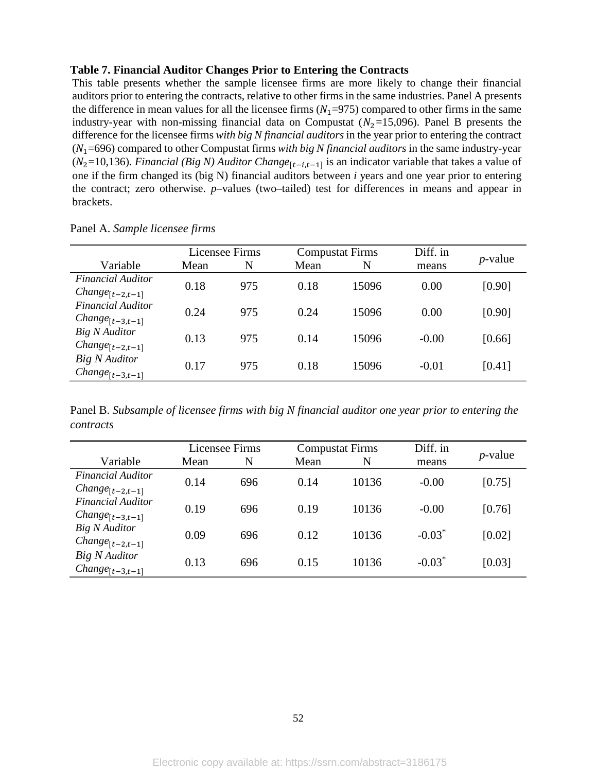**Table 7. Financial Auditor Changes Prior to Entering the Contracts**

This table presents whether the sample licensee firms are more likely to change their financial auditors prior to entering the contracts, relative to other firms in the same industries. Panel A presents the difference in mean values for all the licensee firms ($N_1$=975) compared to other firms in the same industry-year with non-missing financial data on Compustat ($N_2$=15,096). Panel B presents the difference for the licensee firms *with big N financial auditors* in the year prior to entering the contract ($N_1$=696) compared to other Compustat firms *with big N financial auditors* in the same industry-year ($N_2$=10,136). *Financial (Big N) Auditor Change*$_{[t-i,t-1]}$ is an indicator variable that takes a value of one if the firm changed its (big N) financial auditors between *i* years and one year prior to entering the contract; zero otherwise. *p*–values (two–tailed) test for differences in means and appear in brackets.

Panel A. *Sample licensee firms*

| Variable | Licensee Firms Mean | Licensee Firms N | Compustat Firms Mean | Compustat Firms N | Diff. in means | *p*-value |
|---|---|---|---|---|---|---|
| *Financial Auditor Change*$_{[t-2,t-1]}$ | 0.18 | 975 | 0.18 | 15096 | 0.00 | [0.90] |
| *Financial Auditor Change*$_{[t-3,t-1]}$ | 0.24 | 975 | 0.24 | 15096 | 0.00 | [0.90] |
| *Big N Auditor Change*$_{[t-2,t-1]}$ | 0.13 | 975 | 0.14 | 15096 | -0.00 | [0.66] |
| *Big N Auditor Change*$_{[t-3,t-1]}$ | 0.17 | 975 | 0.18 | 15096 | -0.01 | [0.41] |

Panel B. *Subsample of licensee firms with big N financial auditor one year prior to entering the contracts*

| Variable | Licensee Firms Mean | Licensee Firms N | Compustat Firms Mean | Compustat Firms N | Diff. in means | *p*-value |
|---|---|---|---|---|---|---|
| *Financial Auditor Change*$_{[t-2,t-1]}$ | 0.14 | 696 | 0.14 | 10136 | -0.00 | [0.75] |
| *Financial Auditor Change*$_{[t-3,t-1]}$ | 0.19 | 696 | 0.19 | 10136 | -0.00 | [0.76] |
| *Big N Auditor Change*$_{[t-2,t-1]}$ | 0.09 | 696 | 0.12 | 10136 | -0.03* | [0.02] |
| *Big N Auditor Change*$_{[t-3,t-1]}$ | 0.13 | 696 | 0.15 | 10136 | -0.03* | [0.03] |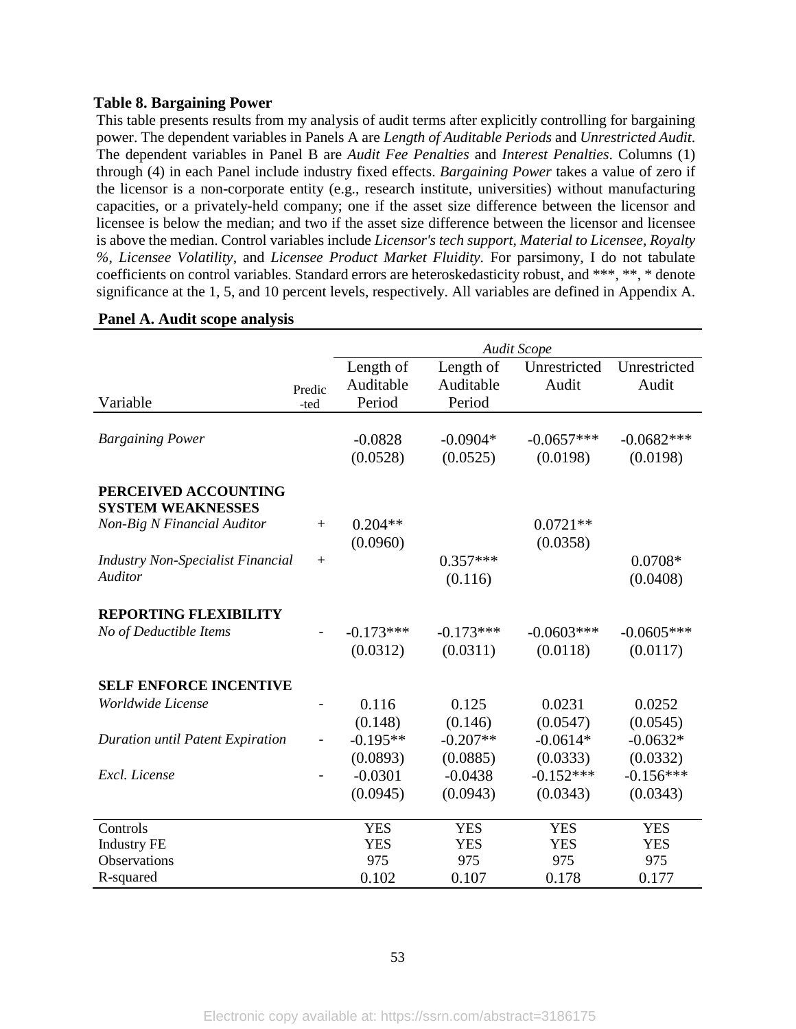**Table 8. Bargaining Power**

This table presents results from my analysis of audit terms after explicitly controlling for bargaining power. The dependent variables in Panels A are *Length of Auditable Periods* and *Unrestricted Audit*. The dependent variables in Panel B are *Audit Fee Penalties* and *Interest Penalties*. Columns (1) through (4) in each Panel include industry fixed effects. *Bargaining Power* takes a value of zero if the licensor is a non-corporate entity (e.g., research institute, universities) without manufacturing capacities, or a privately-held company; one if the asset size difference between the licensor and licensee is below the median; and two if the asset size difference between the licensor and licensee is above the median. Control variables include *Licensor's tech support*, *Material to Licensee*, *Royalty %*, *Licensee Volatility*, and *Licensee Product Market Fluidity*. For parsimony, I do not tabulate coefficients on control variables. Standard errors are heteroskedasticity robust, and ***, **, * denote significance at the 1, 5, and 10 percent levels, respectively. All variables are defined in Appendix A.

**Panel A. Audit scope analysis**

| | | *Audit Scope* | | | |
|---|---|---|---|---|---|
| Variable | Predic-ted | Length of Auditable Period | Length of Auditable Period | Unrestricted Audit | Unrestricted Audit |
| *Bargaining Power* | | -0.0828 | -0.0904* | -0.0657*** | -0.0682*** |
| | | (0.0528) | (0.0525) | (0.0198) | (0.0198) |
| **PERCEIVED ACCOUNTING SYSTEM WEAKNESSES** | | | | | |
| *Non-Big N Financial Auditor* | + | 0.204** | | 0.0721** | |
| | | (0.0960) | | (0.0358) | |
| *Industry Non-Specialist Financial Auditor* | + | | 0.357*** | | 0.0708* |
| | | | (0.116) | | (0.0408) |
| **REPORTING FLEXIBILITY** | | | | | |
| *No of Deductible Items* | - | -0.173*** | -0.173*** | -0.0603*** | -0.0605*** |
| | | (0.0312) | (0.0311) | (0.0118) | (0.0117) |
| **SELF ENFORCE INCENTIVE** | | | | | |
| *Worldwide License* | - | 0.116 | 0.125 | 0.0231 | 0.0252 |
| | | (0.148) | (0.146) | (0.0547) | (0.0545) |
| *Duration until Patent Expiration* | - | -0.195** | -0.207** | -0.0614* | -0.0632* |
| | | (0.0893) | (0.0885) | (0.0333) | (0.0332) |
| *Excl. License* | - | -0.0301 | -0.0438 | -0.152*** | -0.156*** |
| | | (0.0945) | (0.0943) | (0.0343) | (0.0343) |
| Controls | | YES | YES | YES | YES |
| Industry FE | | YES | YES | YES | YES |
| Observations | | 975 | 975 | 975 | 975 |
| R-squared | | 0.102 | 0.107 | 0.178 | 0.177 |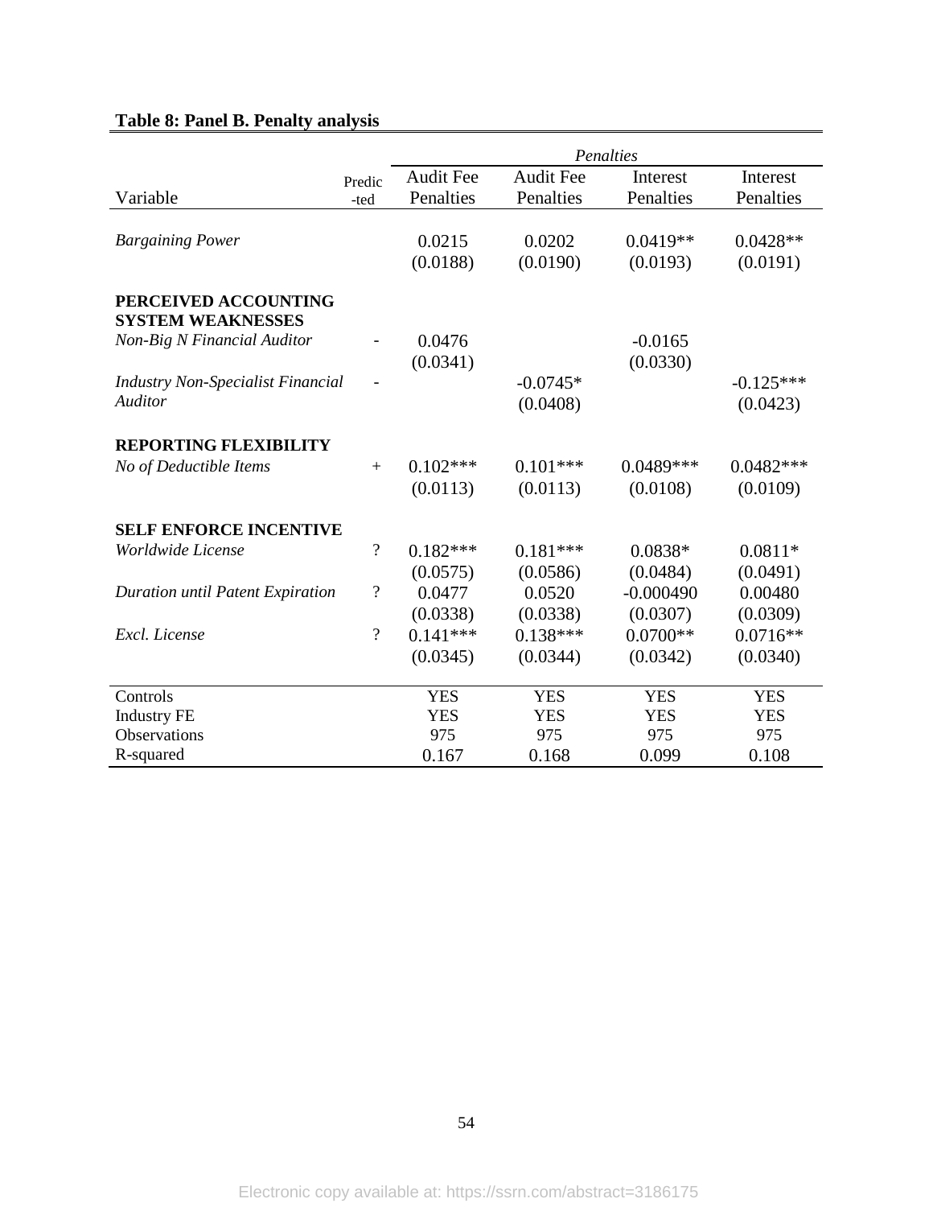**Table 8: Panel B. Penalty analysis**

| | | *Penalties* | | | |
|---|---|---|---|---|---|
| Variable | Predic-ted | Audit Fee Penalties | Audit Fee Penalties | Interest Penalties | Interest Penalties |
| *Bargaining Power* | | 0.0215 | 0.0202 | 0.0419** | 0.0428** |
| | | (0.0188) | (0.0190) | (0.0193) | (0.0191) |
| **PERCEIVED ACCOUNTING SYSTEM WEAKNESSES** | | | | | |
| *Non-Big N Financial Auditor* | - | 0.0476 | | -0.0165 | |
| | | (0.0341) | | (0.0330) | |
| *Industry Non-Specialist Financial Auditor* | - | | -0.0745* | | -0.125*** |
| | | | (0.0408) | | (0.0423) |
| **REPORTING FLEXIBILITY** | | | | | |
| *No of Deductible Items* | + | 0.102*** | 0.101*** | 0.0489*** | 0.0482*** |
| | | (0.0113) | (0.0113) | (0.0108) | (0.0109) |
| **SELF ENFORCE INCENTIVE** | | | | | |
| *Worldwide License* | ? | 0.182*** | 0.181*** | 0.0838* | 0.0811* |
| | | (0.0575) | (0.0586) | (0.0484) | (0.0491) |
| *Duration until Patent Expiration* | ? | 0.0477 | 0.0520 | -0.000490 | 0.00480 |
| | | (0.0338) | (0.0338) | (0.0307) | (0.0309) |
| *Excl. License* | ? | 0.141*** | 0.138*** | 0.0700** | 0.0716** |
| | | (0.0345) | (0.0344) | (0.0342) | (0.0340) |
| Controls | | YES | YES | YES | YES |
| Industry FE | | YES | YES | YES | YES |
| Observations | | 975 | 975 | 975 | 975 |
| R-squared | | 0.167 | 0.168 | 0.099 | 0.108 |